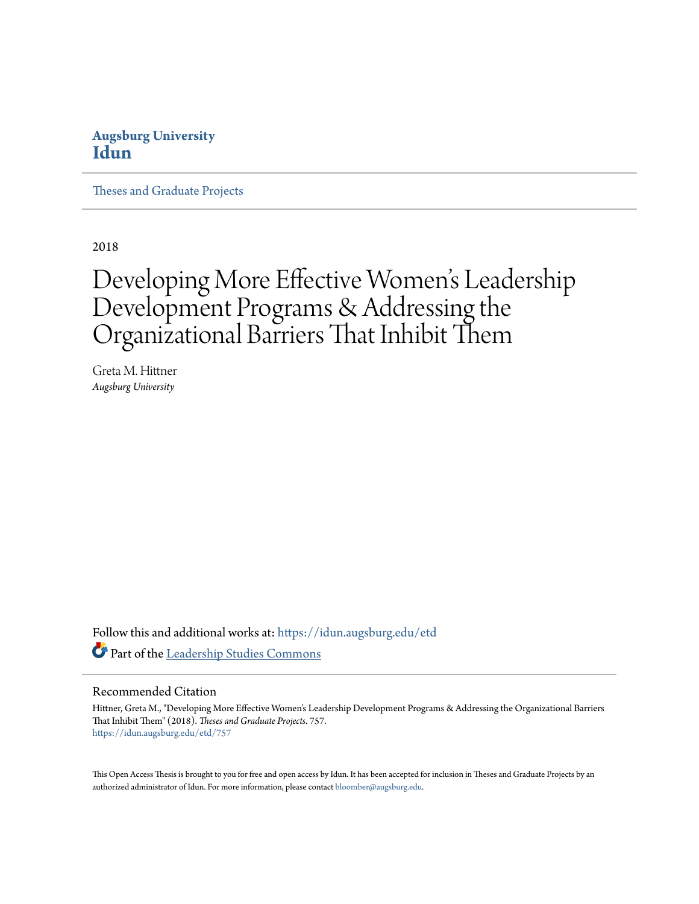**Augsburg University**
**Idun**

Theses and Graduate Projects

2018

# Developing More Effective Women's Leadership Development Programs & Addressing the Organizational Barriers That Inhibit Them

Greta M. Hittner
*Augsburg University*

Follow this and additional works at: https://idun.augsburg.edu/etd

Part of the Leadership Studies Commons

## Recommended Citation

Hittner, Greta M., "Developing More Effective Women's Leadership Development Programs & Addressing the Organizational Barriers That Inhibit Them" (2018). *Theses and Graduate Projects*. 757.
https://idun.augsburg.edu/etd/757

This Open Access Thesis is brought to you for free and open access by Idun. It has been accepted for inclusion in Theses and Graduate Projects by an authorized administrator of Idun. For more information, please contact bloomber@augsburg.edu.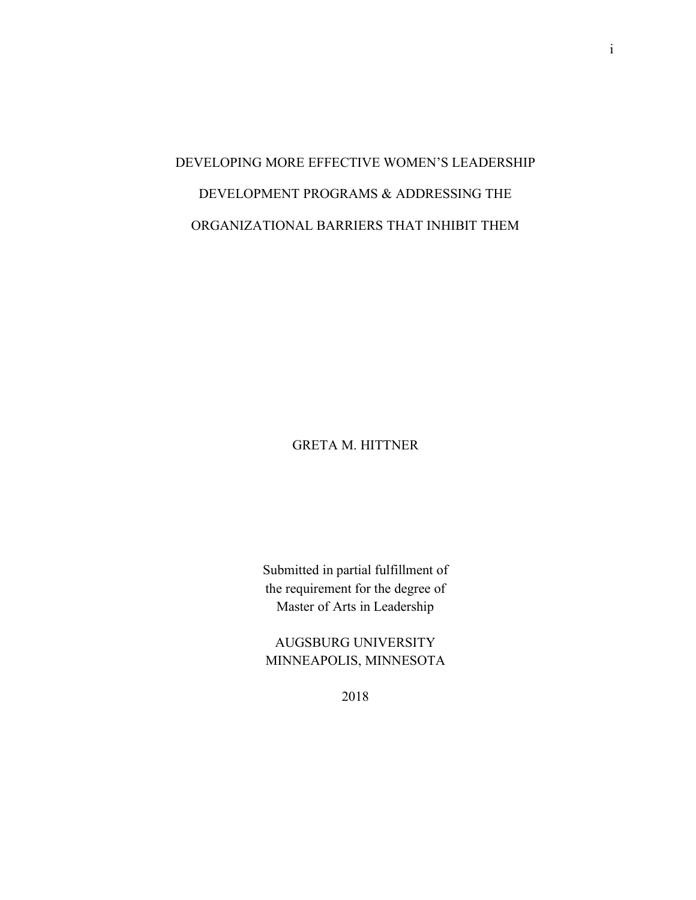# DEVELOPING MORE EFFECTIVE WOMEN'S LEADERSHIP DEVELOPMENT PROGRAMS & ADDRESSING THE ORGANIZATIONAL BARRIERS THAT INHIBIT THEM

GRETA M. HITTNER

Submitted in partial fulfillment of
the requirement for the degree of
Master of Arts in Leadership

AUGSBURG UNIVERSITY
MINNEAPOLIS, MINNESOTA

2018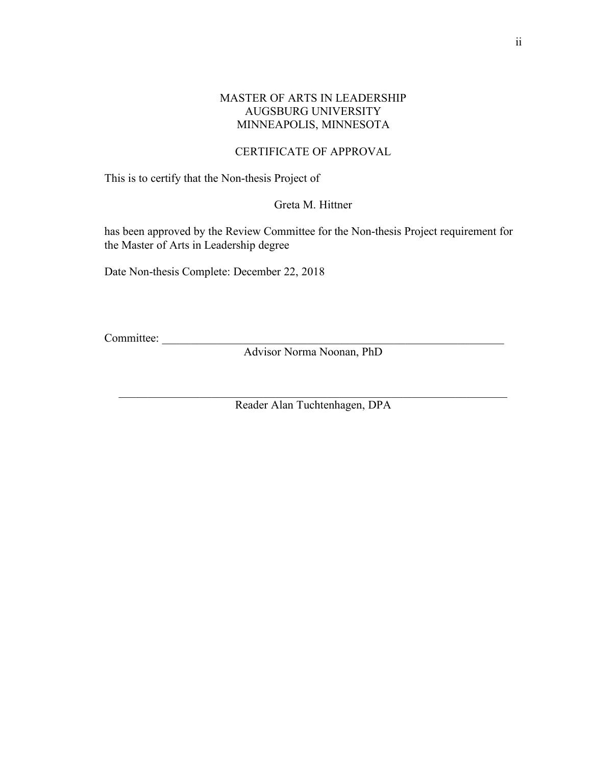MASTER OF ARTS IN LEADERSHIP
AUGSBURG UNIVERSITY
MINNEAPOLIS, MINNESOTA

CERTIFICATE OF APPROVAL

This is to certify that the Non-thesis Project of

Greta M. Hittner

has been approved by the Review Committee for the Non-thesis Project requirement for the Master of Arts in Leadership degree

Date Non-thesis Complete: December 22, 2018

Committee: ________________________________________________
Advisor Norma Noonan, PhD

________________________________________________
Reader Alan Tuchtenhagen, DPA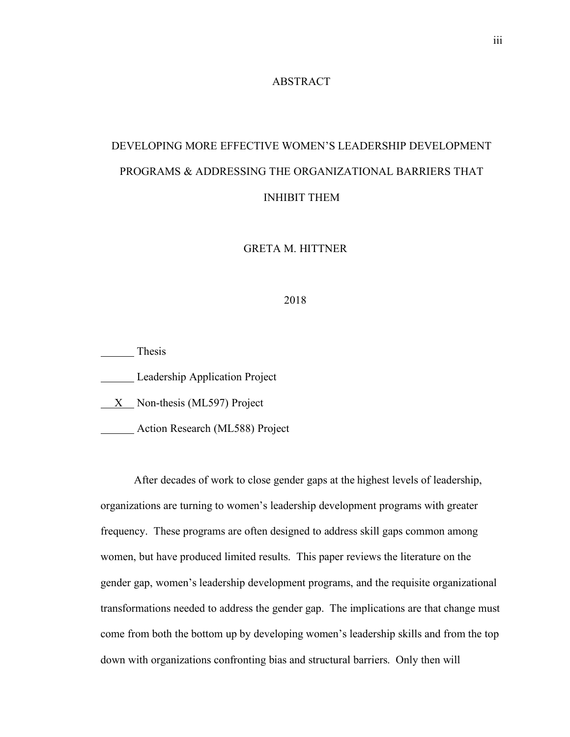# ABSTRACT

## DEVELOPING MORE EFFECTIVE WOMEN'S LEADERSHIP DEVELOPMENT PROGRAMS & ADDRESSING THE ORGANIZATIONAL BARRIERS THAT INHIBIT THEM

GRETA M. HITTNER

2018

______ Thesis

______ Leadership Application Project

__X__ Non-thesis (ML597) Project

______ Action Research (ML588) Project

After decades of work to close gender gaps at the highest levels of leadership, organizations are turning to women's leadership development programs with greater frequency. These programs are often designed to address skill gaps common among women, but have produced limited results. This paper reviews the literature on the gender gap, women's leadership development programs, and the requisite organizational transformations needed to address the gender gap. The implications are that change must come from both the bottom up by developing women's leadership skills and from the top down with organizations confronting bias and structural barriers. Only then will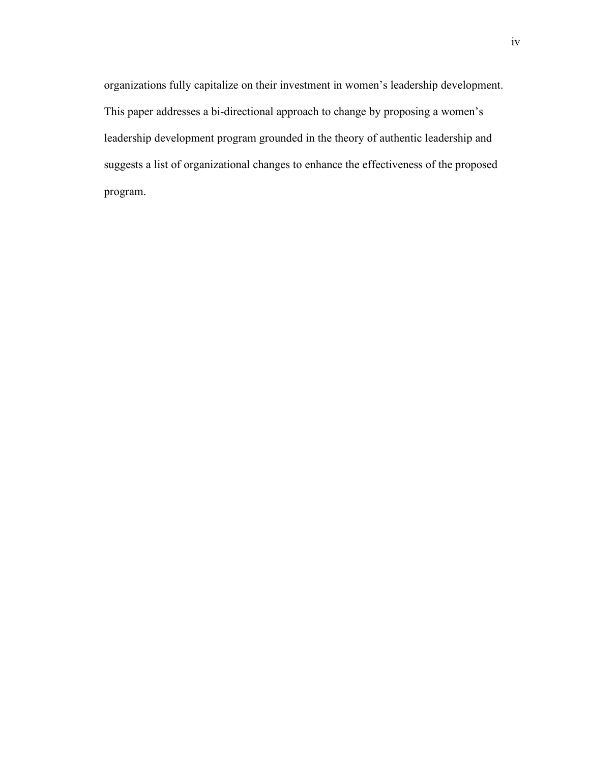organizations fully capitalize on their investment in women’s leadership development. This paper addresses a bi-directional approach to change by proposing a women’s leadership development program grounded in the theory of authentic leadership and suggests a list of organizational changes to enhance the effectiveness of the proposed program.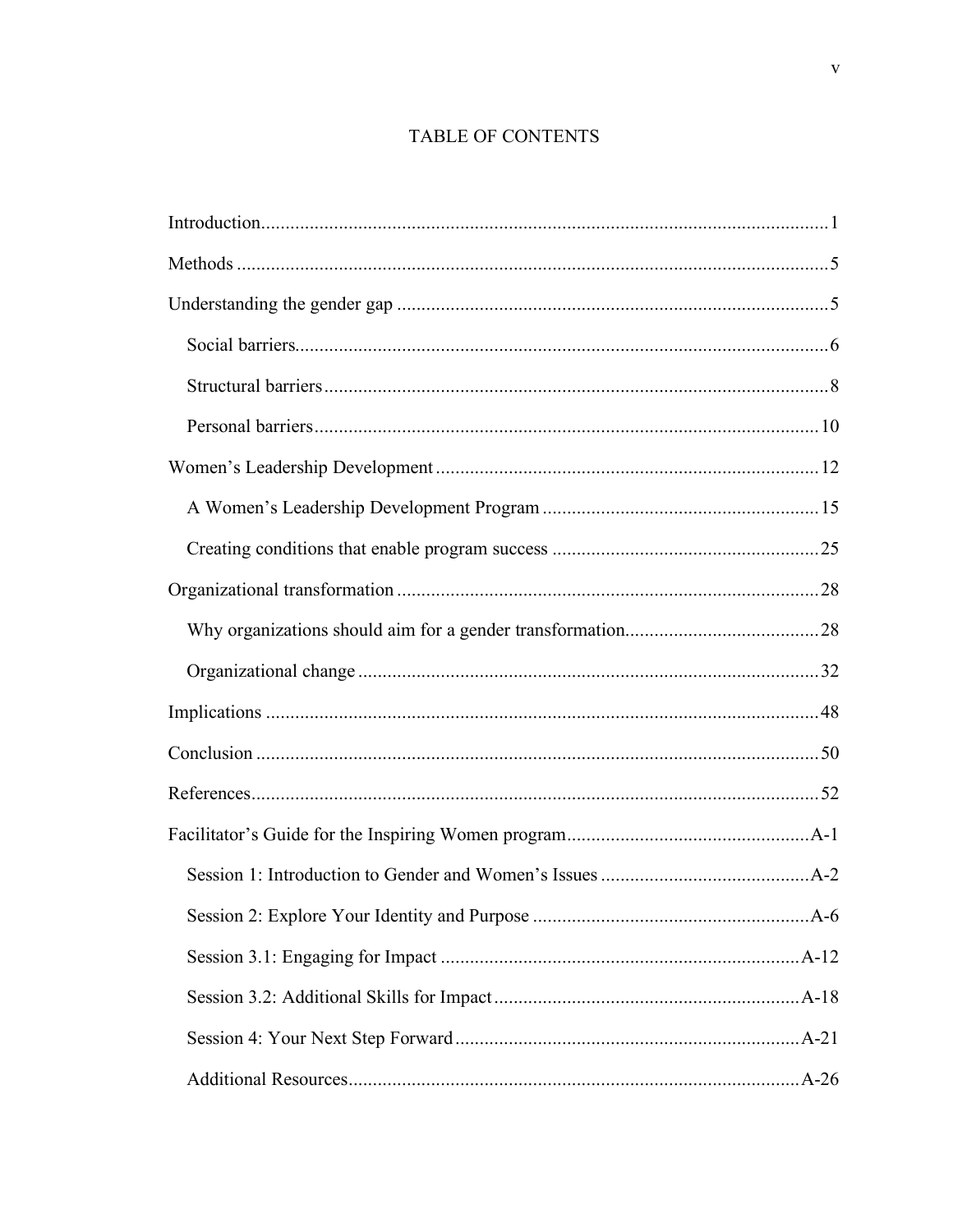# TABLE OF CONTENTS

Introduction .................................................................................................... 1

Methods ........................................................................................................ 5

Understanding the gender gap ...................................................................... 5

  Social barriers ............................................................................................ 6

  Structural barriers ....................................................................................... 8

  Personal barriers ....................................................................................... 10

Women's Leadership Development .............................................................. 12

  A Women's Leadership Development Program ........................................ 15

  Creating conditions that enable program success ...................................... 25

Organizational transformation ...................................................................... 28

  Why organizations should aim for a gender transformation ....................... 28

  Organizational change .............................................................................. 32

Implications ................................................................................................. 48

Conclusion ................................................................................................... 50

References .................................................................................................... 52

Facilitator's Guide for the Inspiring Women program .................................. A-1

  Session 1: Introduction to Gender and Women's Issues ........................... A-2

  Session 2: Explore Your Identity and Purpose ......................................... A-6

  Session 3.1: Engaging for Impact ........................................................... A-12

  Session 3.2: Additional Skills for Impact ................................................ A-18

  Session 4: Your Next Step Forward ....................................................... A-21

  Additional Resources ............................................................................. A-26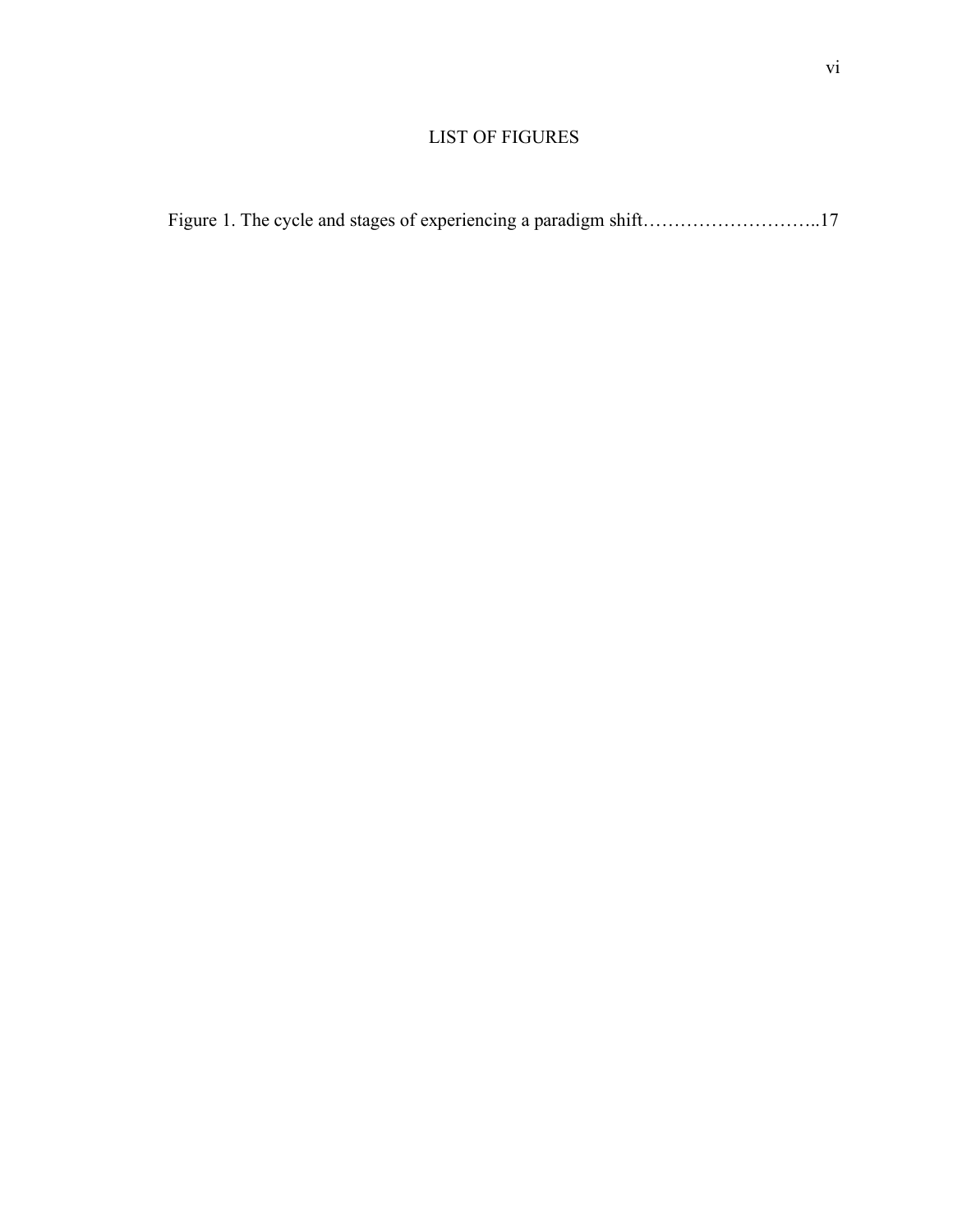# LIST OF FIGURES

Figure 1. The cycle and stages of experiencing a paradigm shift………………………..17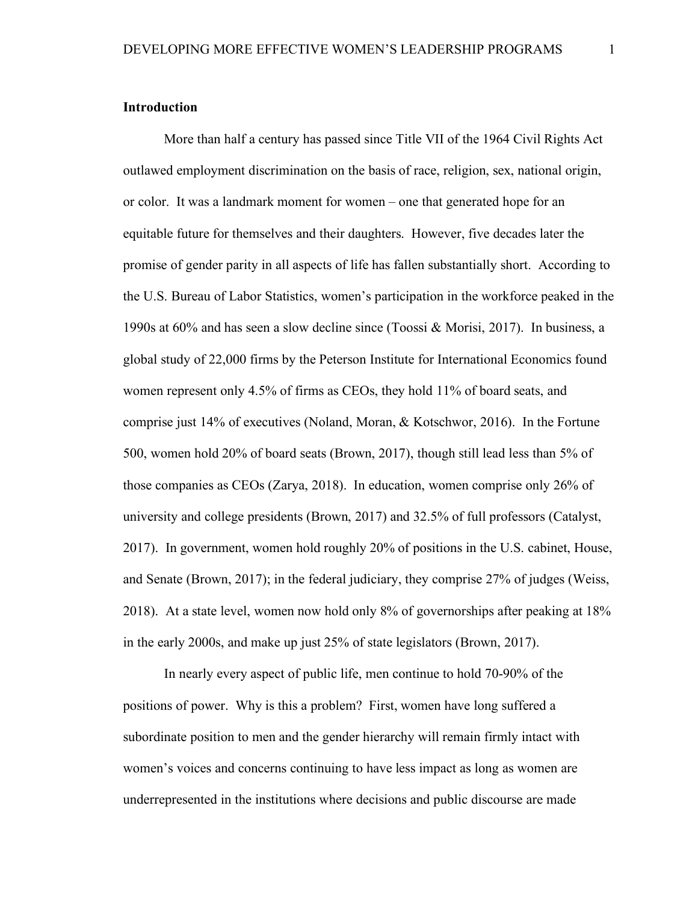**Introduction**

More than half a century has passed since Title VII of the 1964 Civil Rights Act outlawed employment discrimination on the basis of race, religion, sex, national origin, or color. It was a landmark moment for women – one that generated hope for an equitable future for themselves and their daughters. However, five decades later the promise of gender parity in all aspects of life has fallen substantially short. According to the U.S. Bureau of Labor Statistics, women's participation in the workforce peaked in the 1990s at 60% and has seen a slow decline since (Toossi & Morisi, 2017). In business, a global study of 22,000 firms by the Peterson Institute for International Economics found women represent only 4.5% of firms as CEOs, they hold 11% of board seats, and comprise just 14% of executives (Noland, Moran, & Kotschwor, 2016). In the Fortune 500, women hold 20% of board seats (Brown, 2017), though still lead less than 5% of those companies as CEOs (Zarya, 2018). In education, women comprise only 26% of university and college presidents (Brown, 2017) and 32.5% of full professors (Catalyst, 2017). In government, women hold roughly 20% of positions in the U.S. cabinet, House, and Senate (Brown, 2017); in the federal judiciary, they comprise 27% of judges (Weiss, 2018). At a state level, women now hold only 8% of governorships after peaking at 18% in the early 2000s, and make up just 25% of state legislators (Brown, 2017).

In nearly every aspect of public life, men continue to hold 70-90% of the positions of power. Why is this a problem? First, women have long suffered a subordinate position to men and the gender hierarchy will remain firmly intact with women's voices and concerns continuing to have less impact as long as women are underrepresented in the institutions where decisions and public discourse are made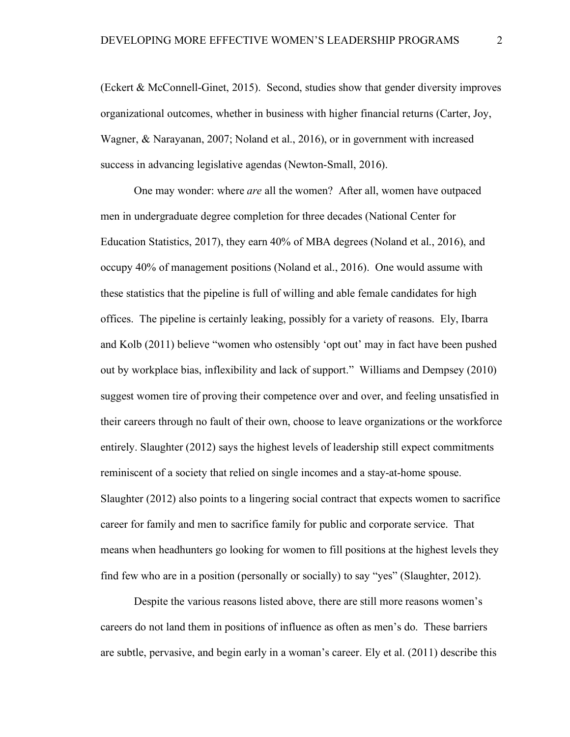(Eckert & McConnell-Ginet, 2015). Second, studies show that gender diversity improves organizational outcomes, whether in business with higher financial returns (Carter, Joy, Wagner, & Narayanan, 2007; Noland et al., 2016), or in government with increased success in advancing legislative agendas (Newton-Small, 2016).

One may wonder: where *are* all the women? After all, women have outpaced men in undergraduate degree completion for three decades (National Center for Education Statistics, 2017), they earn 40% of MBA degrees (Noland et al., 2016), and occupy 40% of management positions (Noland et al., 2016). One would assume with these statistics that the pipeline is full of willing and able female candidates for high offices. The pipeline is certainly leaking, possibly for a variety of reasons. Ely, Ibarra and Kolb (2011) believe "women who ostensibly 'opt out' may in fact have been pushed out by workplace bias, inflexibility and lack of support." Williams and Dempsey (2010) suggest women tire of proving their competence over and over, and feeling unsatisfied in their careers through no fault of their own, choose to leave organizations or the workforce entirely. Slaughter (2012) says the highest levels of leadership still expect commitments reminiscent of a society that relied on single incomes and a stay-at-home spouse. Slaughter (2012) also points to a lingering social contract that expects women to sacrifice career for family and men to sacrifice family for public and corporate service. That means when headhunters go looking for women to fill positions at the highest levels they find few who are in a position (personally or socially) to say "yes" (Slaughter, 2012).

Despite the various reasons listed above, there are still more reasons women's careers do not land them in positions of influence as often as men's do. These barriers are subtle, pervasive, and begin early in a woman's career. Ely et al. (2011) describe this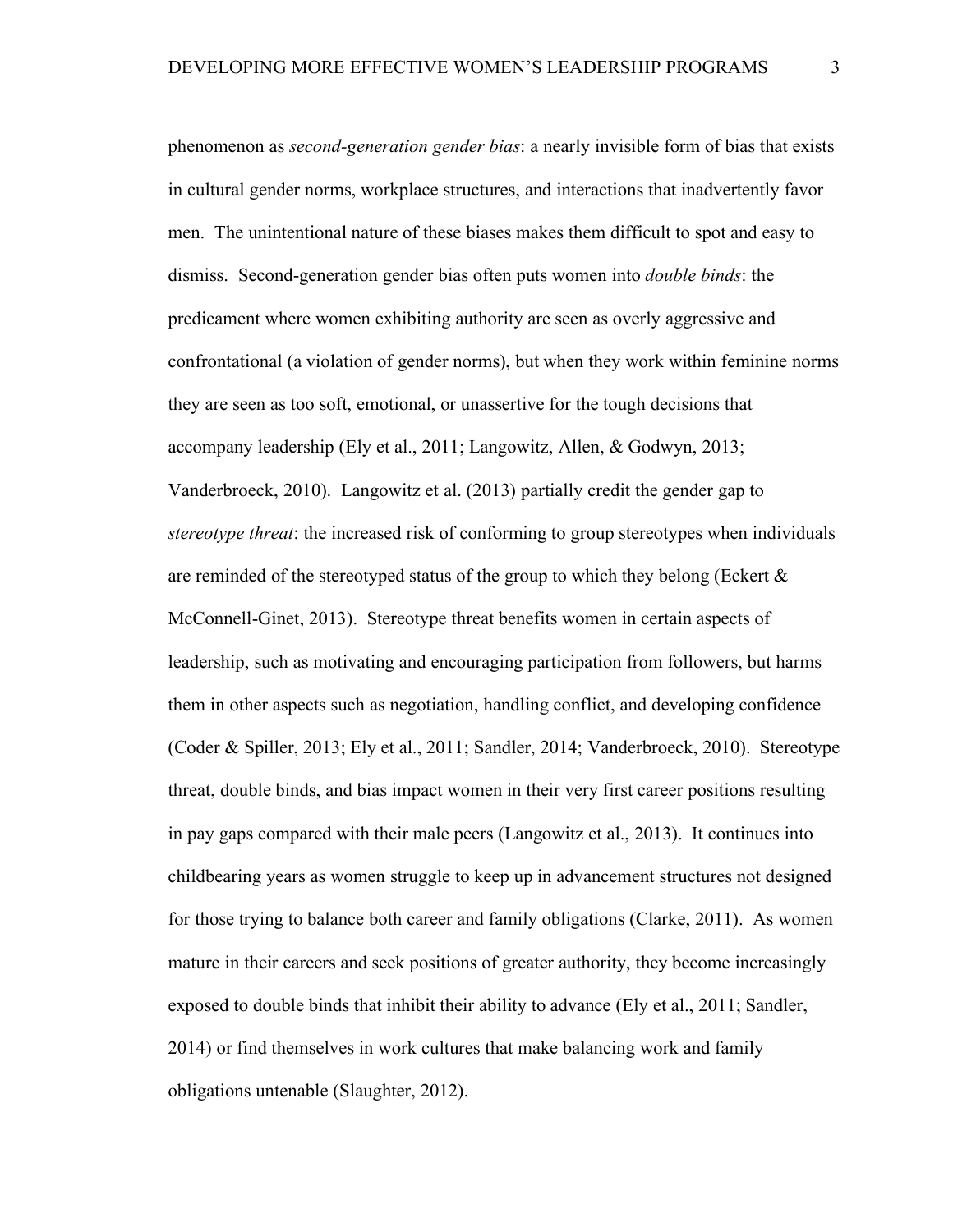phenomenon as *second-generation gender bias*: a nearly invisible form of bias that exists in cultural gender norms, workplace structures, and interactions that inadvertently favor men. The unintentional nature of these biases makes them difficult to spot and easy to dismiss. Second-generation gender bias often puts women into *double binds*: the predicament where women exhibiting authority are seen as overly aggressive and confrontational (a violation of gender norms), but when they work within feminine norms they are seen as too soft, emotional, or unassertive for the tough decisions that accompany leadership (Ely et al., 2011; Langowitz, Allen, & Godwyn, 2013; Vanderbroeck, 2010). Langowitz et al. (2013) partially credit the gender gap to *stereotype threat*: the increased risk of conforming to group stereotypes when individuals are reminded of the stereotyped status of the group to which they belong (Eckert & McConnell-Ginet, 2013). Stereotype threat benefits women in certain aspects of leadership, such as motivating and encouraging participation from followers, but harms them in other aspects such as negotiation, handling conflict, and developing confidence (Coder & Spiller, 2013; Ely et al., 2011; Sandler, 2014; Vanderbroeck, 2010). Stereotype threat, double binds, and bias impact women in their very first career positions resulting in pay gaps compared with their male peers (Langowitz et al., 2013). It continues into childbearing years as women struggle to keep up in advancement structures not designed for those trying to balance both career and family obligations (Clarke, 2011). As women mature in their careers and seek positions of greater authority, they become increasingly exposed to double binds that inhibit their ability to advance (Ely et al., 2011; Sandler, 2014) or find themselves in work cultures that make balancing work and family obligations untenable (Slaughter, 2012).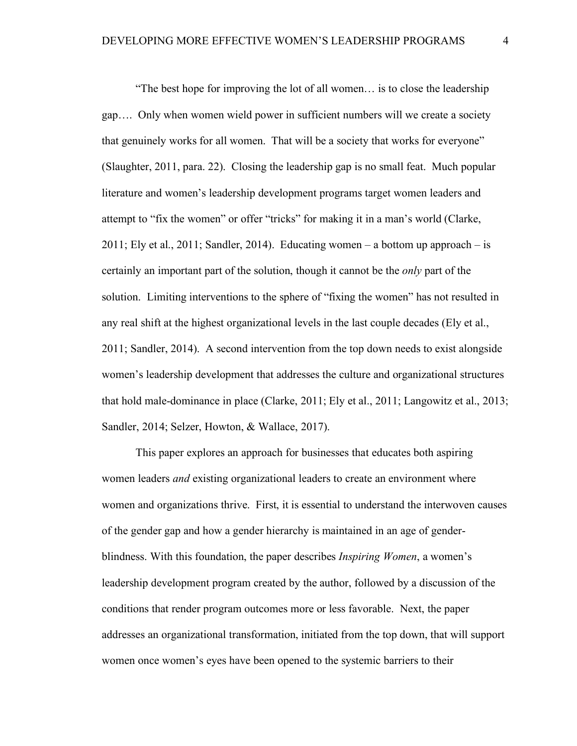"The best hope for improving the lot of all women… is to close the leadership gap…. Only when women wield power in sufficient numbers will we create a society that genuinely works for all women. That will be a society that works for everyone" (Slaughter, 2011, para. 22). Closing the leadership gap is no small feat. Much popular literature and women's leadership development programs target women leaders and attempt to "fix the women" or offer "tricks" for making it in a man's world (Clarke, 2011; Ely et al., 2011; Sandler, 2014). Educating women – a bottom up approach – is certainly an important part of the solution, though it cannot be the *only* part of the solution. Limiting interventions to the sphere of "fixing the women" has not resulted in any real shift at the highest organizational levels in the last couple decades (Ely et al., 2011; Sandler, 2014). A second intervention from the top down needs to exist alongside women's leadership development that addresses the culture and organizational structures that hold male-dominance in place (Clarke, 2011; Ely et al., 2011; Langowitz et al., 2013; Sandler, 2014; Selzer, Howton, & Wallace, 2017).

This paper explores an approach for businesses that educates both aspiring women leaders *and* existing organizational leaders to create an environment where women and organizations thrive. First, it is essential to understand the interwoven causes of the gender gap and how a gender hierarchy is maintained in an age of gender-blindness. With this foundation, the paper describes *Inspiring Women*, a women's leadership development program created by the author, followed by a discussion of the conditions that render program outcomes more or less favorable. Next, the paper addresses an organizational transformation, initiated from the top down, that will support women once women's eyes have been opened to the systemic barriers to their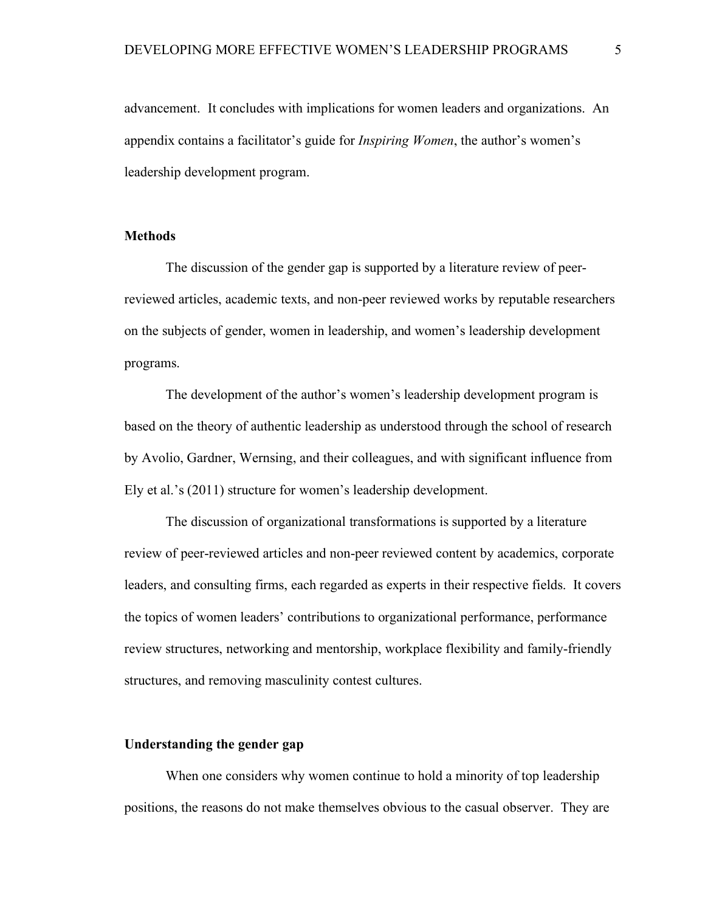advancement. It concludes with implications for women leaders and organizations. An appendix contains a facilitator's guide for *Inspiring Women*, the author's women's leadership development program.

## Methods

The discussion of the gender gap is supported by a literature review of peer-reviewed articles, academic texts, and non-peer reviewed works by reputable researchers on the subjects of gender, women in leadership, and women's leadership development programs.

The development of the author's women's leadership development program is based on the theory of authentic leadership as understood through the school of research by Avolio, Gardner, Wernsing, and their colleagues, and with significant influence from Ely et al.'s (2011) structure for women's leadership development.

The discussion of organizational transformations is supported by a literature review of peer-reviewed articles and non-peer reviewed content by academics, corporate leaders, and consulting firms, each regarded as experts in their respective fields. It covers the topics of women leaders' contributions to organizational performance, performance review structures, networking and mentorship, workplace flexibility and family-friendly structures, and removing masculinity contest cultures.

## Understanding the gender gap

When one considers why women continue to hold a minority of top leadership positions, the reasons do not make themselves obvious to the casual observer. They are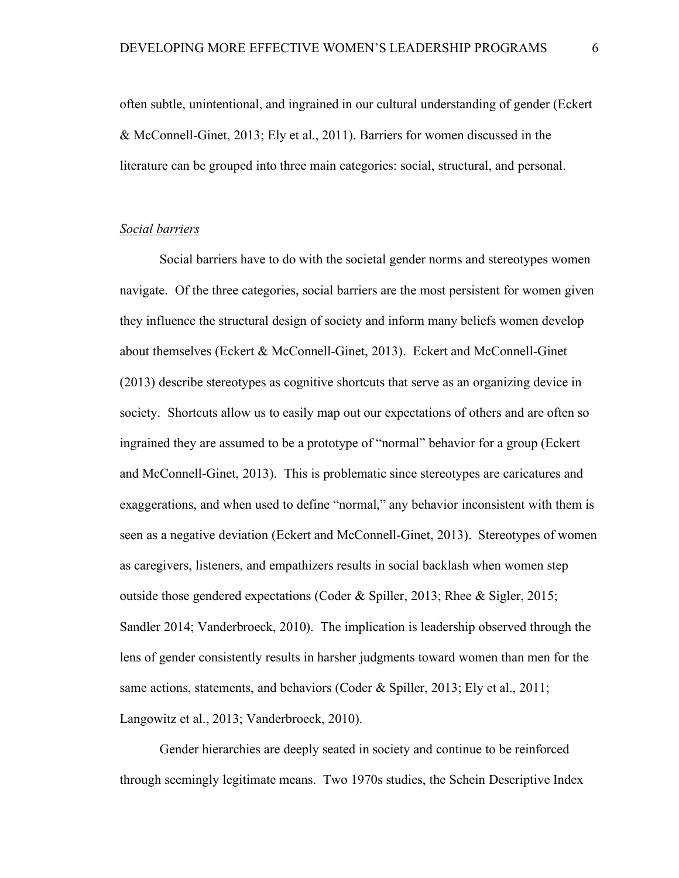often subtle, unintentional, and ingrained in our cultural understanding of gender (Eckert & McConnell-Ginet, 2013; Ely et al., 2011). Barriers for women discussed in the literature can be grouped into three main categories: social, structural, and personal.

*Social barriers*

Social barriers have to do with the societal gender norms and stereotypes women navigate. Of the three categories, social barriers are the most persistent for women given they influence the structural design of society and inform many beliefs women develop about themselves (Eckert & McConnell-Ginet, 2013). Eckert and McConnell-Ginet (2013) describe stereotypes as cognitive shortcuts that serve as an organizing device in society. Shortcuts allow us to easily map out our expectations of others and are often so ingrained they are assumed to be a prototype of "normal" behavior for a group (Eckert and McConnell-Ginet, 2013). This is problematic since stereotypes are caricatures and exaggerations, and when used to define "normal," any behavior inconsistent with them is seen as a negative deviation (Eckert and McConnell-Ginet, 2013). Stereotypes of women as caregivers, listeners, and empathizers results in social backlash when women step outside those gendered expectations (Coder & Spiller, 2013; Rhee & Sigler, 2015; Sandler 2014; Vanderbroeck, 2010). The implication is leadership observed through the lens of gender consistently results in harsher judgments toward women than men for the same actions, statements, and behaviors (Coder & Spiller, 2013; Ely et al., 2011; Langowitz et al., 2013; Vanderbroeck, 2010).

Gender hierarchies are deeply seated in society and continue to be reinforced through seemingly legitimate means. Two 1970s studies, the Schein Descriptive Index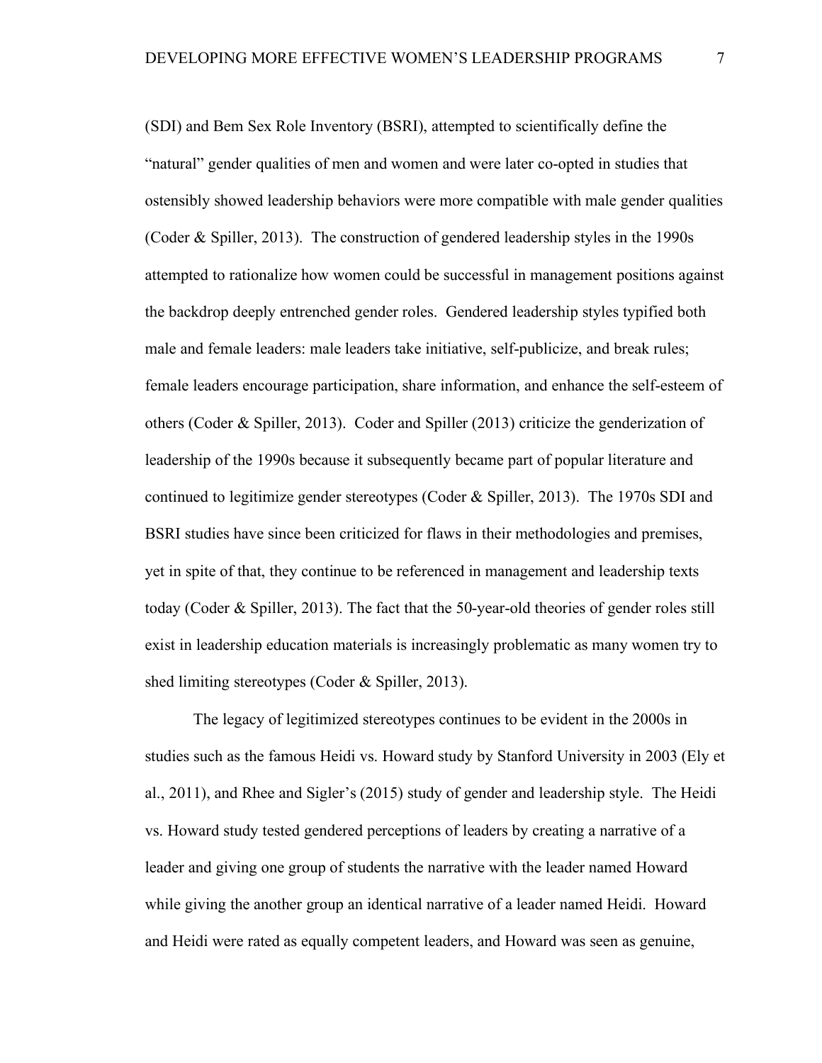(SDI) and Bem Sex Role Inventory (BSRI), attempted to scientifically define the "natural" gender qualities of men and women and were later co-opted in studies that ostensibly showed leadership behaviors were more compatible with male gender qualities (Coder & Spiller, 2013). The construction of gendered leadership styles in the 1990s attempted to rationalize how women could be successful in management positions against the backdrop deeply entrenched gender roles. Gendered leadership styles typified both male and female leaders: male leaders take initiative, self-publicize, and break rules; female leaders encourage participation, share information, and enhance the self-esteem of others (Coder & Spiller, 2013). Coder and Spiller (2013) criticize the genderization of leadership of the 1990s because it subsequently became part of popular literature and continued to legitimize gender stereotypes (Coder & Spiller, 2013). The 1970s SDI and BSRI studies have since been criticized for flaws in their methodologies and premises, yet in spite of that, they continue to be referenced in management and leadership texts today (Coder & Spiller, 2013). The fact that the 50-year-old theories of gender roles still exist in leadership education materials is increasingly problematic as many women try to shed limiting stereotypes (Coder & Spiller, 2013).

The legacy of legitimized stereotypes continues to be evident in the 2000s in studies such as the famous Heidi vs. Howard study by Stanford University in 2003 (Ely et al., 2011), and Rhee and Sigler's (2015) study of gender and leadership style. The Heidi vs. Howard study tested gendered perceptions of leaders by creating a narrative of a leader and giving one group of students the narrative with the leader named Howard while giving the another group an identical narrative of a leader named Heidi. Howard and Heidi were rated as equally competent leaders, and Howard was seen as genuine,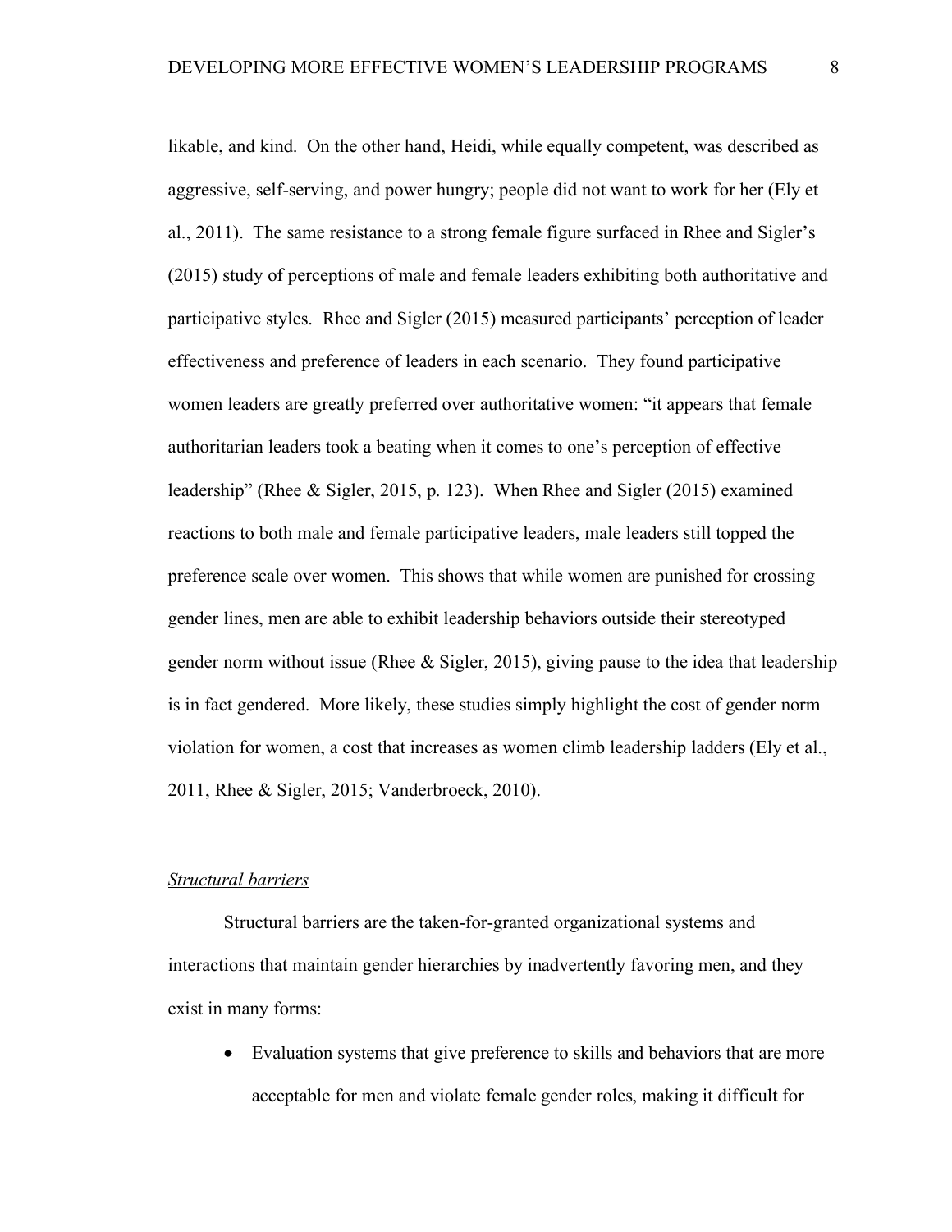likable, and kind. On the other hand, Heidi, while equally competent, was described as aggressive, self-serving, and power hungry; people did not want to work for her (Ely et al., 2011). The same resistance to a strong female figure surfaced in Rhee and Sigler's (2015) study of perceptions of male and female leaders exhibiting both authoritative and participative styles. Rhee and Sigler (2015) measured participants' perception of leader effectiveness and preference of leaders in each scenario. They found participative women leaders are greatly preferred over authoritative women: "it appears that female authoritarian leaders took a beating when it comes to one's perception of effective leadership" (Rhee & Sigler, 2015, p. 123). When Rhee and Sigler (2015) examined reactions to both male and female participative leaders, male leaders still topped the preference scale over women. This shows that while women are punished for crossing gender lines, men are able to exhibit leadership behaviors outside their stereotyped gender norm without issue (Rhee & Sigler, 2015), giving pause to the idea that leadership is in fact gendered. More likely, these studies simply highlight the cost of gender norm violation for women, a cost that increases as women climb leadership ladders (Ely et al., 2011, Rhee & Sigler, 2015; Vanderbroeck, 2010).

<u>Structural barriers</u>

Structural barriers are the taken-for-granted organizational systems and interactions that maintain gender hierarchies by inadvertently favoring men, and they exist in many forms:

- Evaluation systems that give preference to skills and behaviors that are more acceptable for men and violate female gender roles, making it difficult for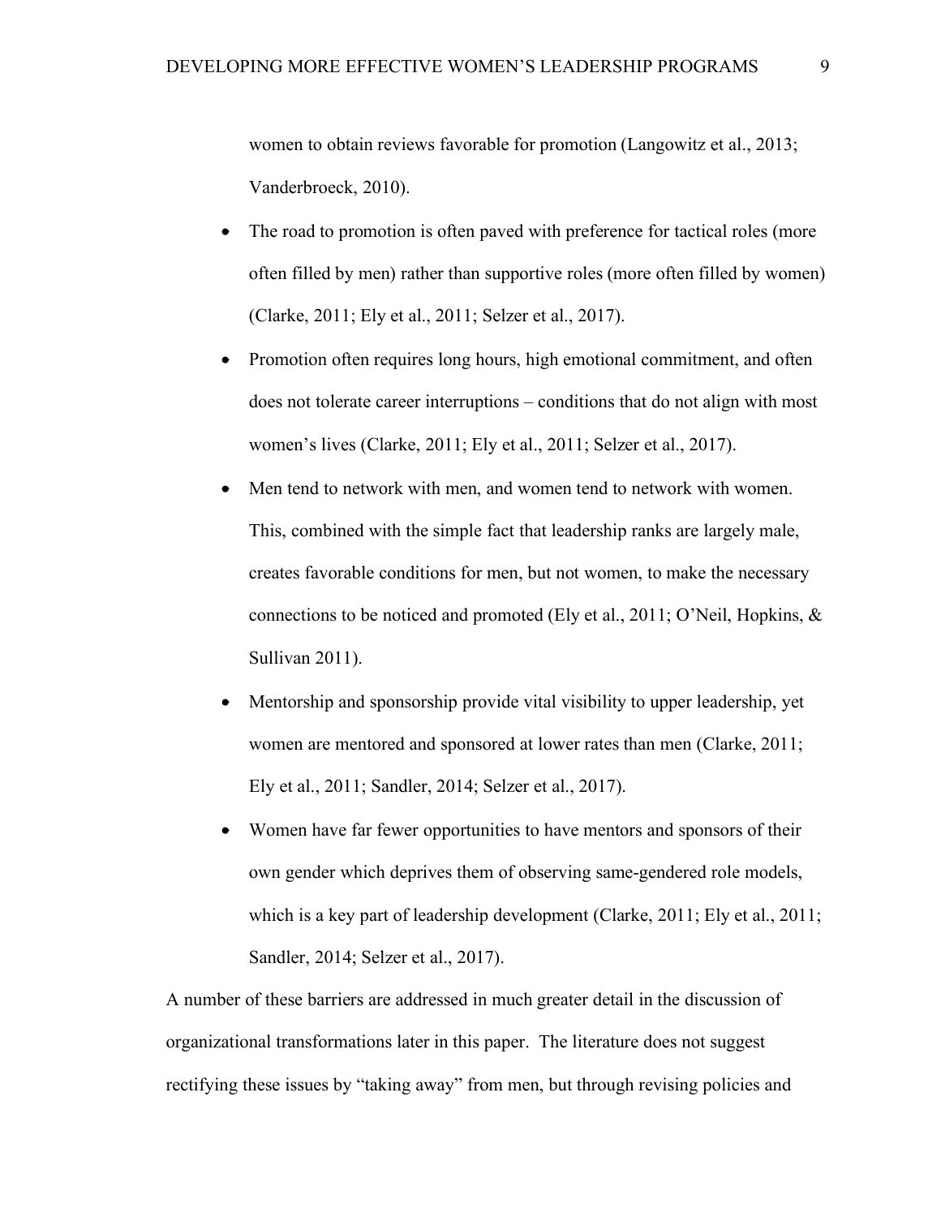women to obtain reviews favorable for promotion (Langowitz et al., 2013; Vanderbroeck, 2010).

- The road to promotion is often paved with preference for tactical roles (more often filled by men) rather than supportive roles (more often filled by women) (Clarke, 2011; Ely et al., 2011; Selzer et al., 2017).
- Promotion often requires long hours, high emotional commitment, and often does not tolerate career interruptions – conditions that do not align with most women's lives (Clarke, 2011; Ely et al., 2011; Selzer et al., 2017).
- Men tend to network with men, and women tend to network with women. This, combined with the simple fact that leadership ranks are largely male, creates favorable conditions for men, but not women, to make the necessary connections to be noticed and promoted (Ely et al., 2011; O'Neil, Hopkins, & Sullivan 2011).
- Mentorship and sponsorship provide vital visibility to upper leadership, yet women are mentored and sponsored at lower rates than men (Clarke, 2011; Ely et al., 2011; Sandler, 2014; Selzer et al., 2017).
- Women have far fewer opportunities to have mentors and sponsors of their own gender which deprives them of observing same-gendered role models, which is a key part of leadership development (Clarke, 2011; Ely et al., 2011; Sandler, 2014; Selzer et al., 2017).

A number of these barriers are addressed in much greater detail in the discussion of organizational transformations later in this paper. The literature does not suggest rectifying these issues by "taking away" from men, but through revising policies and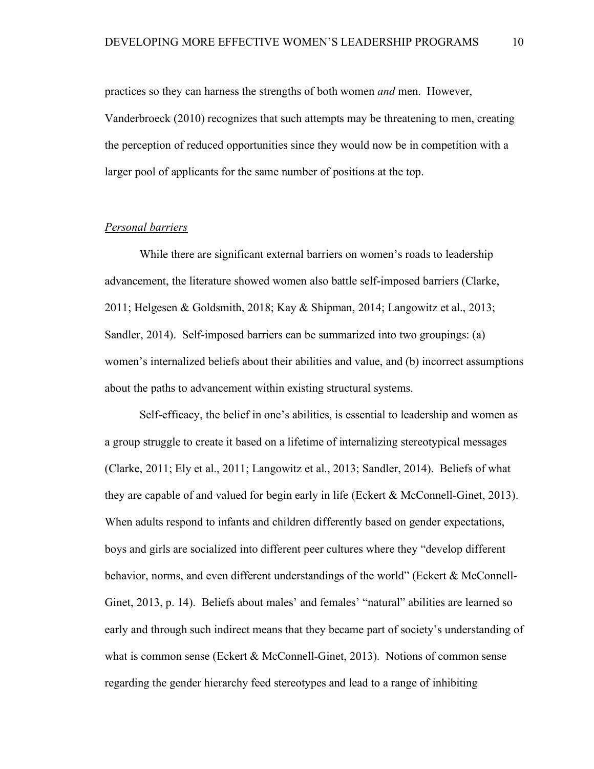practices so they can harness the strengths of both women *and* men. However, Vanderbroeck (2010) recognizes that such attempts may be threatening to men, creating the perception of reduced opportunities since they would now be in competition with a larger pool of applicants for the same number of positions at the top.

### *Personal barriers*

While there are significant external barriers on women's roads to leadership advancement, the literature showed women also battle self-imposed barriers (Clarke, 2011; Helgesen & Goldsmith, 2018; Kay & Shipman, 2014; Langowitz et al., 2013; Sandler, 2014). Self-imposed barriers can be summarized into two groupings: (a) women's internalized beliefs about their abilities and value, and (b) incorrect assumptions about the paths to advancement within existing structural systems.

Self-efficacy, the belief in one's abilities, is essential to leadership and women as a group struggle to create it based on a lifetime of internalizing stereotypical messages (Clarke, 2011; Ely et al., 2011; Langowitz et al., 2013; Sandler, 2014). Beliefs of what they are capable of and valued for begin early in life (Eckert & McConnell-Ginet, 2013). When adults respond to infants and children differently based on gender expectations, boys and girls are socialized into different peer cultures where they "develop different behavior, norms, and even different understandings of the world" (Eckert & McConnell-Ginet, 2013, p. 14). Beliefs about males' and females' "natural" abilities are learned so early and through such indirect means that they became part of society's understanding of what is common sense (Eckert & McConnell-Ginet, 2013). Notions of common sense regarding the gender hierarchy feed stereotypes and lead to a range of inhibiting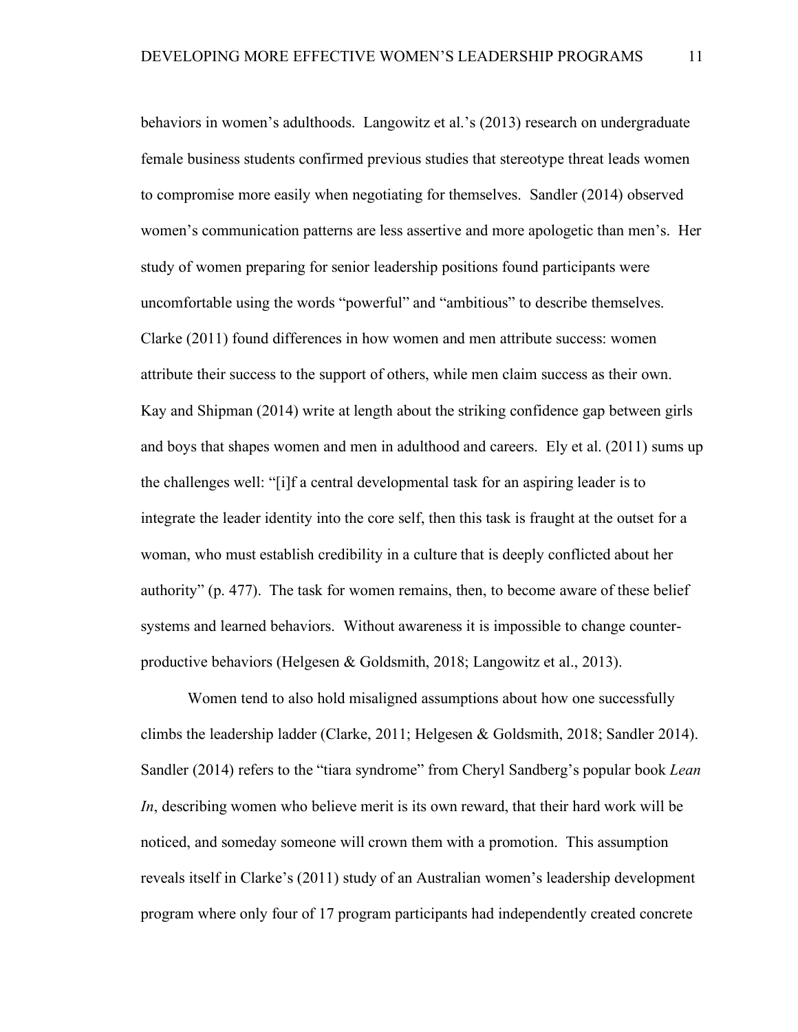behaviors in women's adulthoods. Langowitz et al.'s (2013) research on undergraduate female business students confirmed previous studies that stereotype threat leads women to compromise more easily when negotiating for themselves. Sandler (2014) observed women's communication patterns are less assertive and more apologetic than men's. Her study of women preparing for senior leadership positions found participants were uncomfortable using the words "powerful" and "ambitious" to describe themselves. Clarke (2011) found differences in how women and men attribute success: women attribute their success to the support of others, while men claim success as their own. Kay and Shipman (2014) write at length about the striking confidence gap between girls and boys that shapes women and men in adulthood and careers. Ely et al. (2011) sums up the challenges well: "[i]f a central developmental task for an aspiring leader is to integrate the leader identity into the core self, then this task is fraught at the outset for a woman, who must establish credibility in a culture that is deeply conflicted about her authority" (p. 477). The task for women remains, then, to become aware of these belief systems and learned behaviors. Without awareness it is impossible to change counter-productive behaviors (Helgesen & Goldsmith, 2018; Langowitz et al., 2013).

Women tend to also hold misaligned assumptions about how one successfully climbs the leadership ladder (Clarke, 2011; Helgesen & Goldsmith, 2018; Sandler 2014). Sandler (2014) refers to the "tiara syndrome" from Cheryl Sandberg's popular book *Lean In*, describing women who believe merit is its own reward, that their hard work will be noticed, and someday someone will crown them with a promotion. This assumption reveals itself in Clarke's (2011) study of an Australian women's leadership development program where only four of 17 program participants had independently created concrete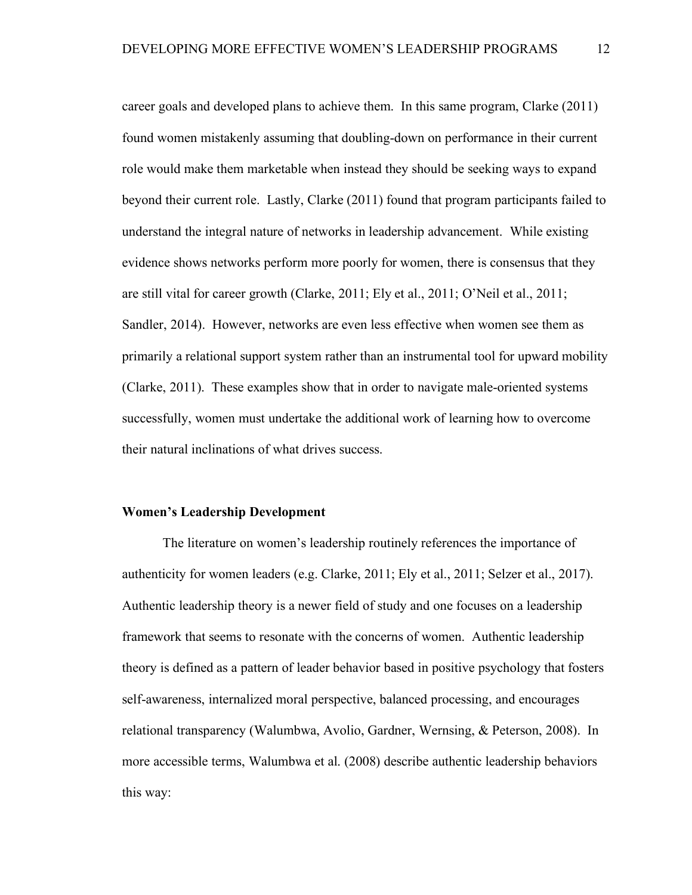career goals and developed plans to achieve them. In this same program, Clarke (2011) found women mistakenly assuming that doubling-down on performance in their current role would make them marketable when instead they should be seeking ways to expand beyond their current role. Lastly, Clarke (2011) found that program participants failed to understand the integral nature of networks in leadership advancement. While existing evidence shows networks perform more poorly for women, there is consensus that they are still vital for career growth (Clarke, 2011; Ely et al., 2011; O'Neil et al., 2011; Sandler, 2014). However, networks are even less effective when women see them as primarily a relational support system rather than an instrumental tool for upward mobility (Clarke, 2011). These examples show that in order to navigate male-oriented systems successfully, women must undertake the additional work of learning how to overcome their natural inclinations of what drives success.

## Women's Leadership Development

The literature on women's leadership routinely references the importance of authenticity for women leaders (e.g. Clarke, 2011; Ely et al., 2011; Selzer et al., 2017). Authentic leadership theory is a newer field of study and one focuses on a leadership framework that seems to resonate with the concerns of women. Authentic leadership theory is defined as a pattern of leader behavior based in positive psychology that fosters self-awareness, internalized moral perspective, balanced processing, and encourages relational transparency (Walumbwa, Avolio, Gardner, Wernsing, & Peterson, 2008). In more accessible terms, Walumbwa et al. (2008) describe authentic leadership behaviors this way: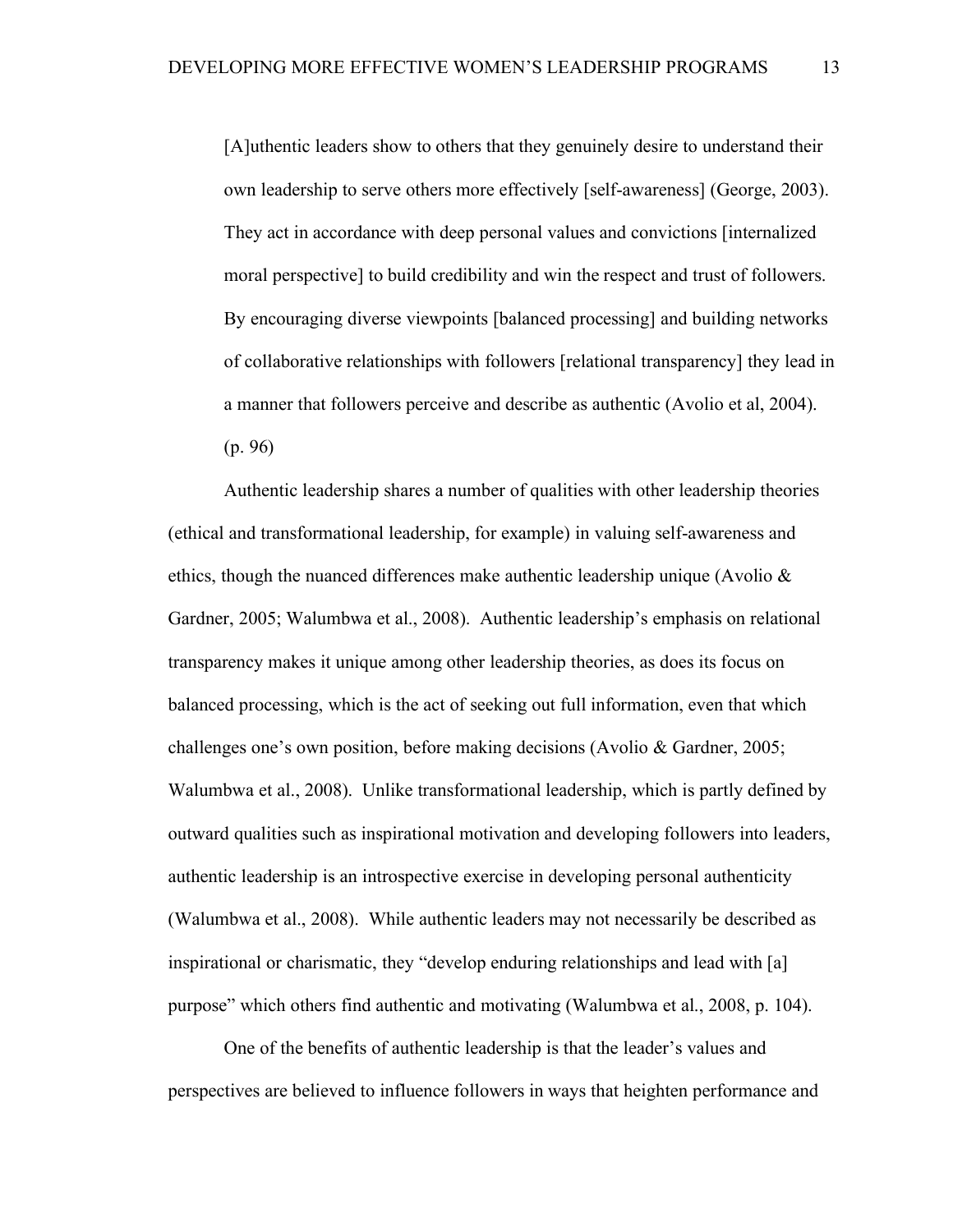> [A]uthentic leaders show to others that they genuinely desire to understand their own leadership to serve others more effectively [self-awareness] (George, 2003). They act in accordance with deep personal values and convictions [internalized moral perspective] to build credibility and win the respect and trust of followers. By encouraging diverse viewpoints [balanced processing] and building networks of collaborative relationships with followers [relational transparency] they lead in a manner that followers perceive and describe as authentic (Avolio et al, 2004). (p. 96)

Authentic leadership shares a number of qualities with other leadership theories (ethical and transformational leadership, for example) in valuing self-awareness and ethics, though the nuanced differences make authentic leadership unique (Avolio & Gardner, 2005; Walumbwa et al., 2008). Authentic leadership's emphasis on relational transparency makes it unique among other leadership theories, as does its focus on balanced processing, which is the act of seeking out full information, even that which challenges one's own position, before making decisions (Avolio & Gardner, 2005; Walumbwa et al., 2008). Unlike transformational leadership, which is partly defined by outward qualities such as inspirational motivation and developing followers into leaders, authentic leadership is an introspective exercise in developing personal authenticity (Walumbwa et al., 2008). While authentic leaders may not necessarily be described as inspirational or charismatic, they "develop enduring relationships and lead with [a] purpose" which others find authentic and motivating (Walumbwa et al., 2008, p. 104).

One of the benefits of authentic leadership is that the leader's values and perspectives are believed to influence followers in ways that heighten performance and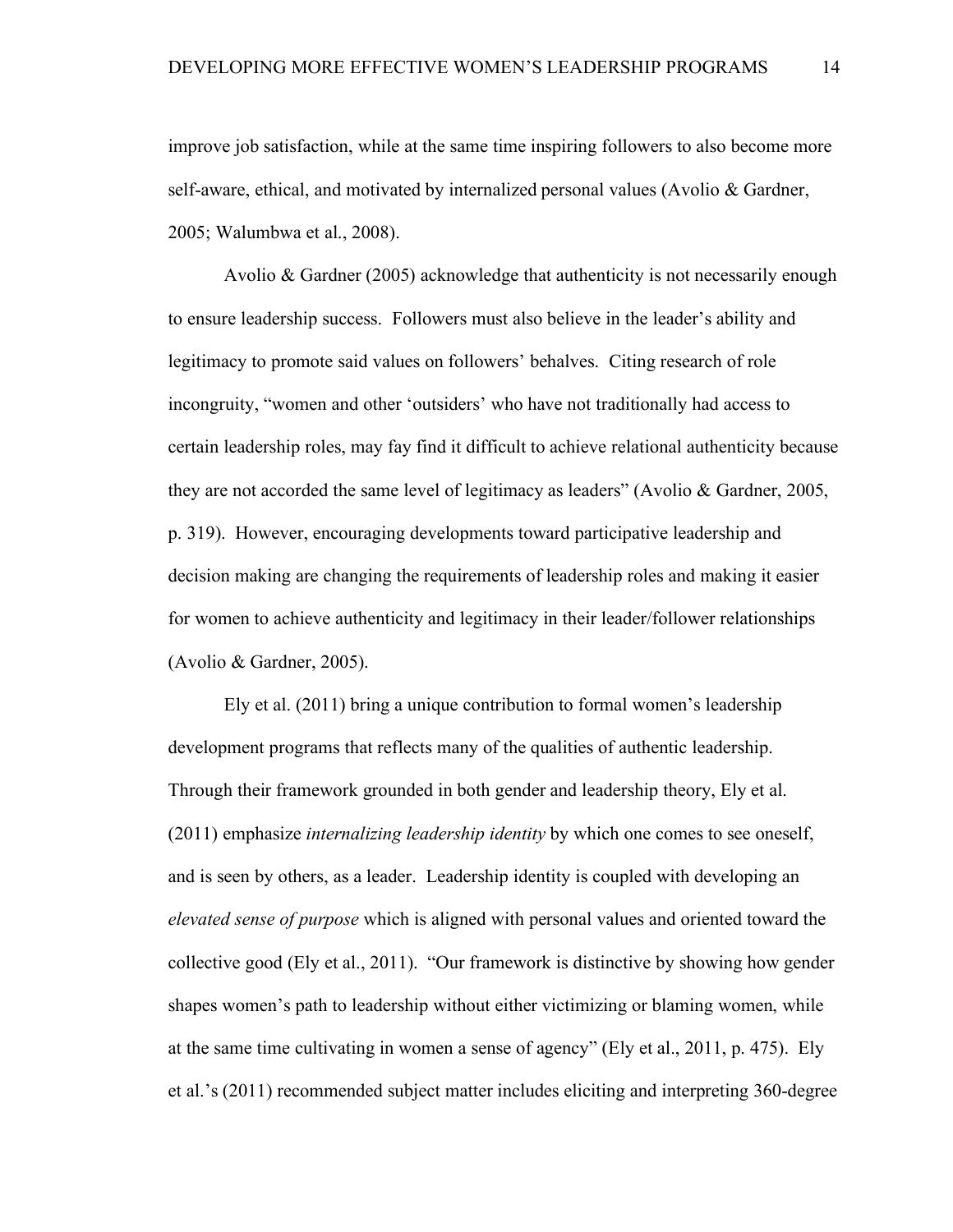improve job satisfaction, while at the same time inspiring followers to also become more self-aware, ethical, and motivated by internalized personal values (Avolio & Gardner, 2005; Walumbwa et al., 2008).

Avolio & Gardner (2005) acknowledge that authenticity is not necessarily enough to ensure leadership success. Followers must also believe in the leader's ability and legitimacy to promote said values on followers' behalves. Citing research of role incongruity, "women and other 'outsiders' who have not traditionally had access to certain leadership roles, may fay find it difficult to achieve relational authenticity because they are not accorded the same level of legitimacy as leaders" (Avolio & Gardner, 2005, p. 319). However, encouraging developments toward participative leadership and decision making are changing the requirements of leadership roles and making it easier for women to achieve authenticity and legitimacy in their leader/follower relationships (Avolio & Gardner, 2005).

Ely et al. (2011) bring a unique contribution to formal women's leadership development programs that reflects many of the qualities of authentic leadership. Through their framework grounded in both gender and leadership theory, Ely et al. (2011) emphasize *internalizing leadership identity* by which one comes to see oneself, and is seen by others, as a leader. Leadership identity is coupled with developing an *elevated sense of purpose* which is aligned with personal values and oriented toward the collective good (Ely et al., 2011). "Our framework is distinctive by showing how gender shapes women's path to leadership without either victimizing or blaming women, while at the same time cultivating in women a sense of agency" (Ely et al., 2011, p. 475). Ely et al.'s (2011) recommended subject matter includes eliciting and interpreting 360-degree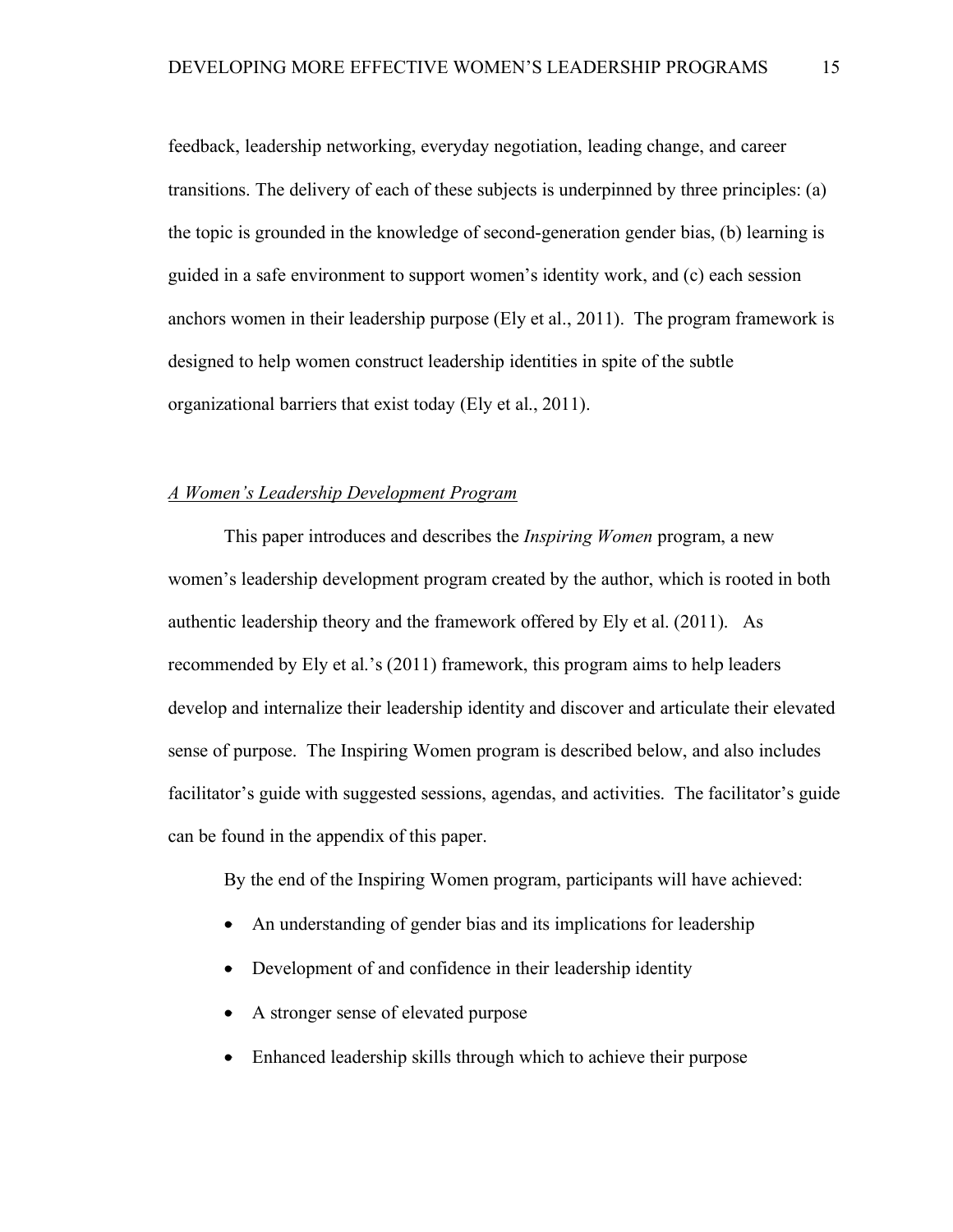feedback, leadership networking, everyday negotiation, leading change, and career transitions. The delivery of each of these subjects is underpinned by three principles: (a) the topic is grounded in the knowledge of second-generation gender bias, (b) learning is guided in a safe environment to support women's identity work, and (c) each session anchors women in their leadership purpose (Ely et al., 2011). The program framework is designed to help women construct leadership identities in spite of the subtle organizational barriers that exist today (Ely et al., 2011).

## *A Women's Leadership Development Program*

This paper introduces and describes the *Inspiring Women* program, a new women's leadership development program created by the author, which is rooted in both authentic leadership theory and the framework offered by Ely et al. (2011). As recommended by Ely et al.'s (2011) framework, this program aims to help leaders develop and internalize their leadership identity and discover and articulate their elevated sense of purpose. The Inspiring Women program is described below, and also includes facilitator's guide with suggested sessions, agendas, and activities. The facilitator's guide can be found in the appendix of this paper.

By the end of the Inspiring Women program, participants will have achieved:

- An understanding of gender bias and its implications for leadership
- Development of and confidence in their leadership identity
- A stronger sense of elevated purpose
- Enhanced leadership skills through which to achieve their purpose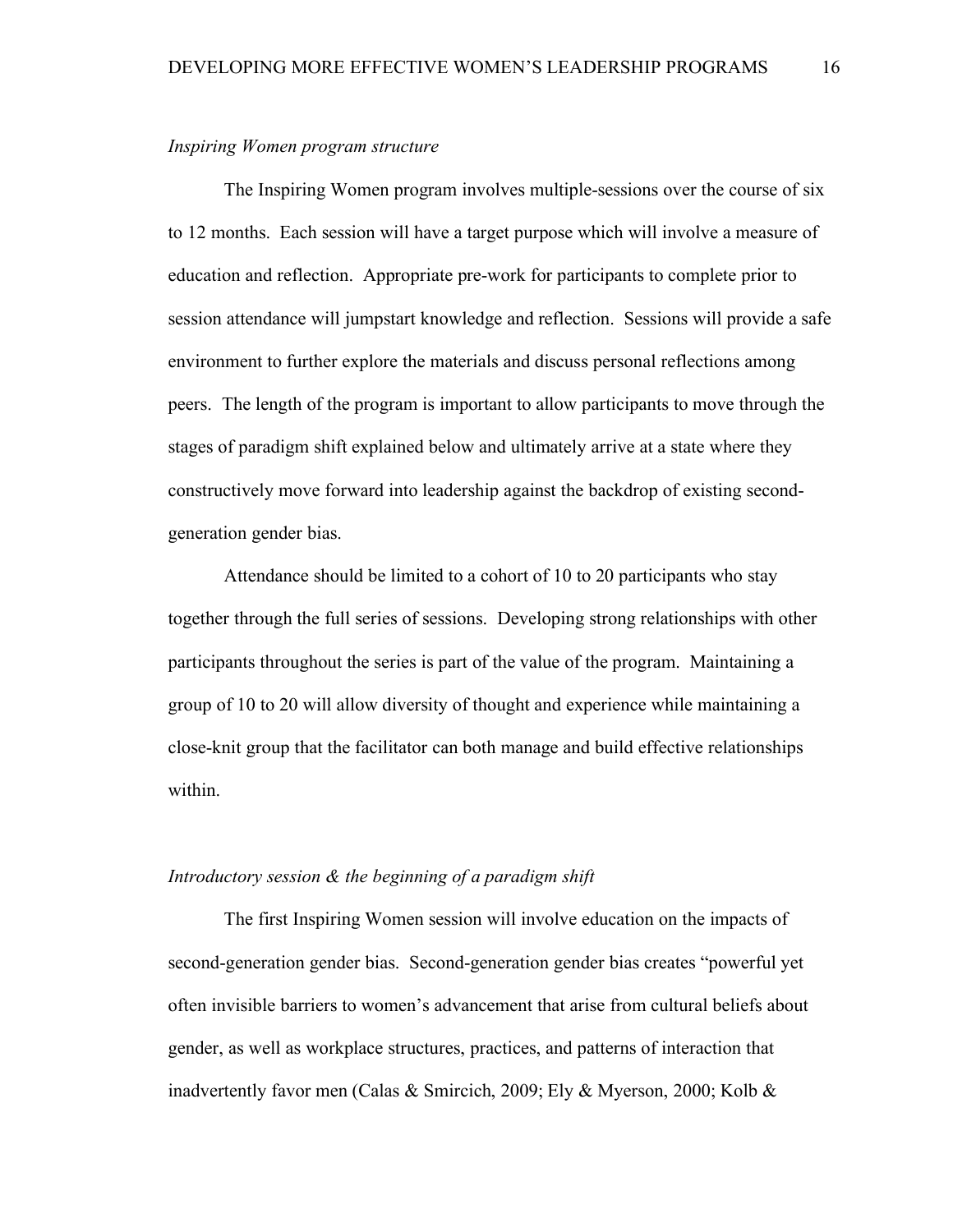*Inspiring Women program structure*

The Inspiring Women program involves multiple-sessions over the course of six to 12 months. Each session will have a target purpose which will involve a measure of education and reflection. Appropriate pre-work for participants to complete prior to session attendance will jumpstart knowledge and reflection. Sessions will provide a safe environment to further explore the materials and discuss personal reflections among peers. The length of the program is important to allow participants to move through the stages of paradigm shift explained below and ultimately arrive at a state where they constructively move forward into leadership against the backdrop of existing second-generation gender bias.

Attendance should be limited to a cohort of 10 to 20 participants who stay together through the full series of sessions. Developing strong relationships with other participants throughout the series is part of the value of the program. Maintaining a group of 10 to 20 will allow diversity of thought and experience while maintaining a close-knit group that the facilitator can both manage and build effective relationships within.

*Introductory session & the beginning of a paradigm shift*

The first Inspiring Women session will involve education on the impacts of second-generation gender bias. Second-generation gender bias creates "powerful yet often invisible barriers to women's advancement that arise from cultural beliefs about gender, as well as workplace structures, practices, and patterns of interaction that inadvertently favor men (Calas & Smircich, 2009; Ely & Myerson, 2000; Kolb &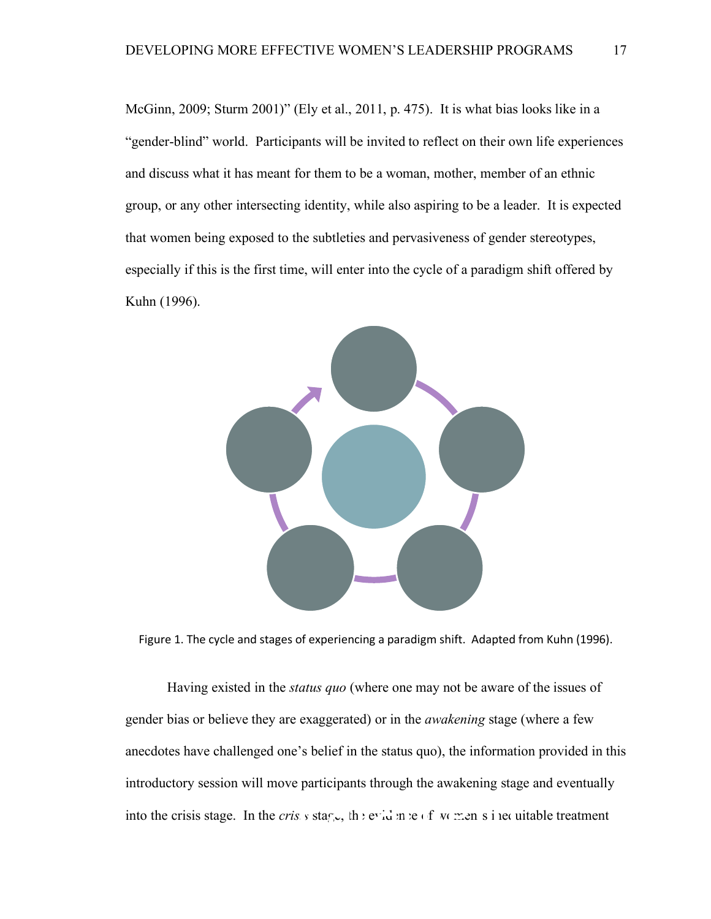McGinn, 2009; Sturm 2001)" (Ely et al., 2011, p. 475). It is what bias looks like in a "gender-blind" world. Participants will be invited to reflect on their own life experiences and discuss what it has meant for them to be a woman, mother, member of an ethnic group, or any other intersecting identity, while also aspiring to be a leader. It is expected that women being exposed to the subtleties and pervasiveness of gender stereotypes, especially if this is the first time, will enter into the cycle of a paradigm shift offered by Kuhn (1996).

Figure 1. The cycle and stages of experiencing a paradigm shift. Adapted from Kuhn (1996).

Having existed in the *status quo* (where one may not be aware of the issues of gender bias or believe they are exaggerated) or in the *awakening* stage (where a few anecdotes have challenged one's belief in the status quo), the information provided in this introductory session will move participants through the awakening stage and eventually into the crisis stage. In the *crisis* stage, the evidence of women's inequitable treatment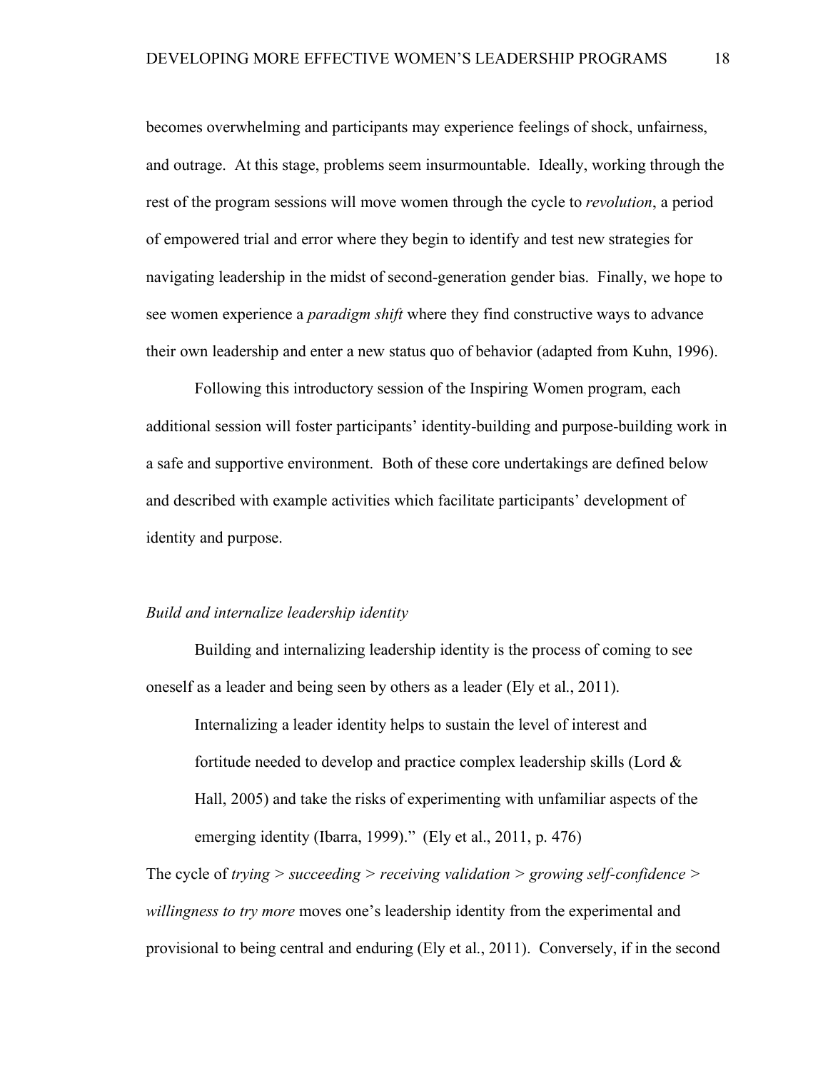becomes overwhelming and participants may experience feelings of shock, unfairness, and outrage. At this stage, problems seem insurmountable. Ideally, working through the rest of the program sessions will move women through the cycle to *revolution*, a period of empowered trial and error where they begin to identify and test new strategies for navigating leadership in the midst of second-generation gender bias. Finally, we hope to see women experience a *paradigm shift* where they find constructive ways to advance their own leadership and enter a new status quo of behavior (adapted from Kuhn, 1996).

Following this introductory session of the Inspiring Women program, each additional session will foster participants' identity-building and purpose-building work in a safe and supportive environment. Both of these core undertakings are defined below and described with example activities which facilitate participants' development of identity and purpose.

### *Build and internalize leadership identity*

Building and internalizing leadership identity is the process of coming to see oneself as a leader and being seen by others as a leader (Ely et al., 2011).

> Internalizing a leader identity helps to sustain the level of interest and fortitude needed to develop and practice complex leadership skills (Lord & Hall, 2005) and take the risks of experimenting with unfamiliar aspects of the emerging identity (Ibarra, 1999)." (Ely et al., 2011, p. 476)

The cycle of *trying* > *succeeding* > *receiving validation* > *growing self-confidence* > *willingness to try more* moves one's leadership identity from the experimental and provisional to being central and enduring (Ely et al., 2011). Conversely, if in the second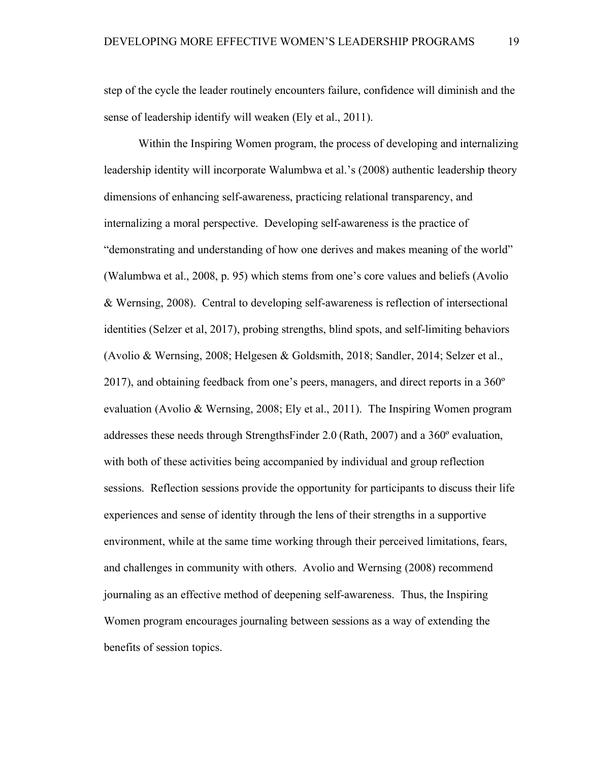step of the cycle the leader routinely encounters failure, confidence will diminish and the sense of leadership identify will weaken (Ely et al., 2011).

Within the Inspiring Women program, the process of developing and internalizing leadership identity will incorporate Walumbwa et al.'s (2008) authentic leadership theory dimensions of enhancing self-awareness, practicing relational transparency, and internalizing a moral perspective. Developing self-awareness is the practice of "demonstrating and understanding of how one derives and makes meaning of the world" (Walumbwa et al., 2008, p. 95) which stems from one's core values and beliefs (Avolio & Wernsing, 2008). Central to developing self-awareness is reflection of intersectional identities (Selzer et al, 2017), probing strengths, blind spots, and self-limiting behaviors (Avolio & Wernsing, 2008; Helgesen & Goldsmith, 2018; Sandler, 2014; Selzer et al., 2017), and obtaining feedback from one's peers, managers, and direct reports in a 360º evaluation (Avolio & Wernsing, 2008; Ely et al., 2011). The Inspiring Women program addresses these needs through StrengthsFinder 2.0 (Rath, 2007) and a 360º evaluation, with both of these activities being accompanied by individual and group reflection sessions. Reflection sessions provide the opportunity for participants to discuss their life experiences and sense of identity through the lens of their strengths in a supportive environment, while at the same time working through their perceived limitations, fears, and challenges in community with others. Avolio and Wernsing (2008) recommend journaling as an effective method of deepening self-awareness. Thus, the Inspiring Women program encourages journaling between sessions as a way of extending the benefits of session topics.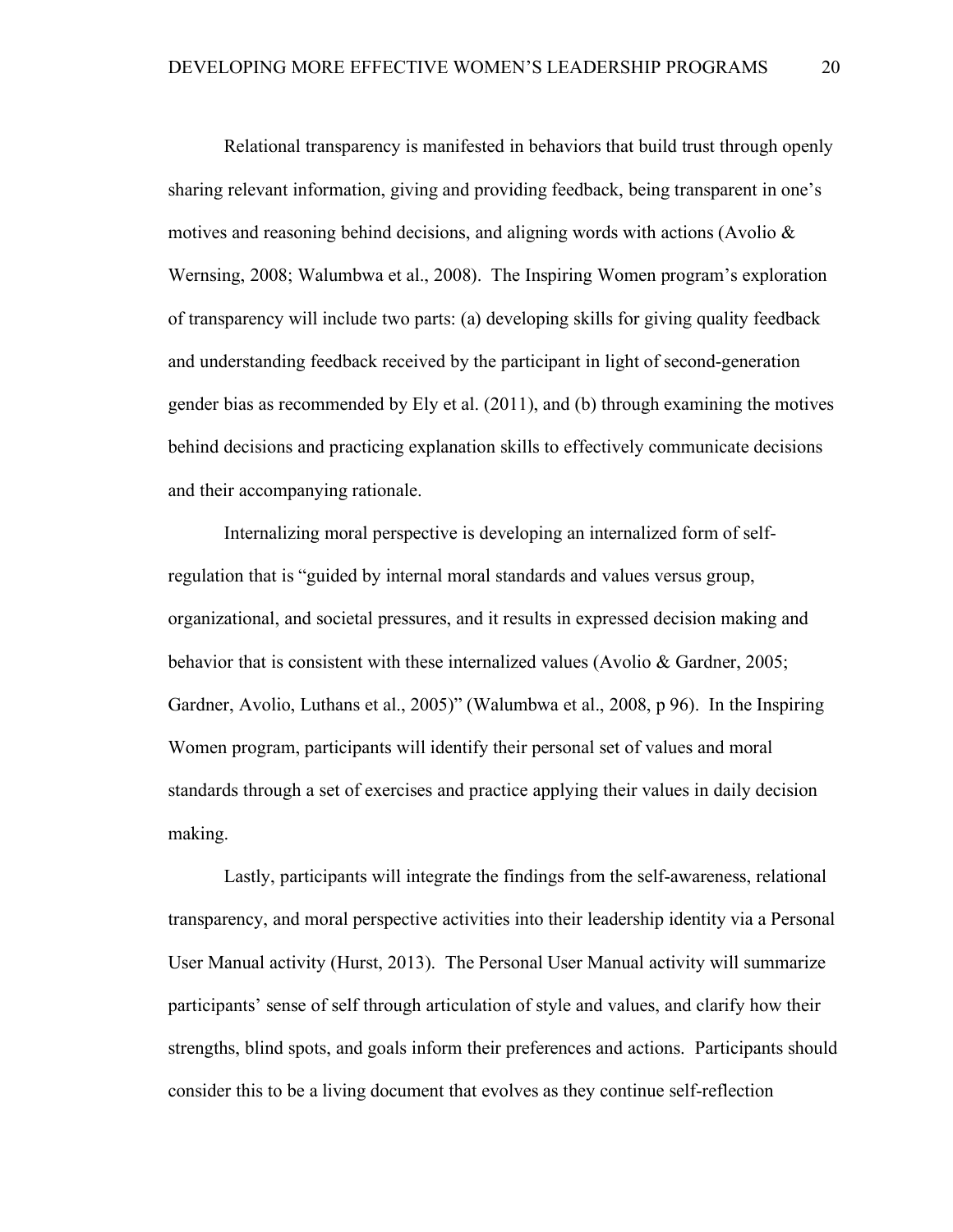Relational transparency is manifested in behaviors that build trust through openly sharing relevant information, giving and providing feedback, being transparent in one's motives and reasoning behind decisions, and aligning words with actions (Avolio & Wernsing, 2008; Walumbwa et al., 2008). The Inspiring Women program's exploration of transparency will include two parts: (a) developing skills for giving quality feedback and understanding feedback received by the participant in light of second-generation gender bias as recommended by Ely et al. (2011), and (b) through examining the motives behind decisions and practicing explanation skills to effectively communicate decisions and their accompanying rationale.

Internalizing moral perspective is developing an internalized form of self-regulation that is "guided by internal moral standards and values versus group, organizational, and societal pressures, and it results in expressed decision making and behavior that is consistent with these internalized values (Avolio & Gardner, 2005; Gardner, Avolio, Luthans et al., 2005)" (Walumbwa et al., 2008, p 96). In the Inspiring Women program, participants will identify their personal set of values and moral standards through a set of exercises and practice applying their values in daily decision making.

Lastly, participants will integrate the findings from the self-awareness, relational transparency, and moral perspective activities into their leadership identity via a Personal User Manual activity (Hurst, 2013). The Personal User Manual activity will summarize participants' sense of self through articulation of style and values, and clarify how their strengths, blind spots, and goals inform their preferences and actions. Participants should consider this to be a living document that evolves as they continue self-reflection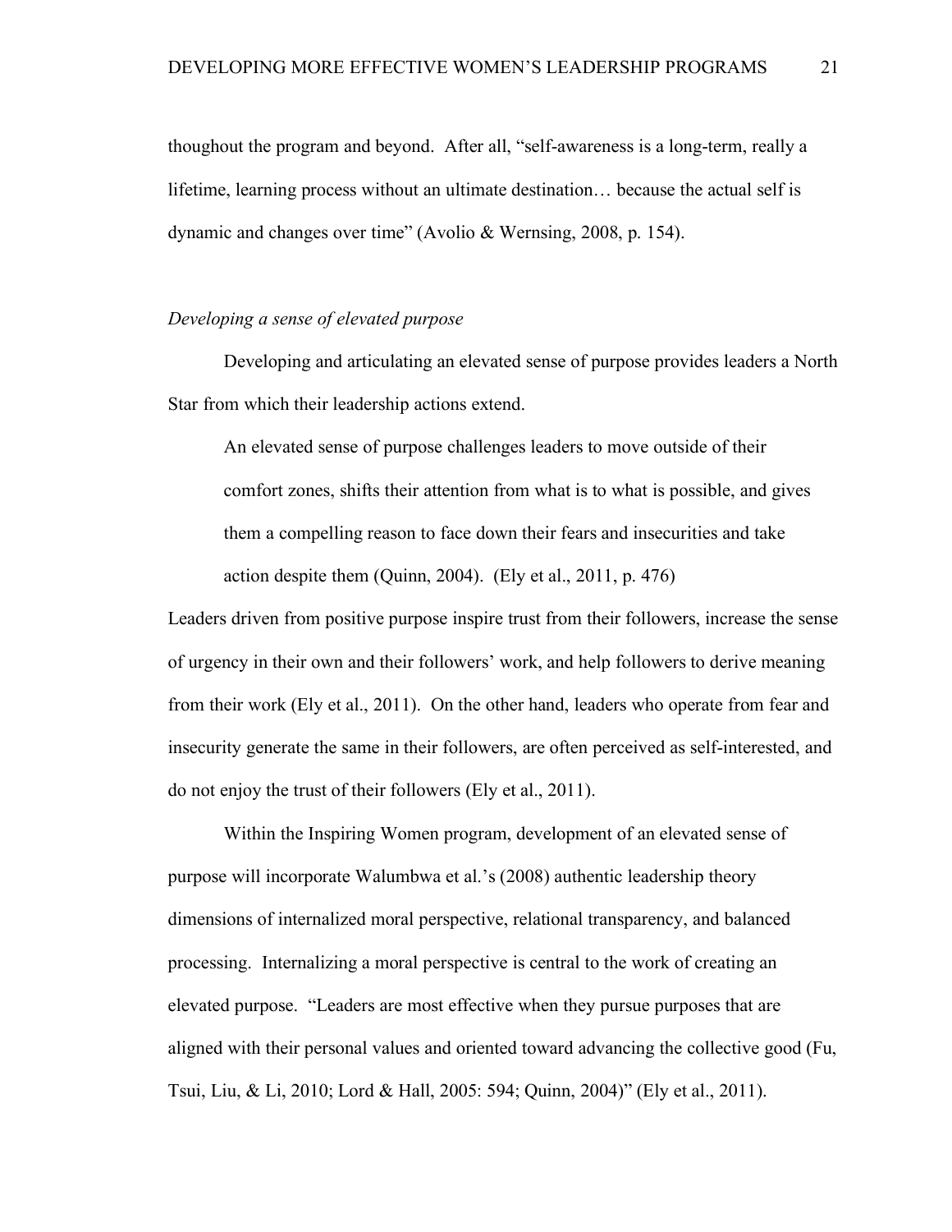thoughout the program and beyond. After all, "self-awareness is a long-term, really a lifetime, learning process without an ultimate destination… because the actual self is dynamic and changes over time" (Avolio & Wernsing, 2008, p. 154).

*Developing a sense of elevated purpose*

Developing and articulating an elevated sense of purpose provides leaders a North Star from which their leadership actions extend.

> An elevated sense of purpose challenges leaders to move outside of their comfort zones, shifts their attention from what is to what is possible, and gives them a compelling reason to face down their fears and insecurities and take action despite them (Quinn, 2004). (Ely et al., 2011, p. 476)

Leaders driven from positive purpose inspire trust from their followers, increase the sense of urgency in their own and their followers' work, and help followers to derive meaning from their work (Ely et al., 2011). On the other hand, leaders who operate from fear and insecurity generate the same in their followers, are often perceived as self-interested, and do not enjoy the trust of their followers (Ely et al., 2011).

Within the Inspiring Women program, development of an elevated sense of purpose will incorporate Walumbwa et al.'s (2008) authentic leadership theory dimensions of internalized moral perspective, relational transparency, and balanced processing. Internalizing a moral perspective is central to the work of creating an elevated purpose. "Leaders are most effective when they pursue purposes that are aligned with their personal values and oriented toward advancing the collective good (Fu, Tsui, Liu, & Li, 2010; Lord & Hall, 2005: 594; Quinn, 2004)" (Ely et al., 2011).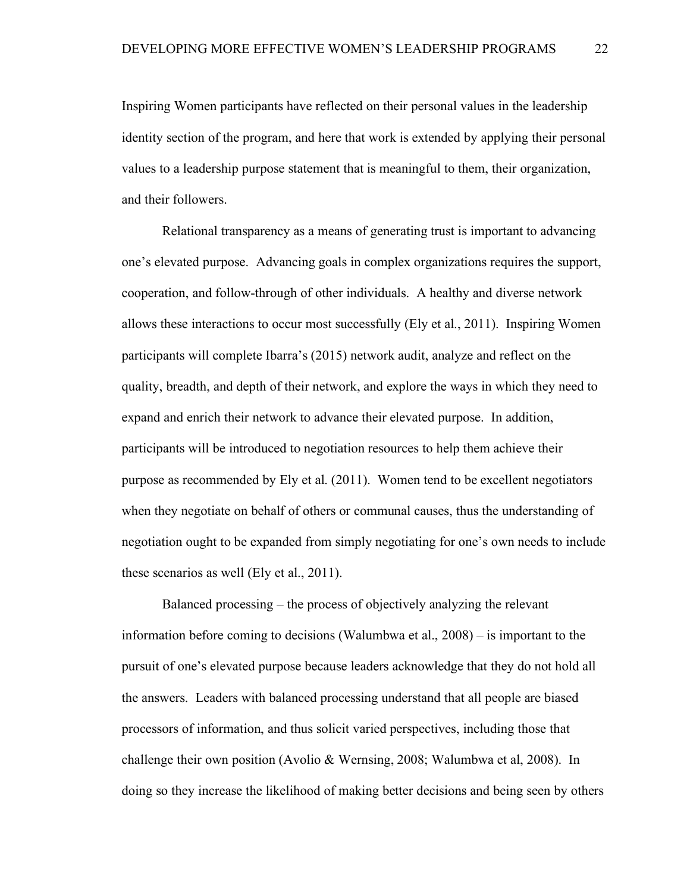Inspiring Women participants have reflected on their personal values in the leadership identity section of the program, and here that work is extended by applying their personal values to a leadership purpose statement that is meaningful to them, their organization, and their followers.

Relational transparency as a means of generating trust is important to advancing one's elevated purpose. Advancing goals in complex organizations requires the support, cooperation, and follow-through of other individuals. A healthy and diverse network allows these interactions to occur most successfully (Ely et al., 2011). Inspiring Women participants will complete Ibarra's (2015) network audit, analyze and reflect on the quality, breadth, and depth of their network, and explore the ways in which they need to expand and enrich their network to advance their elevated purpose. In addition, participants will be introduced to negotiation resources to help them achieve their purpose as recommended by Ely et al. (2011). Women tend to be excellent negotiators when they negotiate on behalf of others or communal causes, thus the understanding of negotiation ought to be expanded from simply negotiating for one's own needs to include these scenarios as well (Ely et al., 2011).

Balanced processing – the process of objectively analyzing the relevant information before coming to decisions (Walumbwa et al., 2008) – is important to the pursuit of one's elevated purpose because leaders acknowledge that they do not hold all the answers. Leaders with balanced processing understand that all people are biased processors of information, and thus solicit varied perspectives, including those that challenge their own position (Avolio & Wernsing, 2008; Walumbwa et al, 2008). In doing so they increase the likelihood of making better decisions and being seen by others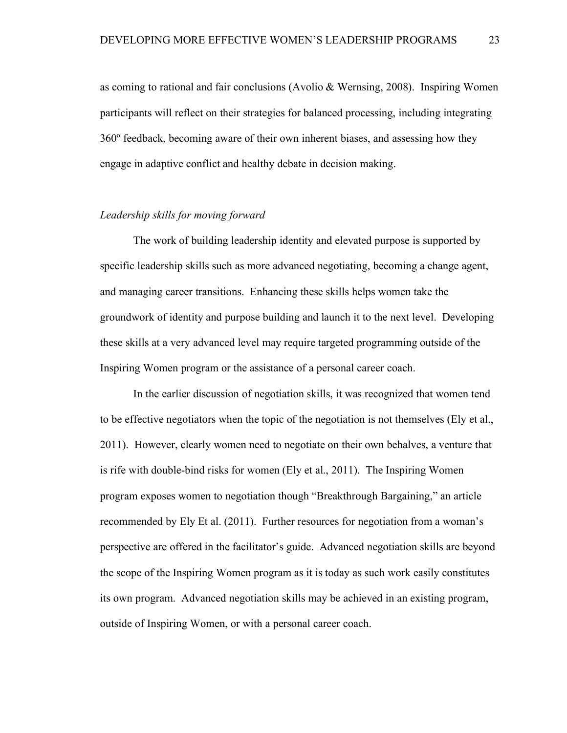as coming to rational and fair conclusions (Avolio & Wernsing, 2008). Inspiring Women participants will reflect on their strategies for balanced processing, including integrating 360º feedback, becoming aware of their own inherent biases, and assessing how they engage in adaptive conflict and healthy debate in decision making.

*Leadership skills for moving forward*

The work of building leadership identity and elevated purpose is supported by specific leadership skills such as more advanced negotiating, becoming a change agent, and managing career transitions. Enhancing these skills helps women take the groundwork of identity and purpose building and launch it to the next level. Developing these skills at a very advanced level may require targeted programming outside of the Inspiring Women program or the assistance of a personal career coach.

In the earlier discussion of negotiation skills, it was recognized that women tend to be effective negotiators when the topic of the negotiation is not themselves (Ely et al., 2011). However, clearly women need to negotiate on their own behalves, a venture that is rife with double-bind risks for women (Ely et al., 2011). The Inspiring Women program exposes women to negotiation though "Breakthrough Bargaining," an article recommended by Ely Et al. (2011). Further resources for negotiation from a woman's perspective are offered in the facilitator's guide. Advanced negotiation skills are beyond the scope of the Inspiring Women program as it is today as such work easily constitutes its own program. Advanced negotiation skills may be achieved in an existing program, outside of Inspiring Women, or with a personal career coach.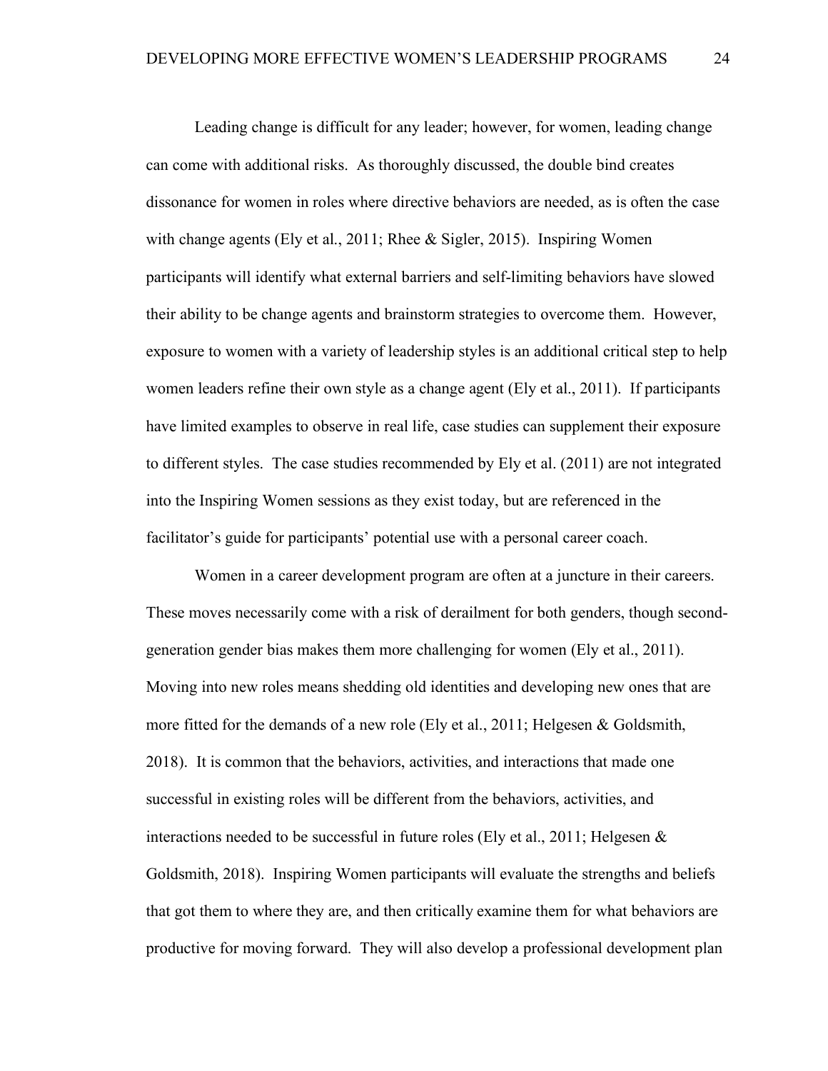Leading change is difficult for any leader; however, for women, leading change can come with additional risks. As thoroughly discussed, the double bind creates dissonance for women in roles where directive behaviors are needed, as is often the case with change agents (Ely et al., 2011; Rhee & Sigler, 2015). Inspiring Women participants will identify what external barriers and self-limiting behaviors have slowed their ability to be change agents and brainstorm strategies to overcome them. However, exposure to women with a variety of leadership styles is an additional critical step to help women leaders refine their own style as a change agent (Ely et al., 2011). If participants have limited examples to observe in real life, case studies can supplement their exposure to different styles. The case studies recommended by Ely et al. (2011) are not integrated into the Inspiring Women sessions as they exist today, but are referenced in the facilitator's guide for participants' potential use with a personal career coach.

Women in a career development program are often at a juncture in their careers. These moves necessarily come with a risk of derailment for both genders, though second-generation gender bias makes them more challenging for women (Ely et al., 2011). Moving into new roles means shedding old identities and developing new ones that are more fitted for the demands of a new role (Ely et al., 2011; Helgesen & Goldsmith, 2018). It is common that the behaviors, activities, and interactions that made one successful in existing roles will be different from the behaviors, activities, and interactions needed to be successful in future roles (Ely et al., 2011; Helgesen & Goldsmith, 2018). Inspiring Women participants will evaluate the strengths and beliefs that got them to where they are, and then critically examine them for what behaviors are productive for moving forward. They will also develop a professional development plan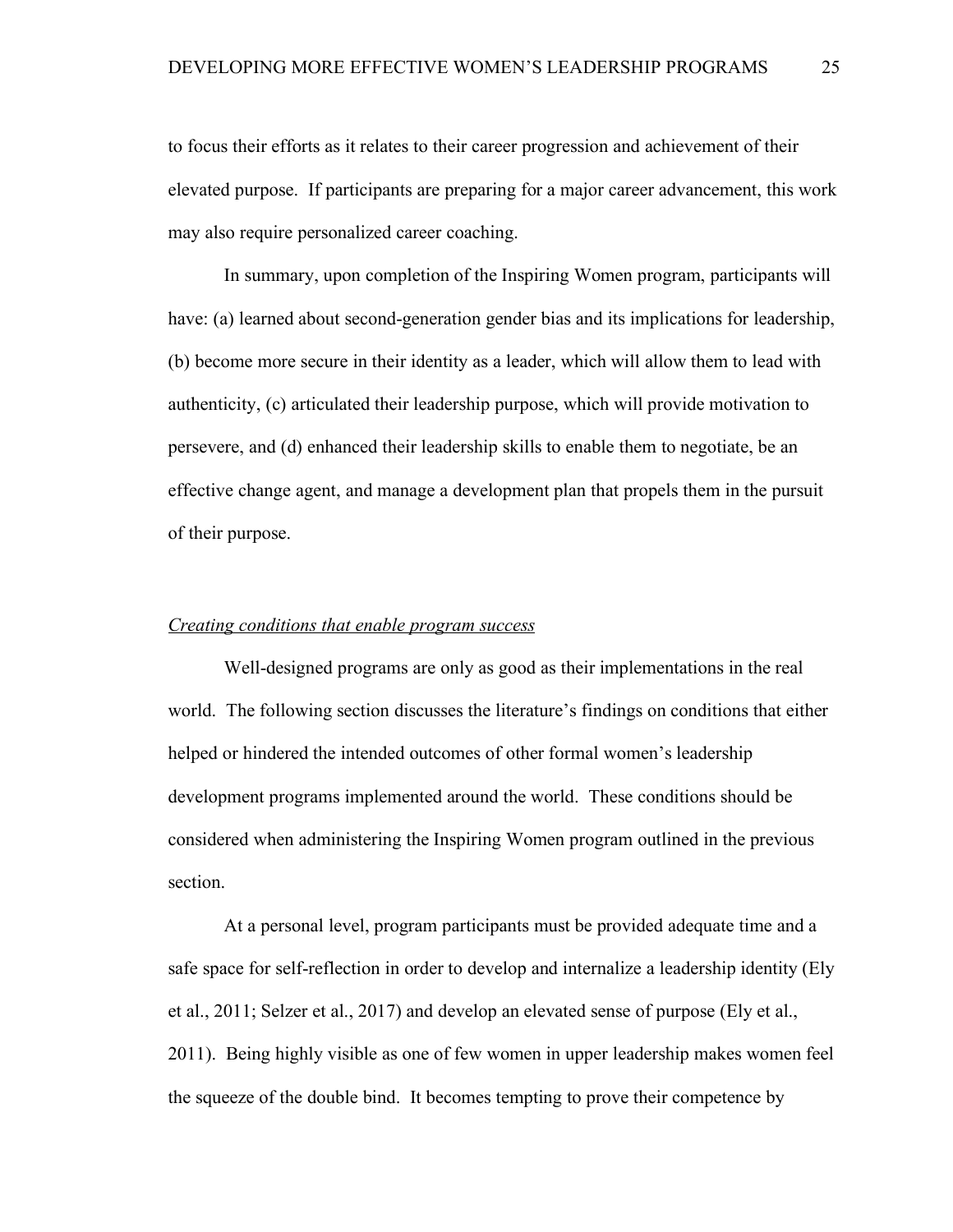to focus their efforts as it relates to their career progression and achievement of their elevated purpose. If participants are preparing for a major career advancement, this work may also require personalized career coaching.

In summary, upon completion of the Inspiring Women program, participants will have: (a) learned about second-generation gender bias and its implications for leadership, (b) become more secure in their identity as a leader, which will allow them to lead with authenticity, (c) articulated their leadership purpose, which will provide motivation to persevere, and (d) enhanced their leadership skills to enable them to negotiate, be an effective change agent, and manage a development plan that propels them in the pursuit of their purpose.

### *Creating conditions that enable program success*

Well-designed programs are only as good as their implementations in the real world. The following section discusses the literature's findings on conditions that either helped or hindered the intended outcomes of other formal women's leadership development programs implemented around the world. These conditions should be considered when administering the Inspiring Women program outlined in the previous section.

At a personal level, program participants must be provided adequate time and a safe space for self-reflection in order to develop and internalize a leadership identity (Ely et al., 2011; Selzer et al., 2017) and develop an elevated sense of purpose (Ely et al., 2011). Being highly visible as one of few women in upper leadership makes women feel the squeeze of the double bind. It becomes tempting to prove their competence by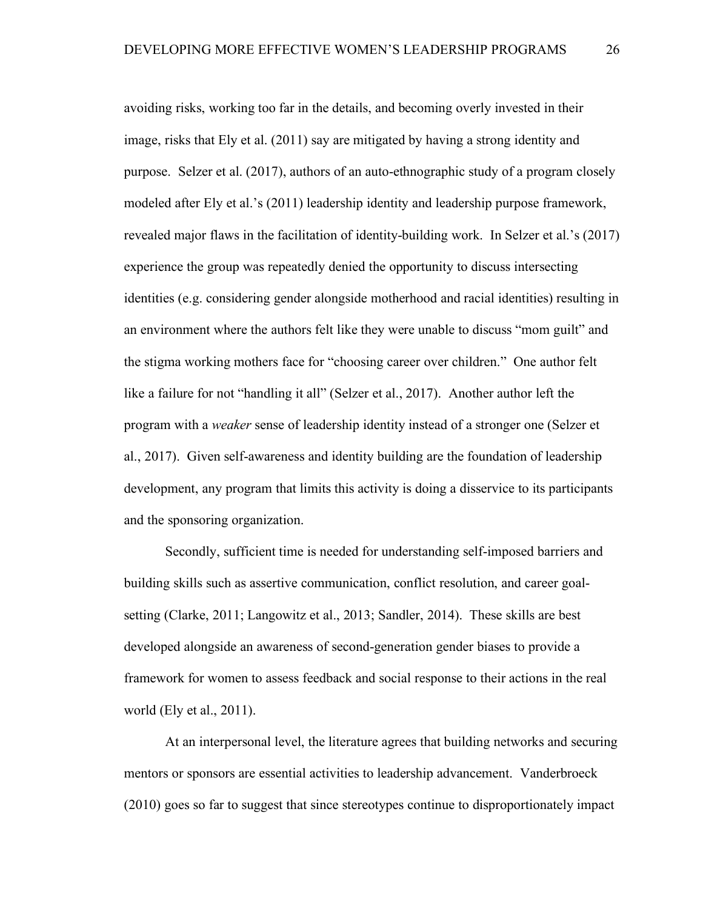avoiding risks, working too far in the details, and becoming overly invested in their image, risks that Ely et al. (2011) say are mitigated by having a strong identity and purpose. Selzer et al. (2017), authors of an auto-ethnographic study of a program closely modeled after Ely et al.'s (2011) leadership identity and leadership purpose framework, revealed major flaws in the facilitation of identity-building work. In Selzer et al.'s (2017) experience the group was repeatedly denied the opportunity to discuss intersecting identities (e.g. considering gender alongside motherhood and racial identities) resulting in an environment where the authors felt like they were unable to discuss "mom guilt" and the stigma working mothers face for "choosing career over children." One author felt like a failure for not "handling it all" (Selzer et al., 2017). Another author left the program with a *weaker* sense of leadership identity instead of a stronger one (Selzer et al., 2017). Given self-awareness and identity building are the foundation of leadership development, any program that limits this activity is doing a disservice to its participants and the sponsoring organization.

Secondly, sufficient time is needed for understanding self-imposed barriers and building skills such as assertive communication, conflict resolution, and career goal-setting (Clarke, 2011; Langowitz et al., 2013; Sandler, 2014). These skills are best developed alongside an awareness of second-generation gender biases to provide a framework for women to assess feedback and social response to their actions in the real world (Ely et al., 2011).

At an interpersonal level, the literature agrees that building networks and securing mentors or sponsors are essential activities to leadership advancement. Vanderbroeck (2010) goes so far to suggest that since stereotypes continue to disproportionately impact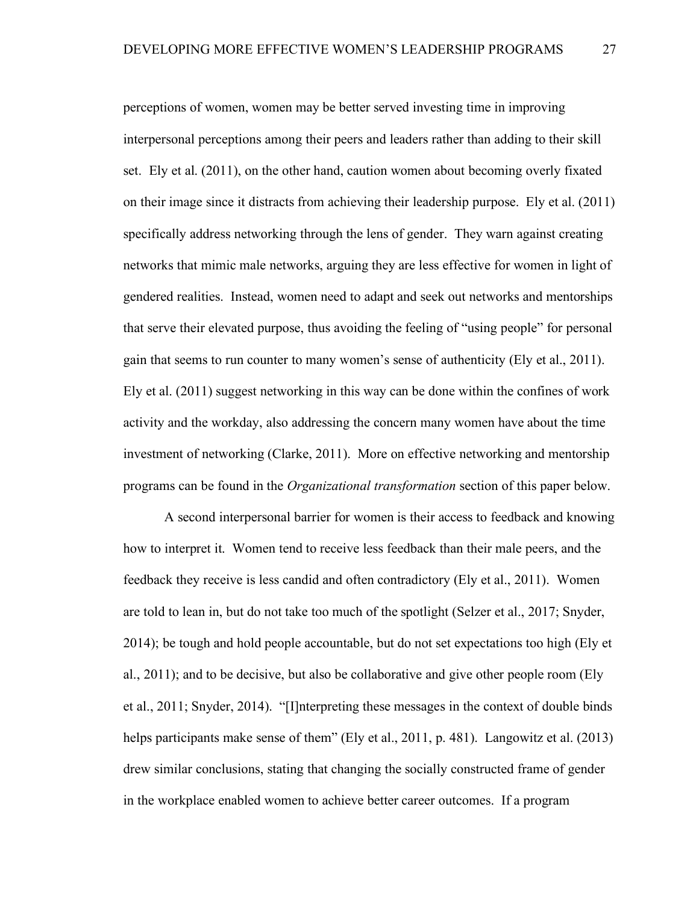perceptions of women, women may be better served investing time in improving interpersonal perceptions among their peers and leaders rather than adding to their skill set. Ely et al. (2011), on the other hand, caution women about becoming overly fixated on their image since it distracts from achieving their leadership purpose. Ely et al. (2011) specifically address networking through the lens of gender. They warn against creating networks that mimic male networks, arguing they are less effective for women in light of gendered realities. Instead, women need to adapt and seek out networks and mentorships that serve their elevated purpose, thus avoiding the feeling of "using people" for personal gain that seems to run counter to many women's sense of authenticity (Ely et al., 2011). Ely et al. (2011) suggest networking in this way can be done within the confines of work activity and the workday, also addressing the concern many women have about the time investment of networking (Clarke, 2011). More on effective networking and mentorship programs can be found in the *Organizational transformation* section of this paper below.

A second interpersonal barrier for women is their access to feedback and knowing how to interpret it. Women tend to receive less feedback than their male peers, and the feedback they receive is less candid and often contradictory (Ely et al., 2011). Women are told to lean in, but do not take too much of the spotlight (Selzer et al., 2017; Snyder, 2014); be tough and hold people accountable, but do not set expectations too high (Ely et al., 2011); and to be decisive, but also be collaborative and give other people room (Ely et al., 2011; Snyder, 2014). "[I]nterpreting these messages in the context of double binds helps participants make sense of them" (Ely et al., 2011, p. 481). Langowitz et al. (2013) drew similar conclusions, stating that changing the socially constructed frame of gender in the workplace enabled women to achieve better career outcomes. If a program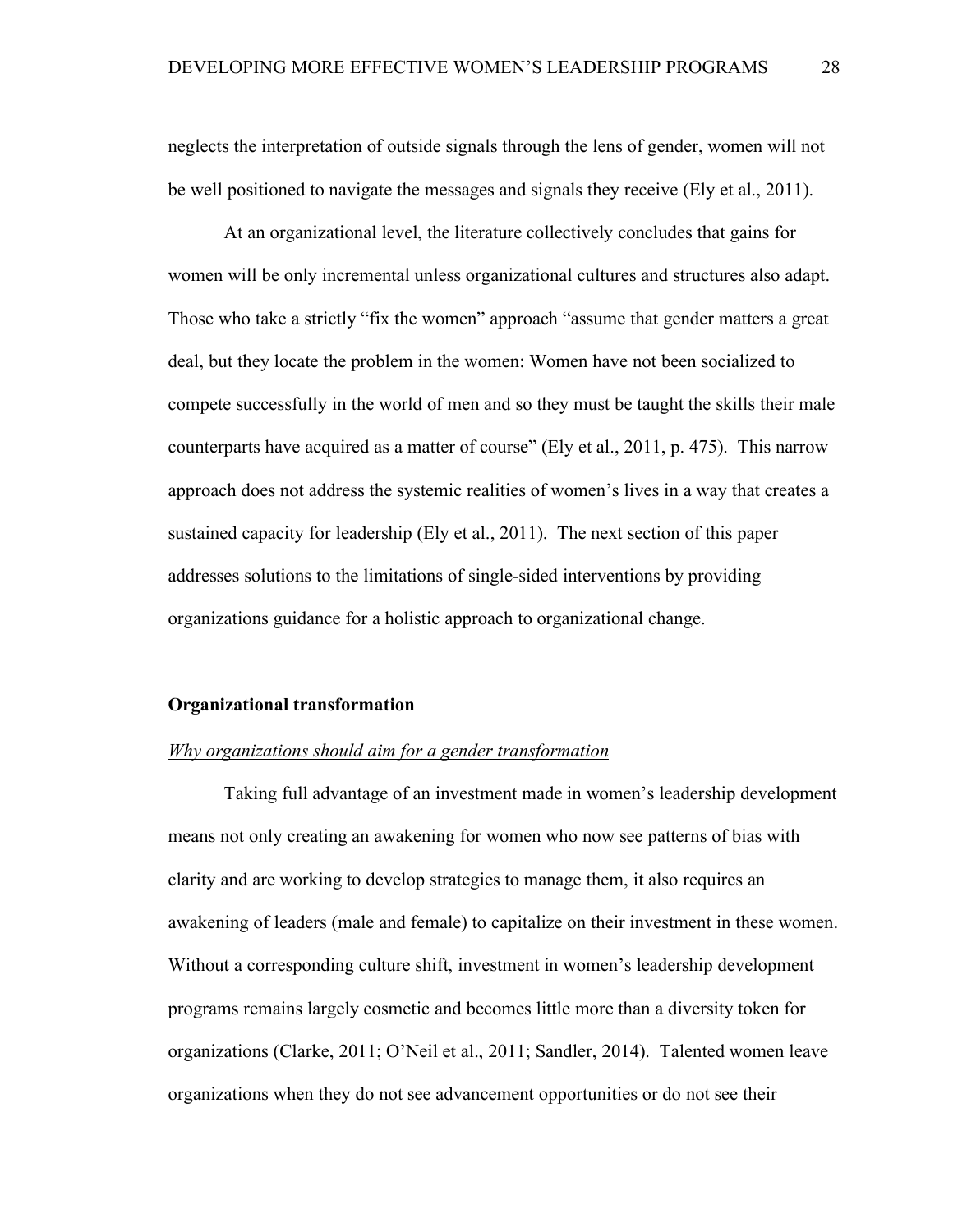neglects the interpretation of outside signals through the lens of gender, women will not be well positioned to navigate the messages and signals they receive (Ely et al., 2011).

At an organizational level, the literature collectively concludes that gains for women will be only incremental unless organizational cultures and structures also adapt. Those who take a strictly "fix the women" approach "assume that gender matters a great deal, but they locate the problem in the women: Women have not been socialized to compete successfully in the world of men and so they must be taught the skills their male counterparts have acquired as a matter of course" (Ely et al., 2011, p. 475). This narrow approach does not address the systemic realities of women's lives in a way that creates a sustained capacity for leadership (Ely et al., 2011). The next section of this paper addresses solutions to the limitations of single-sided interventions by providing organizations guidance for a holistic approach to organizational change.

## Organizational transformation

### *Why organizations should aim for a gender transformation*

Taking full advantage of an investment made in women's leadership development means not only creating an awakening for women who now see patterns of bias with clarity and are working to develop strategies to manage them, it also requires an awakening of leaders (male and female) to capitalize on their investment in these women. Without a corresponding culture shift, investment in women's leadership development programs remains largely cosmetic and becomes little more than a diversity token for organizations (Clarke, 2011; O'Neil et al., 2011; Sandler, 2014). Talented women leave organizations when they do not see advancement opportunities or do not see their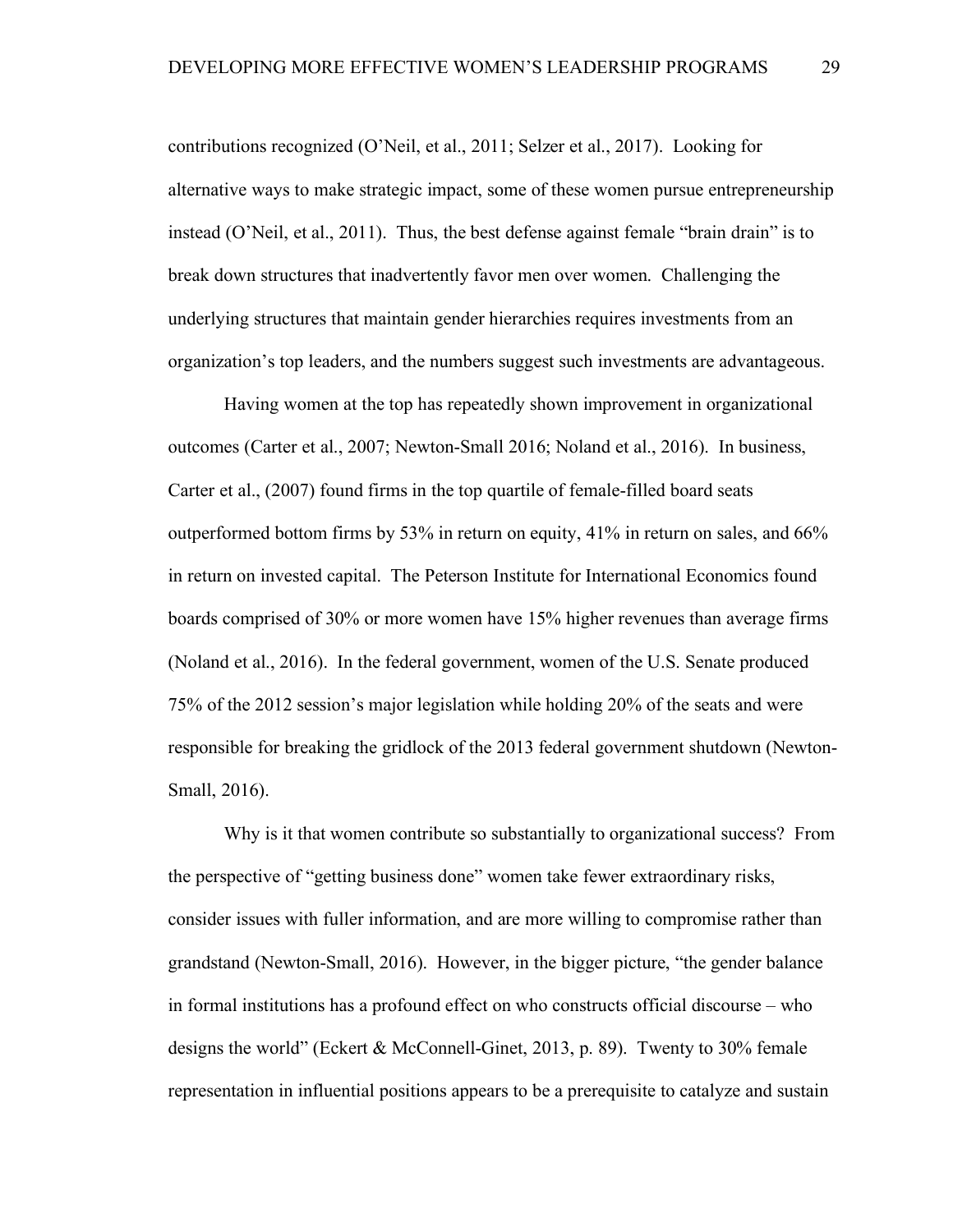contributions recognized (O'Neil, et al., 2011; Selzer et al., 2017). Looking for alternative ways to make strategic impact, some of these women pursue entrepreneurship instead (O'Neil, et al., 2011). Thus, the best defense against female "brain drain" is to break down structures that inadvertently favor men over women. Challenging the underlying structures that maintain gender hierarchies requires investments from an organization's top leaders, and the numbers suggest such investments are advantageous.

Having women at the top has repeatedly shown improvement in organizational outcomes (Carter et al., 2007; Newton-Small 2016; Noland et al., 2016). In business, Carter et al., (2007) found firms in the top quartile of female-filled board seats outperformed bottom firms by 53% in return on equity, 41% in return on sales, and 66% in return on invested capital. The Peterson Institute for International Economics found boards comprised of 30% or more women have 15% higher revenues than average firms (Noland et al., 2016). In the federal government, women of the U.S. Senate produced 75% of the 2012 session's major legislation while holding 20% of the seats and were responsible for breaking the gridlock of the 2013 federal government shutdown (Newton-Small, 2016).

Why is it that women contribute so substantially to organizational success? From the perspective of "getting business done" women take fewer extraordinary risks, consider issues with fuller information, and are more willing to compromise rather than grandstand (Newton-Small, 2016). However, in the bigger picture, "the gender balance in formal institutions has a profound effect on who constructs official discourse – who designs the world" (Eckert & McConnell-Ginet, 2013, p. 89). Twenty to 30% female representation in influential positions appears to be a prerequisite to catalyze and sustain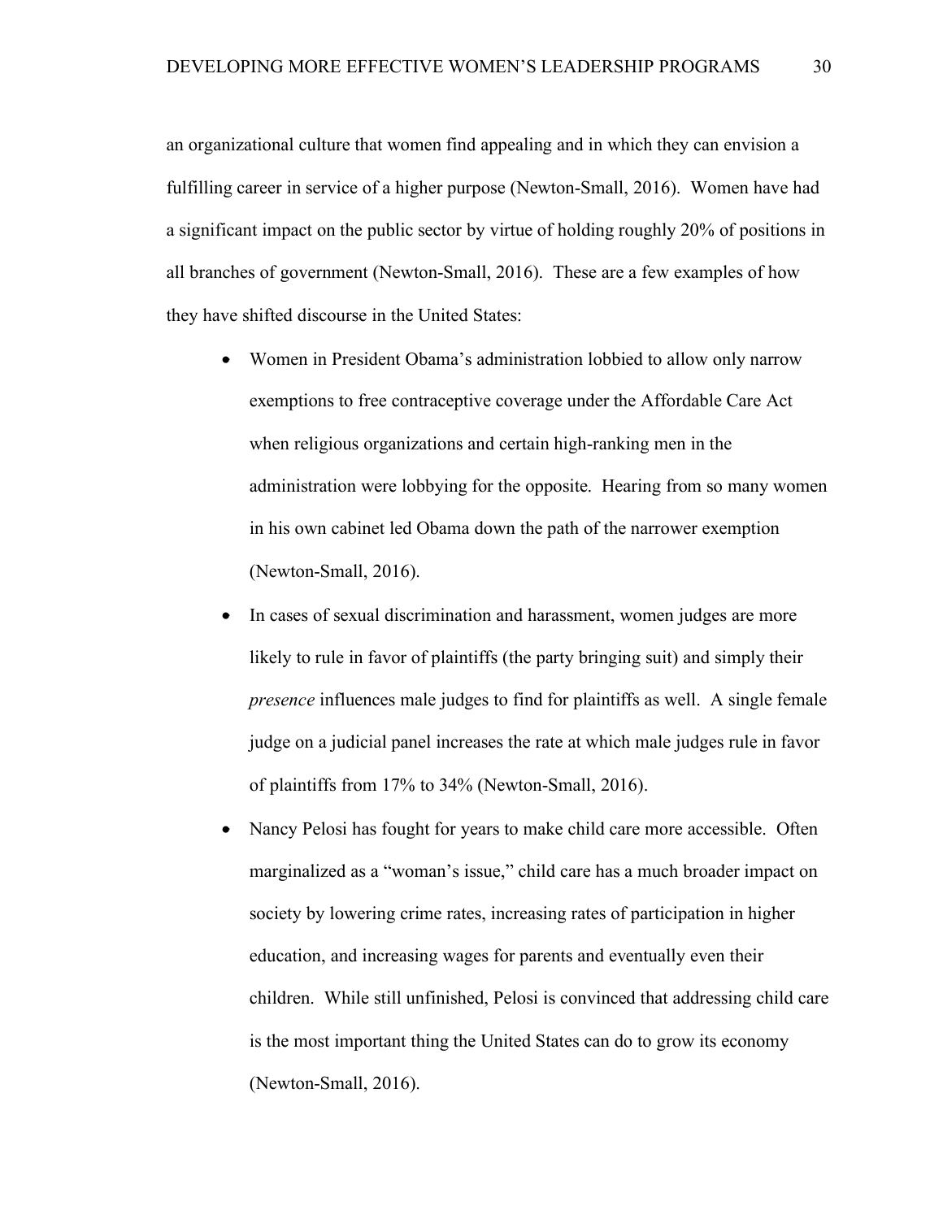an organizational culture that women find appealing and in which they can envision a fulfilling career in service of a higher purpose (Newton-Small, 2016). Women have had a significant impact on the public sector by virtue of holding roughly 20% of positions in all branches of government (Newton-Small, 2016). These are a few examples of how they have shifted discourse in the United States:

- Women in President Obama's administration lobbied to allow only narrow exemptions to free contraceptive coverage under the Affordable Care Act when religious organizations and certain high-ranking men in the administration were lobbying for the opposite. Hearing from so many women in his own cabinet led Obama down the path of the narrower exemption (Newton-Small, 2016).
- In cases of sexual discrimination and harassment, women judges are more likely to rule in favor of plaintiffs (the party bringing suit) and simply their *presence* influences male judges to find for plaintiffs as well. A single female judge on a judicial panel increases the rate at which male judges rule in favor of plaintiffs from 17% to 34% (Newton-Small, 2016).
- Nancy Pelosi has fought for years to make child care more accessible. Often marginalized as a "woman's issue," child care has a much broader impact on society by lowering crime rates, increasing rates of participation in higher education, and increasing wages for parents and eventually even their children. While still unfinished, Pelosi is convinced that addressing child care is the most important thing the United States can do to grow its economy (Newton-Small, 2016).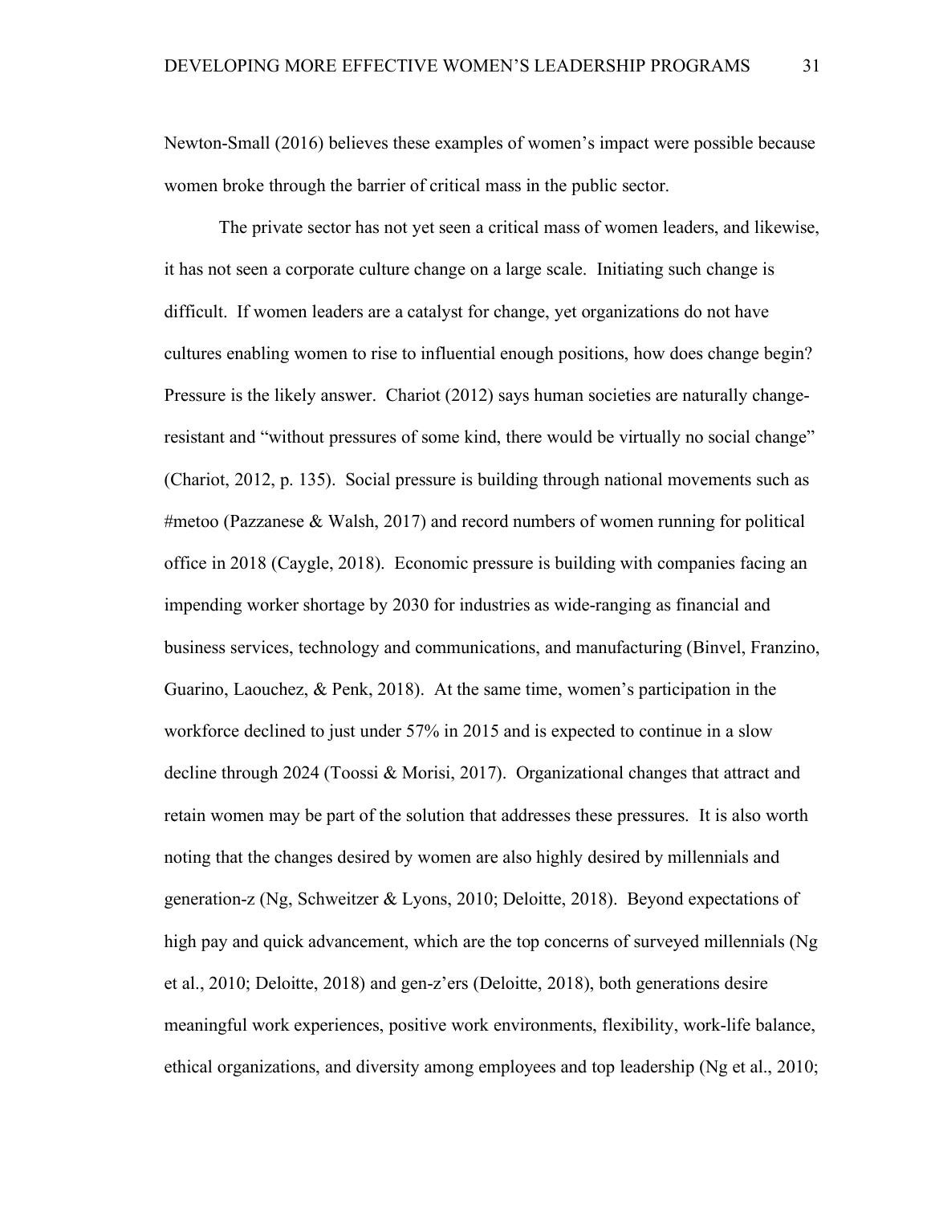Newton-Small (2016) believes these examples of women's impact were possible because women broke through the barrier of critical mass in the public sector.

The private sector has not yet seen a critical mass of women leaders, and likewise, it has not seen a corporate culture change on a large scale. Initiating such change is difficult. If women leaders are a catalyst for change, yet organizations do not have cultures enabling women to rise to influential enough positions, how does change begin? Pressure is the likely answer. Chariot (2012) says human societies are naturally change-resistant and "without pressures of some kind, there would be virtually no social change" (Chariot, 2012, p. 135). Social pressure is building through national movements such as #metoo (Pazzanese & Walsh, 2017) and record numbers of women running for political office in 2018 (Caygle, 2018). Economic pressure is building with companies facing an impending worker shortage by 2030 for industries as wide-ranging as financial and business services, technology and communications, and manufacturing (Binvel, Franzino, Guarino, Laouchez, & Penk, 2018). At the same time, women's participation in the workforce declined to just under 57% in 2015 and is expected to continue in a slow decline through 2024 (Toossi & Morisi, 2017). Organizational changes that attract and retain women may be part of the solution that addresses these pressures. It is also worth noting that the changes desired by women are also highly desired by millennials and generation-z (Ng, Schweitzer & Lyons, 2010; Deloitte, 2018). Beyond expectations of high pay and quick advancement, which are the top concerns of surveyed millennials (Ng et al., 2010; Deloitte, 2018) and gen-z'ers (Deloitte, 2018), both generations desire meaningful work experiences, positive work environments, flexibility, work-life balance, ethical organizations, and diversity among employees and top leadership (Ng et al., 2010;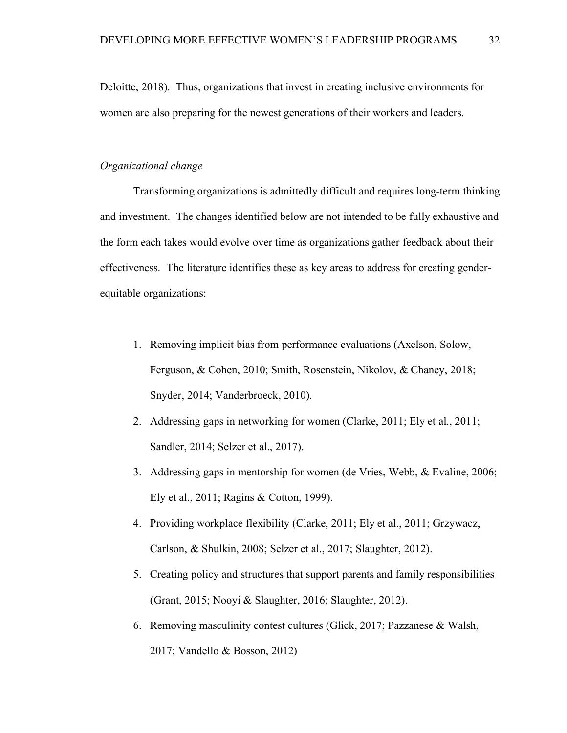Deloitte, 2018). Thus, organizations that invest in creating inclusive environments for women are also preparing for the newest generations of their workers and leaders.

### *Organizational change*

Transforming organizations is admittedly difficult and requires long-term thinking and investment. The changes identified below are not intended to be fully exhaustive and the form each takes would evolve over time as organizations gather feedback about their effectiveness. The literature identifies these as key areas to address for creating gender-equitable organizations:

1. Removing implicit bias from performance evaluations (Axelson, Solow, Ferguson, & Cohen, 2010; Smith, Rosenstein, Nikolov, & Chaney, 2018; Snyder, 2014; Vanderbroeck, 2010).
2. Addressing gaps in networking for women (Clarke, 2011; Ely et al., 2011; Sandler, 2014; Selzer et al., 2017).
3. Addressing gaps in mentorship for women (de Vries, Webb, & Evaline, 2006; Ely et al., 2011; Ragins & Cotton, 1999).
4. Providing workplace flexibility (Clarke, 2011; Ely et al., 2011; Grzywacz, Carlson, & Shulkin, 2008; Selzer et al., 2017; Slaughter, 2012).
5. Creating policy and structures that support parents and family responsibilities (Grant, 2015; Nooyi & Slaughter, 2016; Slaughter, 2012).
6. Removing masculinity contest cultures (Glick, 2017; Pazzanese & Walsh, 2017; Vandello & Bosson, 2012)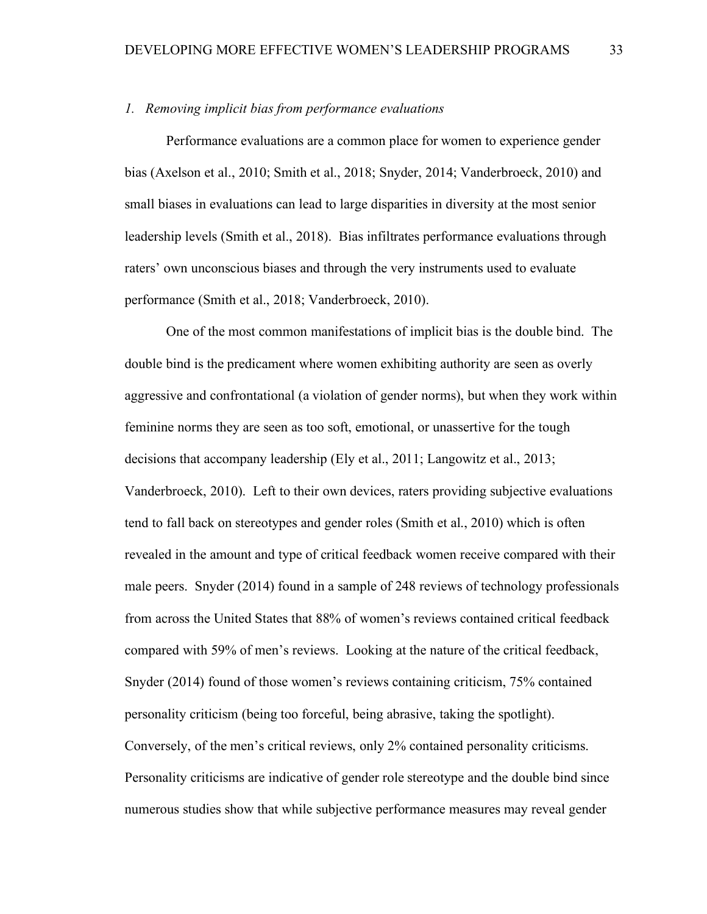*1. Removing implicit bias from performance evaluations*

Performance evaluations are a common place for women to experience gender bias (Axelson et al., 2010; Smith et al., 2018; Snyder, 2014; Vanderbroeck, 2010) and small biases in evaluations can lead to large disparities in diversity at the most senior leadership levels (Smith et al., 2018). Bias infiltrates performance evaluations through raters' own unconscious biases and through the very instruments used to evaluate performance (Smith et al., 2018; Vanderbroeck, 2010).

One of the most common manifestations of implicit bias is the double bind. The double bind is the predicament where women exhibiting authority are seen as overly aggressive and confrontational (a violation of gender norms), but when they work within feminine norms they are seen as too soft, emotional, or unassertive for the tough decisions that accompany leadership (Ely et al., 2011; Langowitz et al., 2013; Vanderbroeck, 2010). Left to their own devices, raters providing subjective evaluations tend to fall back on stereotypes and gender roles (Smith et al., 2010) which is often revealed in the amount and type of critical feedback women receive compared with their male peers. Snyder (2014) found in a sample of 248 reviews of technology professionals from across the United States that 88% of women's reviews contained critical feedback compared with 59% of men's reviews. Looking at the nature of the critical feedback, Snyder (2014) found of those women's reviews containing criticism, 75% contained personality criticism (being too forceful, being abrasive, taking the spotlight). Conversely, of the men's critical reviews, only 2% contained personality criticisms. Personality criticisms are indicative of gender role stereotype and the double bind since numerous studies show that while subjective performance measures may reveal gender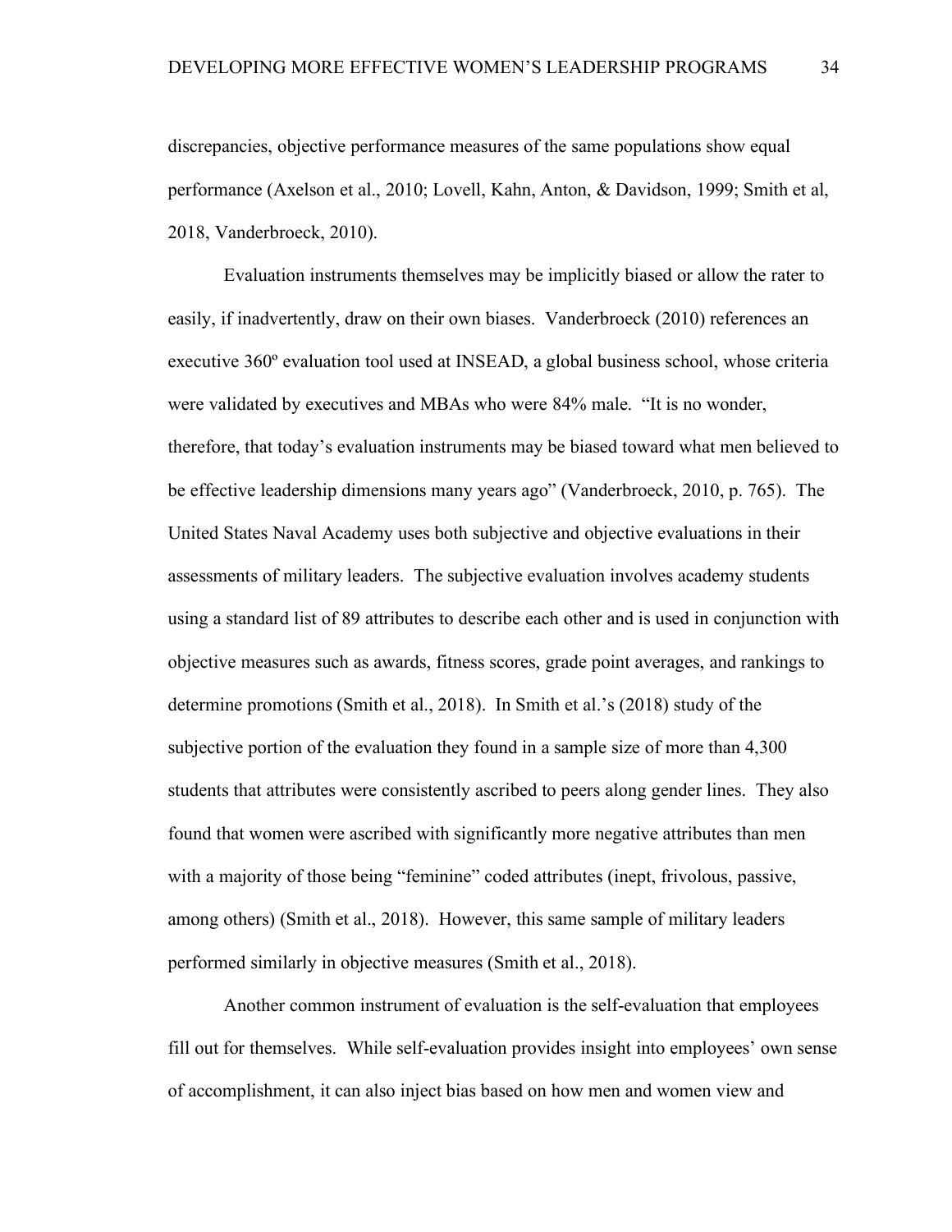discrepancies, objective performance measures of the same populations show equal performance (Axelson et al., 2010; Lovell, Kahn, Anton, & Davidson, 1999; Smith et al, 2018, Vanderbroeck, 2010).

Evaluation instruments themselves may be implicitly biased or allow the rater to easily, if inadvertently, draw on their own biases. Vanderbroeck (2010) references an executive 360º evaluation tool used at INSEAD, a global business school, whose criteria were validated by executives and MBAs who were 84% male. "It is no wonder, therefore, that today's evaluation instruments may be biased toward what men believed to be effective leadership dimensions many years ago" (Vanderbroeck, 2010, p. 765). The United States Naval Academy uses both subjective and objective evaluations in their assessments of military leaders. The subjective evaluation involves academy students using a standard list of 89 attributes to describe each other and is used in conjunction with objective measures such as awards, fitness scores, grade point averages, and rankings to determine promotions (Smith et al., 2018). In Smith et al.'s (2018) study of the subjective portion of the evaluation they found in a sample size of more than 4,300 students that attributes were consistently ascribed to peers along gender lines. They also found that women were ascribed with significantly more negative attributes than men with a majority of those being "feminine" coded attributes (inept, frivolous, passive, among others) (Smith et al., 2018). However, this same sample of military leaders performed similarly in objective measures (Smith et al., 2018).

Another common instrument of evaluation is the self-evaluation that employees fill out for themselves. While self-evaluation provides insight into employees' own sense of accomplishment, it can also inject bias based on how men and women view and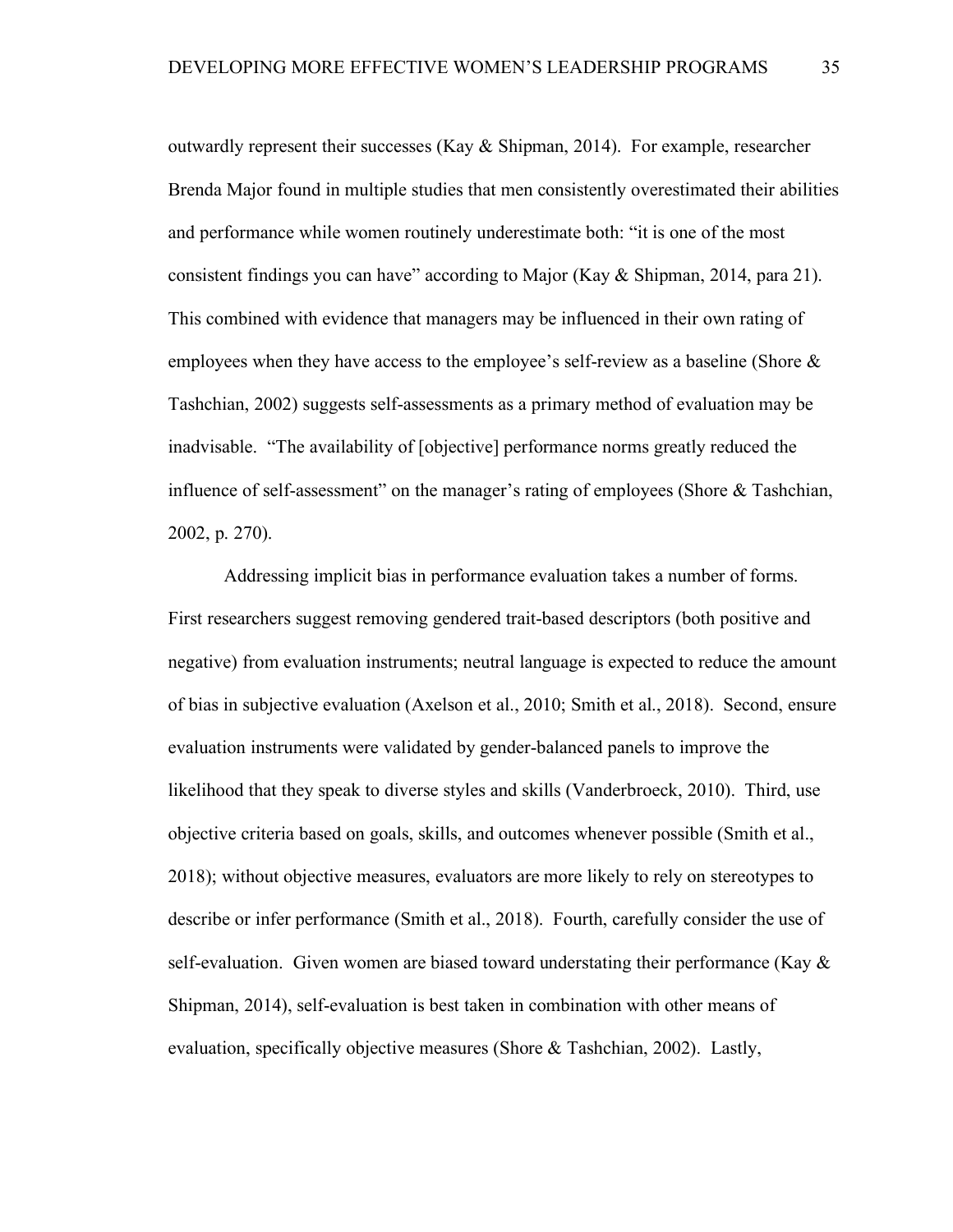outwardly represent their successes (Kay & Shipman, 2014). For example, researcher Brenda Major found in multiple studies that men consistently overestimated their abilities and performance while women routinely underestimate both: "it is one of the most consistent findings you can have" according to Major (Kay & Shipman, 2014, para 21). This combined with evidence that managers may be influenced in their own rating of employees when they have access to the employee's self-review as a baseline (Shore & Tashchian, 2002) suggests self-assessments as a primary method of evaluation may be inadvisable. "The availability of [objective] performance norms greatly reduced the influence of self-assessment" on the manager's rating of employees (Shore & Tashchian, 2002, p. 270).

Addressing implicit bias in performance evaluation takes a number of forms. First researchers suggest removing gendered trait-based descriptors (both positive and negative) from evaluation instruments; neutral language is expected to reduce the amount of bias in subjective evaluation (Axelson et al., 2010; Smith et al., 2018). Second, ensure evaluation instruments were validated by gender-balanced panels to improve the likelihood that they speak to diverse styles and skills (Vanderbroeck, 2010). Third, use objective criteria based on goals, skills, and outcomes whenever possible (Smith et al., 2018); without objective measures, evaluators are more likely to rely on stereotypes to describe or infer performance (Smith et al., 2018). Fourth, carefully consider the use of self-evaluation. Given women are biased toward understating their performance (Kay & Shipman, 2014), self-evaluation is best taken in combination with other means of evaluation, specifically objective measures (Shore & Tashchian, 2002). Lastly,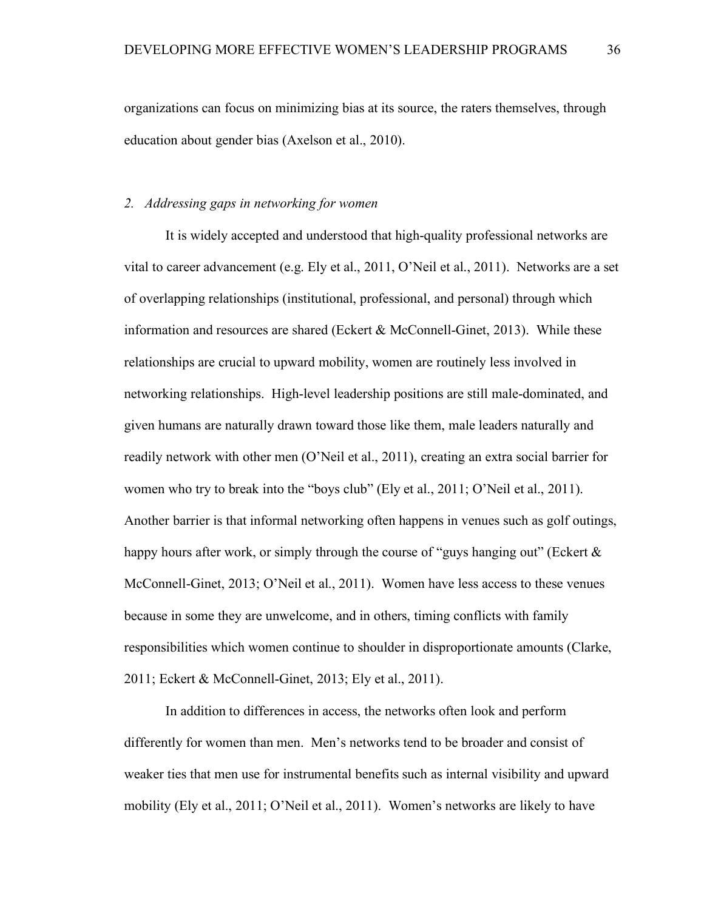organizations can focus on minimizing bias at its source, the raters themselves, through education about gender bias (Axelson et al., 2010).

*2. Addressing gaps in networking for women*

It is widely accepted and understood that high-quality professional networks are vital to career advancement (e.g. Ely et al., 2011, O'Neil et al., 2011). Networks are a set of overlapping relationships (institutional, professional, and personal) through which information and resources are shared (Eckert & McConnell-Ginet, 2013). While these relationships are crucial to upward mobility, women are routinely less involved in networking relationships. High-level leadership positions are still male-dominated, and given humans are naturally drawn toward those like them, male leaders naturally and readily network with other men (O'Neil et al., 2011), creating an extra social barrier for women who try to break into the "boys club" (Ely et al., 2011; O'Neil et al., 2011). Another barrier is that informal networking often happens in venues such as golf outings, happy hours after work, or simply through the course of "guys hanging out" (Eckert & McConnell-Ginet, 2013; O'Neil et al., 2011). Women have less access to these venues because in some they are unwelcome, and in others, timing conflicts with family responsibilities which women continue to shoulder in disproportionate amounts (Clarke, 2011; Eckert & McConnell-Ginet, 2013; Ely et al., 2011).

In addition to differences in access, the networks often look and perform differently for women than men. Men's networks tend to be broader and consist of weaker ties that men use for instrumental benefits such as internal visibility and upward mobility (Ely et al., 2011; O'Neil et al., 2011). Women's networks are likely to have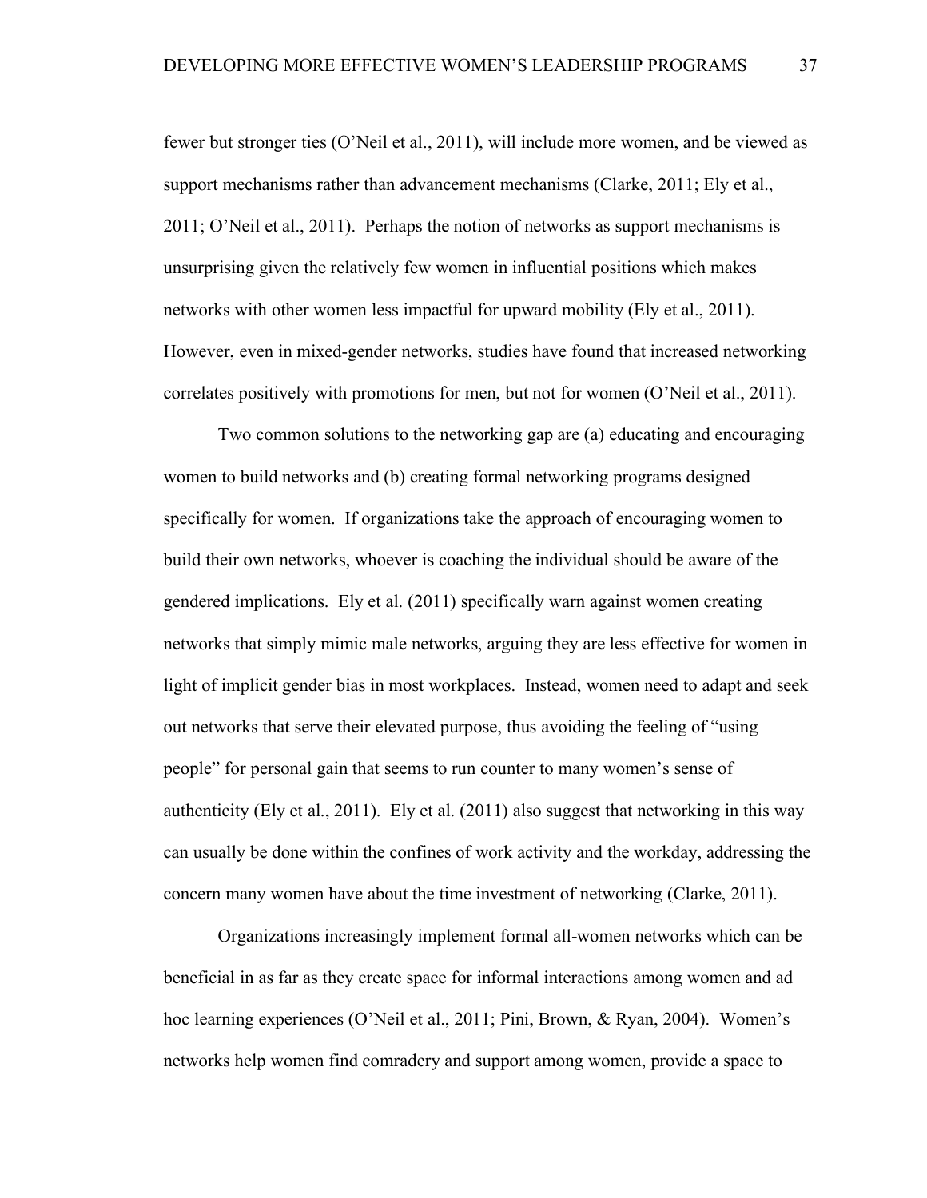fewer but stronger ties (O'Neil et al., 2011), will include more women, and be viewed as support mechanisms rather than advancement mechanisms (Clarke, 2011; Ely et al., 2011; O'Neil et al., 2011). Perhaps the notion of networks as support mechanisms is unsurprising given the relatively few women in influential positions which makes networks with other women less impactful for upward mobility (Ely et al., 2011). However, even in mixed-gender networks, studies have found that increased networking correlates positively with promotions for men, but not for women (O'Neil et al., 2011).

Two common solutions to the networking gap are (a) educating and encouraging women to build networks and (b) creating formal networking programs designed specifically for women. If organizations take the approach of encouraging women to build their own networks, whoever is coaching the individual should be aware of the gendered implications. Ely et al. (2011) specifically warn against women creating networks that simply mimic male networks, arguing they are less effective for women in light of implicit gender bias in most workplaces. Instead, women need to adapt and seek out networks that serve their elevated purpose, thus avoiding the feeling of "using people" for personal gain that seems to run counter to many women's sense of authenticity (Ely et al., 2011). Ely et al. (2011) also suggest that networking in this way can usually be done within the confines of work activity and the workday, addressing the concern many women have about the time investment of networking (Clarke, 2011).

Organizations increasingly implement formal all-women networks which can be beneficial in as far as they create space for informal interactions among women and ad hoc learning experiences (O'Neil et al., 2011; Pini, Brown, & Ryan, 2004). Women's networks help women find comradery and support among women, provide a space to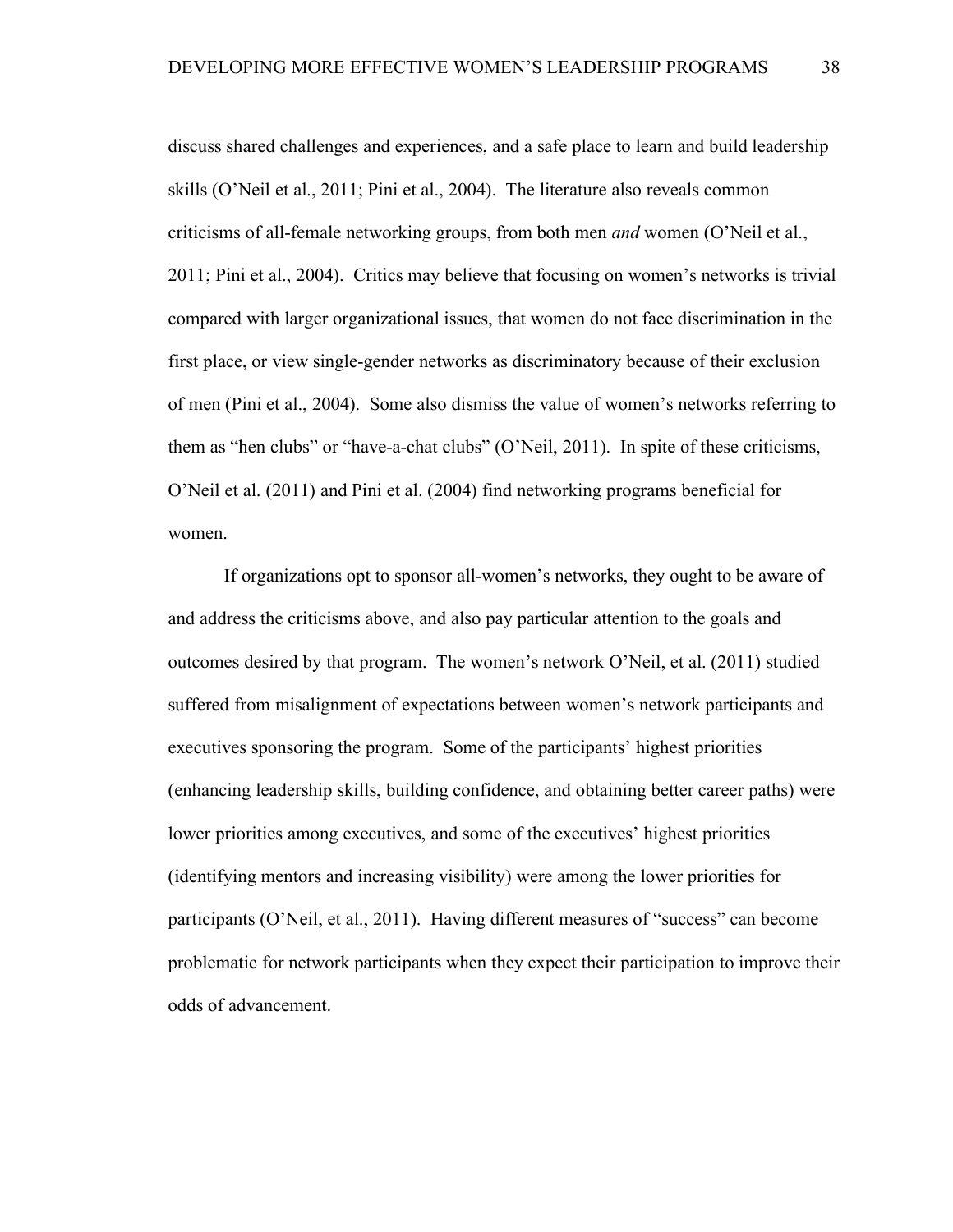discuss shared challenges and experiences, and a safe place to learn and build leadership skills (O'Neil et al., 2011; Pini et al., 2004). The literature also reveals common criticisms of all-female networking groups, from both men *and* women (O'Neil et al., 2011; Pini et al., 2004). Critics may believe that focusing on women's networks is trivial compared with larger organizational issues, that women do not face discrimination in the first place, or view single-gender networks as discriminatory because of their exclusion of men (Pini et al., 2004). Some also dismiss the value of women's networks referring to them as "hen clubs" or "have-a-chat clubs" (O'Neil, 2011). In spite of these criticisms, O'Neil et al. (2011) and Pini et al. (2004) find networking programs beneficial for women.

If organizations opt to sponsor all-women's networks, they ought to be aware of and address the criticisms above, and also pay particular attention to the goals and outcomes desired by that program. The women's network O'Neil, et al. (2011) studied suffered from misalignment of expectations between women's network participants and executives sponsoring the program. Some of the participants' highest priorities (enhancing leadership skills, building confidence, and obtaining better career paths) were lower priorities among executives, and some of the executives' highest priorities (identifying mentors and increasing visibility) were among the lower priorities for participants (O'Neil, et al., 2011). Having different measures of "success" can become problematic for network participants when they expect their participation to improve their odds of advancement.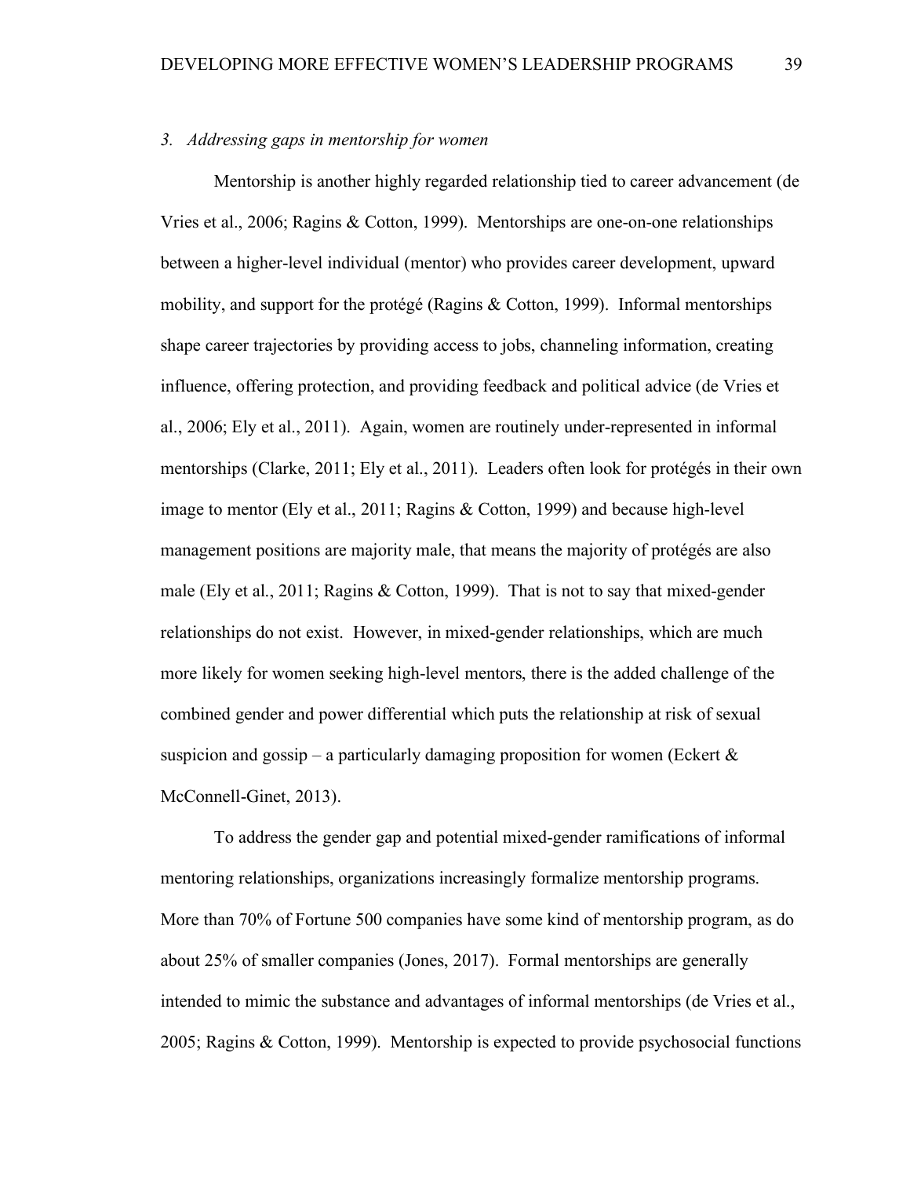*3. Addressing gaps in mentorship for women*

Mentorship is another highly regarded relationship tied to career advancement (de Vries et al., 2006; Ragins & Cotton, 1999). Mentorships are one-on-one relationships between a higher-level individual (mentor) who provides career development, upward mobility, and support for the protégé (Ragins & Cotton, 1999). Informal mentorships shape career trajectories by providing access to jobs, channeling information, creating influence, offering protection, and providing feedback and political advice (de Vries et al., 2006; Ely et al., 2011). Again, women are routinely under-represented in informal mentorships (Clarke, 2011; Ely et al., 2011). Leaders often look for protégés in their own image to mentor (Ely et al., 2011; Ragins & Cotton, 1999) and because high-level management positions are majority male, that means the majority of protégés are also male (Ely et al., 2011; Ragins & Cotton, 1999). That is not to say that mixed-gender relationships do not exist. However, in mixed-gender relationships, which are much more likely for women seeking high-level mentors, there is the added challenge of the combined gender and power differential which puts the relationship at risk of sexual suspicion and gossip – a particularly damaging proposition for women (Eckert & McConnell-Ginet, 2013).

To address the gender gap and potential mixed-gender ramifications of informal mentoring relationships, organizations increasingly formalize mentorship programs. More than 70% of Fortune 500 companies have some kind of mentorship program, as do about 25% of smaller companies (Jones, 2017). Formal mentorships are generally intended to mimic the substance and advantages of informal mentorships (de Vries et al., 2005; Ragins & Cotton, 1999). Mentorship is expected to provide psychosocial functions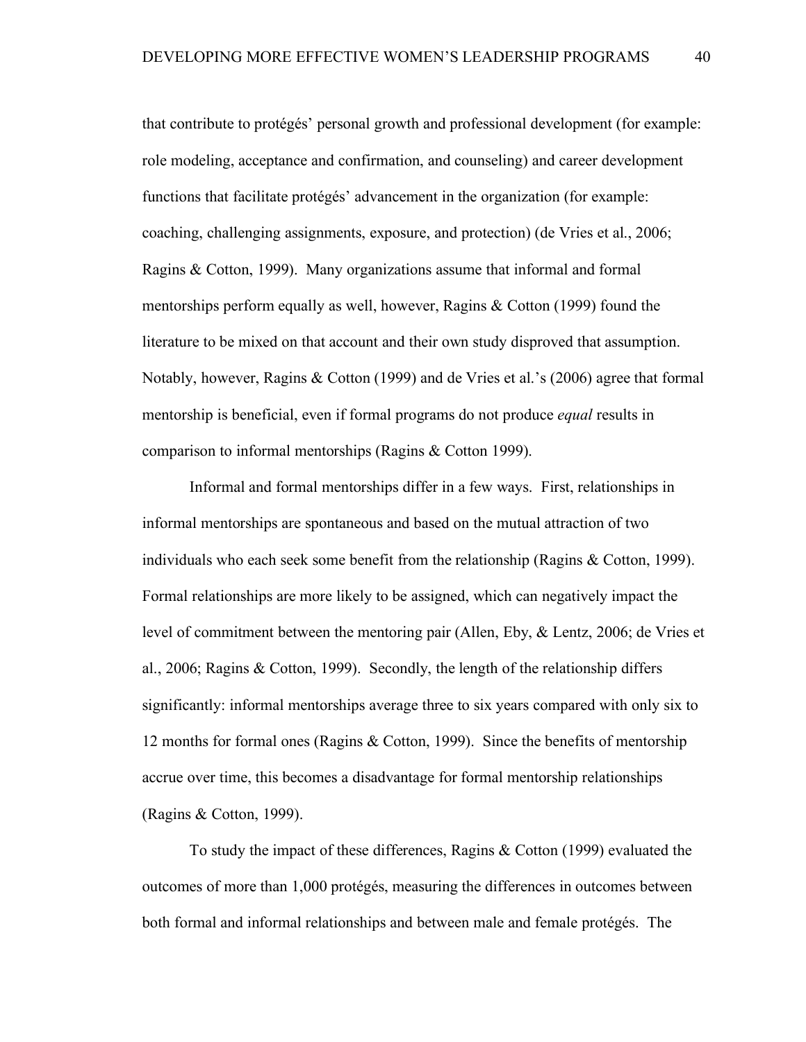that contribute to protégés' personal growth and professional development (for example: role modeling, acceptance and confirmation, and counseling) and career development functions that facilitate protégés' advancement in the organization (for example: coaching, challenging assignments, exposure, and protection) (de Vries et al., 2006; Ragins & Cotton, 1999). Many organizations assume that informal and formal mentorships perform equally as well, however, Ragins & Cotton (1999) found the literature to be mixed on that account and their own study disproved that assumption. Notably, however, Ragins & Cotton (1999) and de Vries et al.'s (2006) agree that formal mentorship is beneficial, even if formal programs do not produce *equal* results in comparison to informal mentorships (Ragins & Cotton 1999).

Informal and formal mentorships differ in a few ways. First, relationships in informal mentorships are spontaneous and based on the mutual attraction of two individuals who each seek some benefit from the relationship (Ragins & Cotton, 1999). Formal relationships are more likely to be assigned, which can negatively impact the level of commitment between the mentoring pair (Allen, Eby, & Lentz, 2006; de Vries et al., 2006; Ragins & Cotton, 1999). Secondly, the length of the relationship differs significantly: informal mentorships average three to six years compared with only six to 12 months for formal ones (Ragins & Cotton, 1999). Since the benefits of mentorship accrue over time, this becomes a disadvantage for formal mentorship relationships (Ragins & Cotton, 1999).

To study the impact of these differences, Ragins & Cotton (1999) evaluated the outcomes of more than 1,000 protégés, measuring the differences in outcomes between both formal and informal relationships and between male and female protégés. The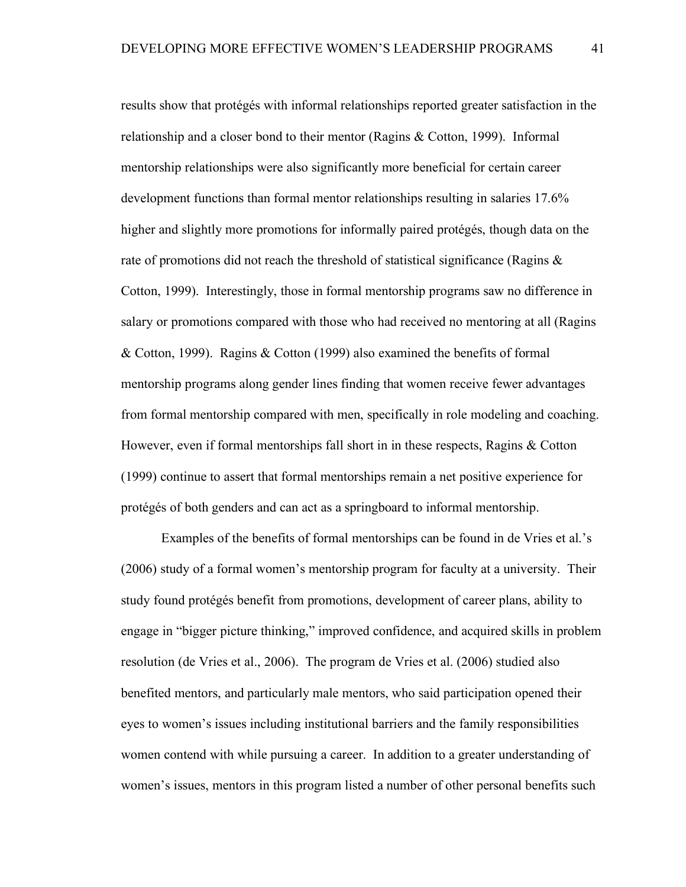results show that protégés with informal relationships reported greater satisfaction in the relationship and a closer bond to their mentor (Ragins & Cotton, 1999). Informal mentorship relationships were also significantly more beneficial for certain career development functions than formal mentor relationships resulting in salaries 17.6% higher and slightly more promotions for informally paired protégés, though data on the rate of promotions did not reach the threshold of statistical significance (Ragins & Cotton, 1999). Interestingly, those in formal mentorship programs saw no difference in salary or promotions compared with those who had received no mentoring at all (Ragins & Cotton, 1999). Ragins & Cotton (1999) also examined the benefits of formal mentorship programs along gender lines finding that women receive fewer advantages from formal mentorship compared with men, specifically in role modeling and coaching. However, even if formal mentorships fall short in in these respects, Ragins & Cotton (1999) continue to assert that formal mentorships remain a net positive experience for protégés of both genders and can act as a springboard to informal mentorship.

Examples of the benefits of formal mentorships can be found in de Vries et al.'s (2006) study of a formal women's mentorship program for faculty at a university. Their study found protégés benefit from promotions, development of career plans, ability to engage in "bigger picture thinking," improved confidence, and acquired skills in problem resolution (de Vries et al., 2006). The program de Vries et al. (2006) studied also benefited mentors, and particularly male mentors, who said participation opened their eyes to women's issues including institutional barriers and the family responsibilities women contend with while pursuing a career. In addition to a greater understanding of women's issues, mentors in this program listed a number of other personal benefits such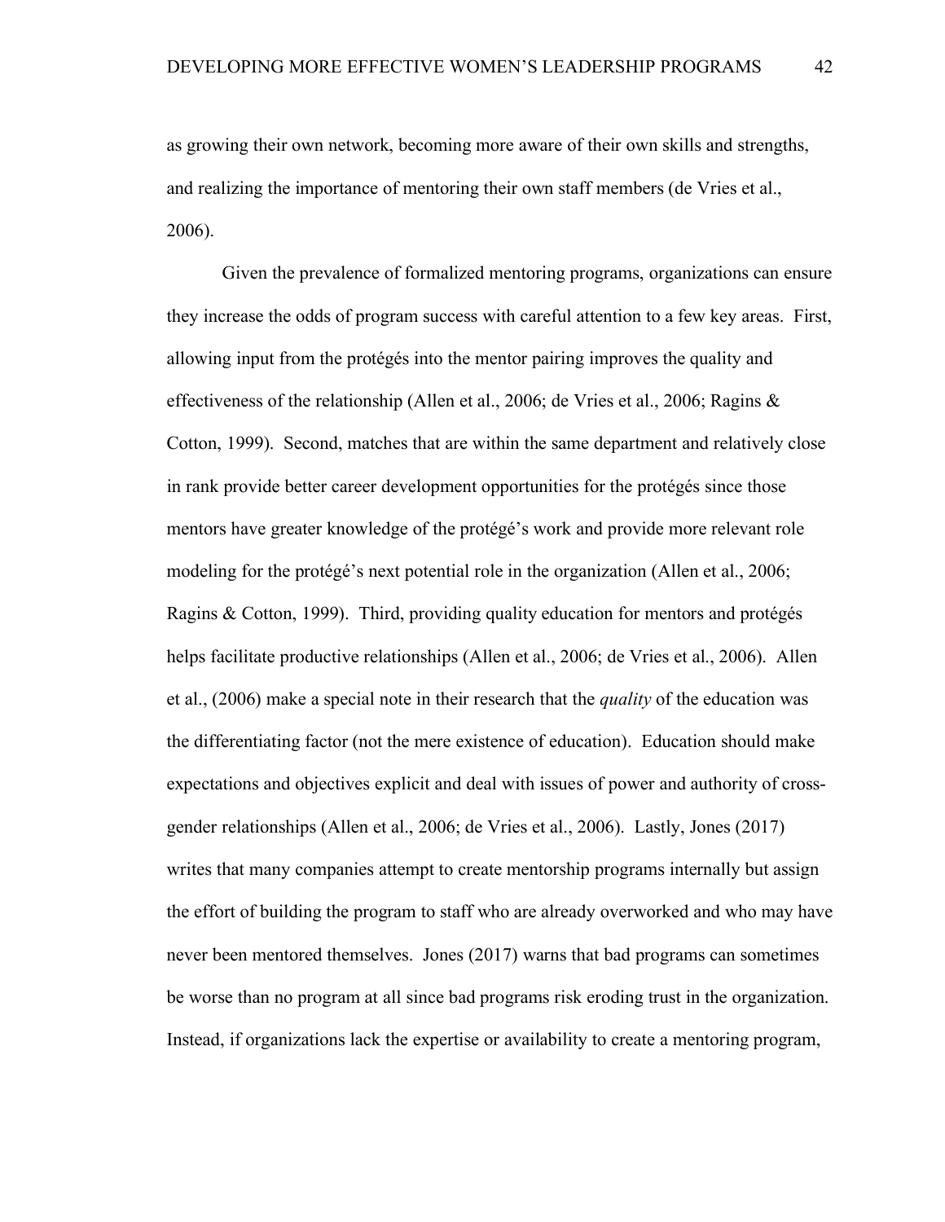as growing their own network, becoming more aware of their own skills and strengths, and realizing the importance of mentoring their own staff members (de Vries et al., 2006).

Given the prevalence of formalized mentoring programs, organizations can ensure they increase the odds of program success with careful attention to a few key areas. First, allowing input from the protégés into the mentor pairing improves the quality and effectiveness of the relationship (Allen et al., 2006; de Vries et al., 2006; Ragins & Cotton, 1999). Second, matches that are within the same department and relatively close in rank provide better career development opportunities for the protégés since those mentors have greater knowledge of the protégé's work and provide more relevant role modeling for the protégé's next potential role in the organization (Allen et al., 2006; Ragins & Cotton, 1999). Third, providing quality education for mentors and protégés helps facilitate productive relationships (Allen et al., 2006; de Vries et al., 2006). Allen et al., (2006) make a special note in their research that the *quality* of the education was the differentiating factor (not the mere existence of education). Education should make expectations and objectives explicit and deal with issues of power and authority of cross-gender relationships (Allen et al., 2006; de Vries et al., 2006). Lastly, Jones (2017) writes that many companies attempt to create mentorship programs internally but assign the effort of building the program to staff who are already overworked and who may have never been mentored themselves. Jones (2017) warns that bad programs can sometimes be worse than no program at all since bad programs risk eroding trust in the organization. Instead, if organizations lack the expertise or availability to create a mentoring program,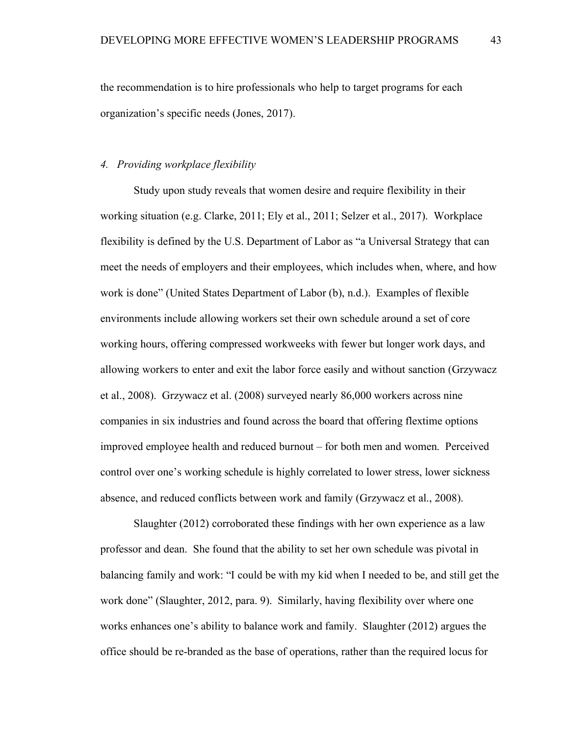the recommendation is to hire professionals who help to target programs for each organization's specific needs (Jones, 2017).

*4. Providing workplace flexibility*

Study upon study reveals that women desire and require flexibility in their working situation (e.g. Clarke, 2011; Ely et al., 2011; Selzer et al., 2017). Workplace flexibility is defined by the U.S. Department of Labor as "a Universal Strategy that can meet the needs of employers and their employees, which includes when, where, and how work is done" (United States Department of Labor (b), n.d.). Examples of flexible environments include allowing workers set their own schedule around a set of core working hours, offering compressed workweeks with fewer but longer work days, and allowing workers to enter and exit the labor force easily and without sanction (Grzywacz et al., 2008). Grzywacz et al. (2008) surveyed nearly 86,000 workers across nine companies in six industries and found across the board that offering flextime options improved employee health and reduced burnout – for both men and women. Perceived control over one's working schedule is highly correlated to lower stress, lower sickness absence, and reduced conflicts between work and family (Grzywacz et al., 2008).

Slaughter (2012) corroborated these findings with her own experience as a law professor and dean. She found that the ability to set her own schedule was pivotal in balancing family and work: "I could be with my kid when I needed to be, and still get the work done" (Slaughter, 2012, para. 9). Similarly, having flexibility over where one works enhances one's ability to balance work and family. Slaughter (2012) argues the office should be re-branded as the base of operations, rather than the required locus for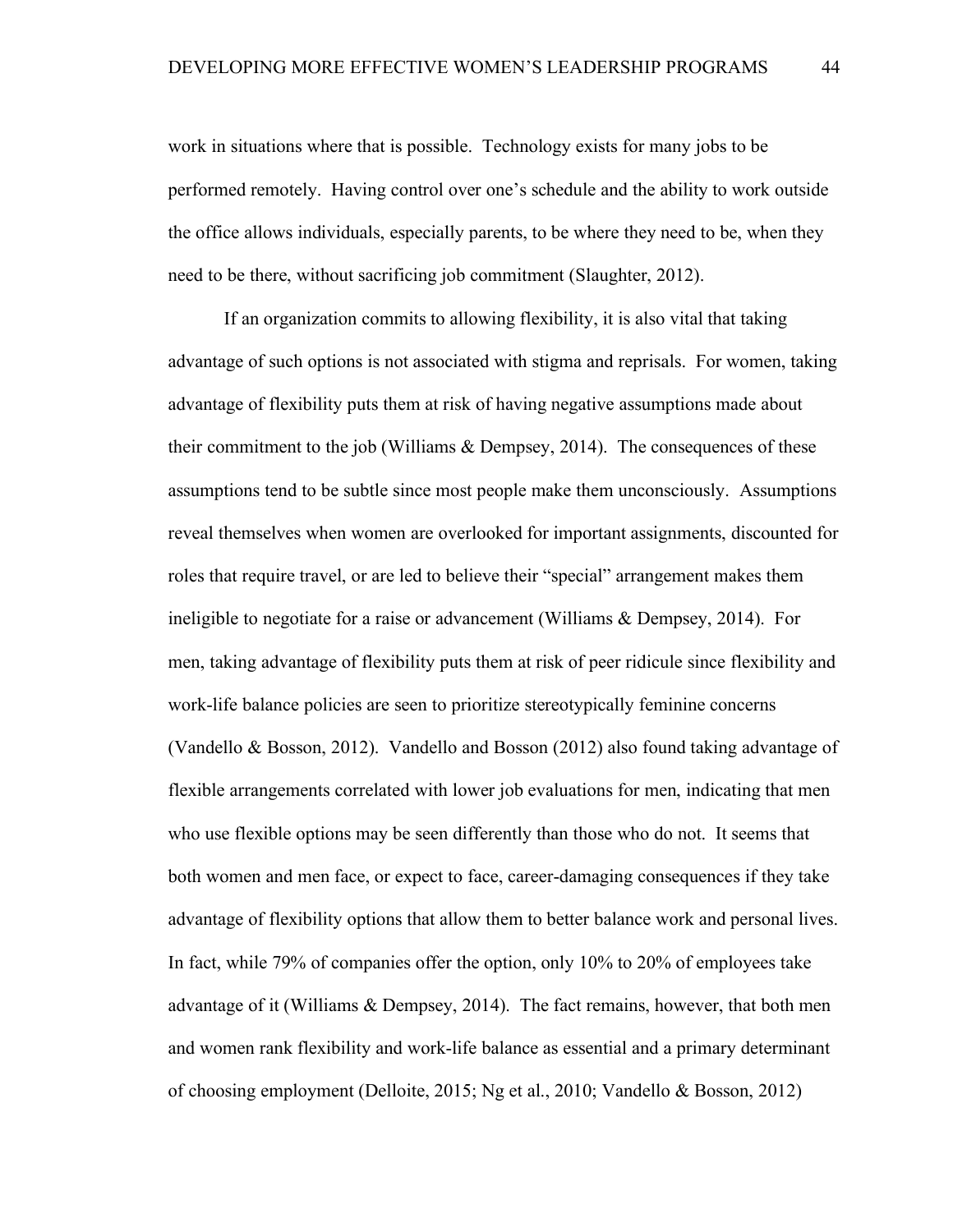work in situations where that is possible. Technology exists for many jobs to be performed remotely. Having control over one's schedule and the ability to work outside the office allows individuals, especially parents, to be where they need to be, when they need to be there, without sacrificing job commitment (Slaughter, 2012).

If an organization commits to allowing flexibility, it is also vital that taking advantage of such options is not associated with stigma and reprisals. For women, taking advantage of flexibility puts them at risk of having negative assumptions made about their commitment to the job (Williams & Dempsey, 2014). The consequences of these assumptions tend to be subtle since most people make them unconsciously. Assumptions reveal themselves when women are overlooked for important assignments, discounted for roles that require travel, or are led to believe their "special" arrangement makes them ineligible to negotiate for a raise or advancement (Williams & Dempsey, 2014). For men, taking advantage of flexibility puts them at risk of peer ridicule since flexibility and work-life balance policies are seen to prioritize stereotypically feminine concerns (Vandello & Bosson, 2012). Vandello and Bosson (2012) also found taking advantage of flexible arrangements correlated with lower job evaluations for men, indicating that men who use flexible options may be seen differently than those who do not. It seems that both women and men face, or expect to face, career-damaging consequences if they take advantage of flexibility options that allow them to better balance work and personal lives. In fact, while 79% of companies offer the option, only 10% to 20% of employees take advantage of it (Williams & Dempsey, 2014). The fact remains, however, that both men and women rank flexibility and work-life balance as essential and a primary determinant of choosing employment (Delloite, 2015; Ng et al., 2010; Vandello & Bosson, 2012)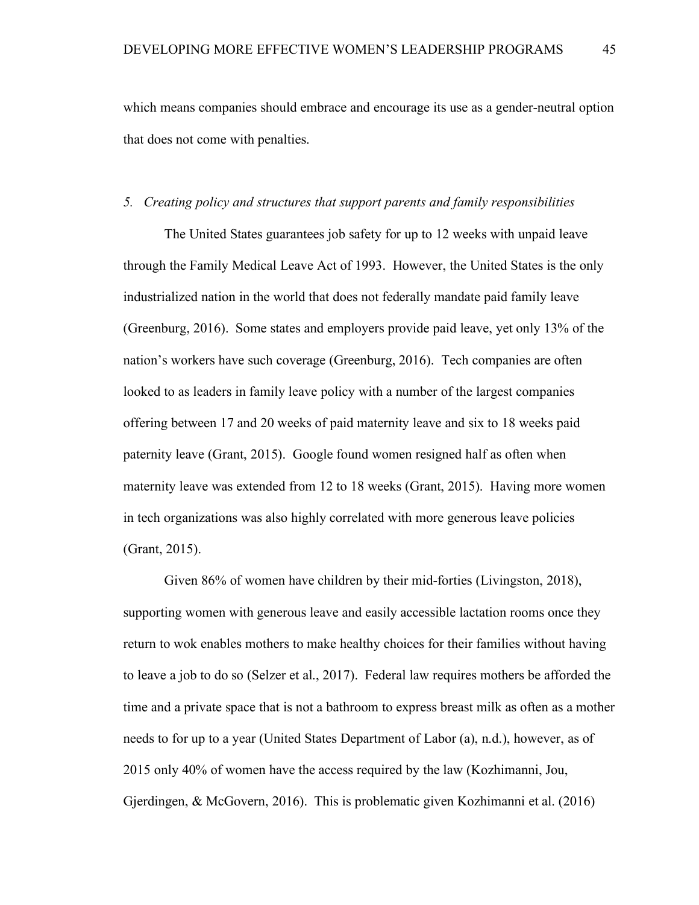which means companies should embrace and encourage its use as a gender-neutral option that does not come with penalties.

### *5. Creating policy and structures that support parents and family responsibilities*

The United States guarantees job safety for up to 12 weeks with unpaid leave through the Family Medical Leave Act of 1993. However, the United States is the only industrialized nation in the world that does not federally mandate paid family leave (Greenburg, 2016). Some states and employers provide paid leave, yet only 13% of the nation's workers have such coverage (Greenburg, 2016). Tech companies are often looked to as leaders in family leave policy with a number of the largest companies offering between 17 and 20 weeks of paid maternity leave and six to 18 weeks paid paternity leave (Grant, 2015). Google found women resigned half as often when maternity leave was extended from 12 to 18 weeks (Grant, 2015). Having more women in tech organizations was also highly correlated with more generous leave policies (Grant, 2015).

Given 86% of women have children by their mid-forties (Livingston, 2018), supporting women with generous leave and easily accessible lactation rooms once they return to wok enables mothers to make healthy choices for their families without having to leave a job to do so (Selzer et al., 2017). Federal law requires mothers be afforded the time and a private space that is not a bathroom to express breast milk as often as a mother needs to for up to a year (United States Department of Labor (a), n.d.), however, as of 2015 only 40% of women have the access required by the law (Kozhimanni, Jou, Gjerdingen, & McGovern, 2016). This is problematic given Kozhimanni et al. (2016)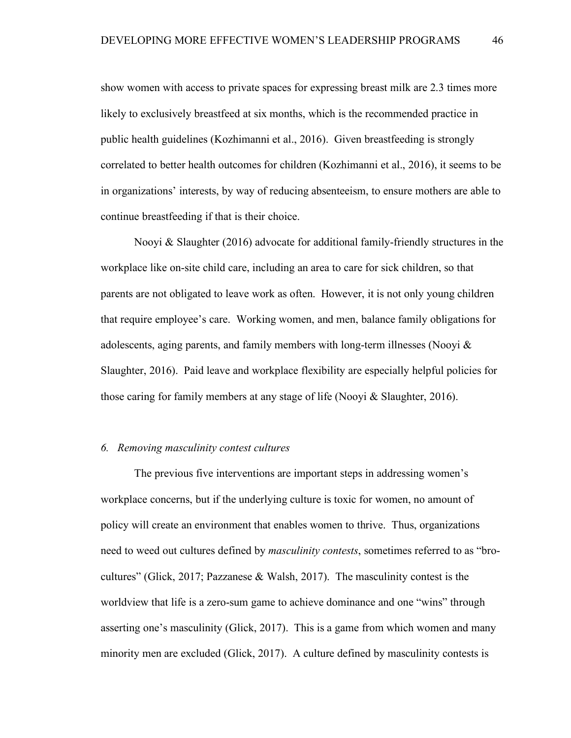show women with access to private spaces for expressing breast milk are 2.3 times more likely to exclusively breastfeed at six months, which is the recommended practice in public health guidelines (Kozhimanni et al., 2016). Given breastfeeding is strongly correlated to better health outcomes for children (Kozhimanni et al., 2016), it seems to be in organizations' interests, by way of reducing absenteeism, to ensure mothers are able to continue breastfeeding if that is their choice.

Nooyi & Slaughter (2016) advocate for additional family-friendly structures in the workplace like on-site child care, including an area to care for sick children, so that parents are not obligated to leave work as often. However, it is not only young children that require employee's care. Working women, and men, balance family obligations for adolescents, aging parents, and family members with long-term illnesses (Nooyi & Slaughter, 2016). Paid leave and workplace flexibility are especially helpful policies for those caring for family members at any stage of life (Nooyi & Slaughter, 2016).

### *6. Removing masculinity contest cultures*

The previous five interventions are important steps in addressing women's workplace concerns, but if the underlying culture is toxic for women, no amount of policy will create an environment that enables women to thrive. Thus, organizations need to weed out cultures defined by *masculinity contests*, sometimes referred to as "bro-cultures" (Glick, 2017; Pazzanese & Walsh, 2017). The masculinity contest is the worldview that life is a zero-sum game to achieve dominance and one "wins" through asserting one's masculinity (Glick, 2017). This is a game from which women and many minority men are excluded (Glick, 2017). A culture defined by masculinity contests is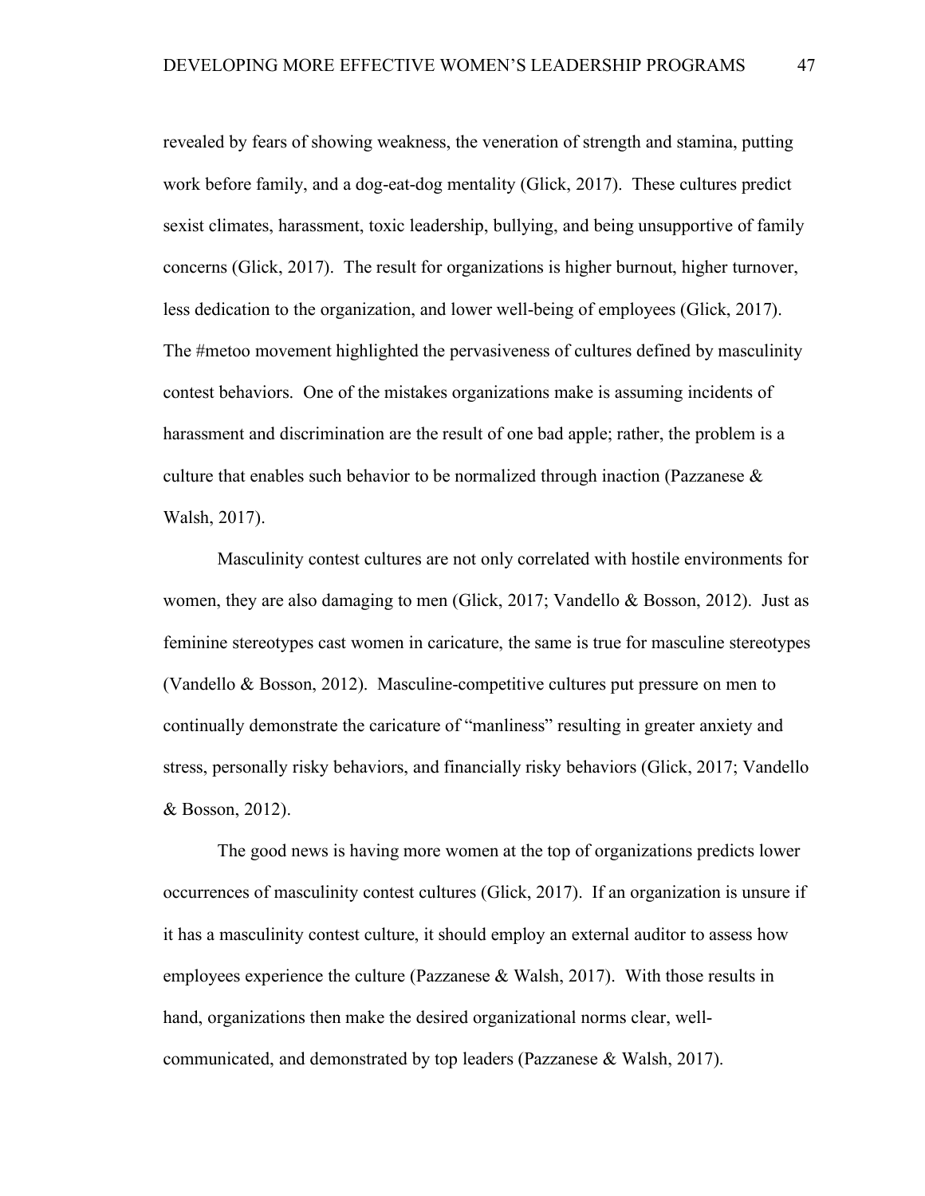revealed by fears of showing weakness, the veneration of strength and stamina, putting work before family, and a dog-eat-dog mentality (Glick, 2017). These cultures predict sexist climates, harassment, toxic leadership, bullying, and being unsupportive of family concerns (Glick, 2017). The result for organizations is higher burnout, higher turnover, less dedication to the organization, and lower well-being of employees (Glick, 2017). The #metoo movement highlighted the pervasiveness of cultures defined by masculinity contest behaviors. One of the mistakes organizations make is assuming incidents of harassment and discrimination are the result of one bad apple; rather, the problem is a culture that enables such behavior to be normalized through inaction (Pazzanese & Walsh, 2017).

Masculinity contest cultures are not only correlated with hostile environments for women, they are also damaging to men (Glick, 2017; Vandello & Bosson, 2012). Just as feminine stereotypes cast women in caricature, the same is true for masculine stereotypes (Vandello & Bosson, 2012). Masculine-competitive cultures put pressure on men to continually demonstrate the caricature of "manliness" resulting in greater anxiety and stress, personally risky behaviors, and financially risky behaviors (Glick, 2017; Vandello & Bosson, 2012).

The good news is having more women at the top of organizations predicts lower occurrences of masculinity contest cultures (Glick, 2017). If an organization is unsure if it has a masculinity contest culture, it should employ an external auditor to assess how employees experience the culture (Pazzanese & Walsh, 2017). With those results in hand, organizations then make the desired organizational norms clear, well-communicated, and demonstrated by top leaders (Pazzanese & Walsh, 2017).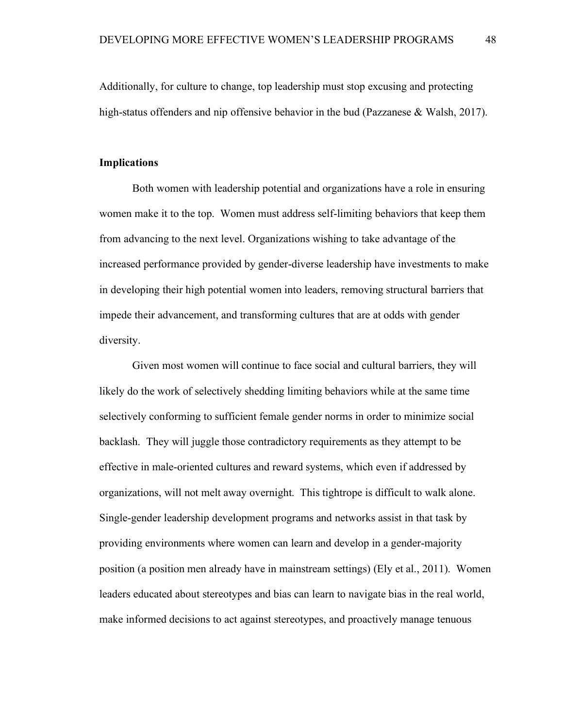Additionally, for culture to change, top leadership must stop excusing and protecting high-status offenders and nip offensive behavior in the bud (Pazzanese & Walsh, 2017).

**Implications**

Both women with leadership potential and organizations have a role in ensuring women make it to the top. Women must address self-limiting behaviors that keep them from advancing to the next level. Organizations wishing to take advantage of the increased performance provided by gender-diverse leadership have investments to make in developing their high potential women into leaders, removing structural barriers that impede their advancement, and transforming cultures that are at odds with gender diversity.

Given most women will continue to face social and cultural barriers, they will likely do the work of selectively shedding limiting behaviors while at the same time selectively conforming to sufficient female gender norms in order to minimize social backlash. They will juggle those contradictory requirements as they attempt to be effective in male-oriented cultures and reward systems, which even if addressed by organizations, will not melt away overnight. This tightrope is difficult to walk alone. Single-gender leadership development programs and networks assist in that task by providing environments where women can learn and develop in a gender-majority position (a position men already have in mainstream settings) (Ely et al., 2011). Women leaders educated about stereotypes and bias can learn to navigate bias in the real world, make informed decisions to act against stereotypes, and proactively manage tenuous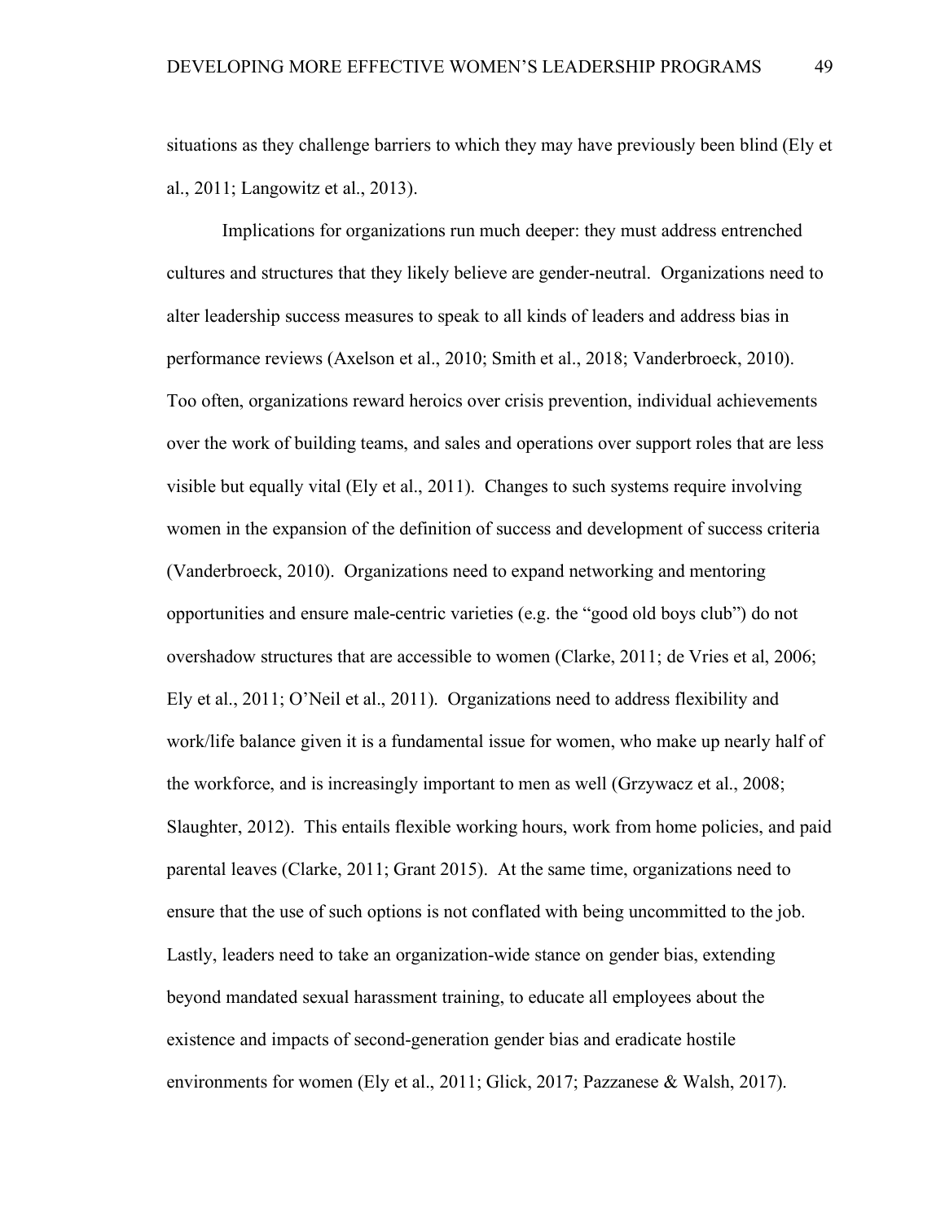situations as they challenge barriers to which they may have previously been blind (Ely et al., 2011; Langowitz et al., 2013).

Implications for organizations run much deeper: they must address entrenched cultures and structures that they likely believe are gender-neutral. Organizations need to alter leadership success measures to speak to all kinds of leaders and address bias in performance reviews (Axelson et al., 2010; Smith et al., 2018; Vanderbroeck, 2010). Too often, organizations reward heroics over crisis prevention, individual achievements over the work of building teams, and sales and operations over support roles that are less visible but equally vital (Ely et al., 2011). Changes to such systems require involving women in the expansion of the definition of success and development of success criteria (Vanderbroeck, 2010). Organizations need to expand networking and mentoring opportunities and ensure male-centric varieties (e.g. the "good old boys club") do not overshadow structures that are accessible to women (Clarke, 2011; de Vries et al, 2006; Ely et al., 2011; O'Neil et al., 2011). Organizations need to address flexibility and work/life balance given it is a fundamental issue for women, who make up nearly half of the workforce, and is increasingly important to men as well (Grzywacz et al., 2008; Slaughter, 2012). This entails flexible working hours, work from home policies, and paid parental leaves (Clarke, 2011; Grant 2015). At the same time, organizations need to ensure that the use of such options is not conflated with being uncommitted to the job. Lastly, leaders need to take an organization-wide stance on gender bias, extending beyond mandated sexual harassment training, to educate all employees about the existence and impacts of second-generation gender bias and eradicate hostile environments for women (Ely et al., 2011; Glick, 2017; Pazzanese & Walsh, 2017).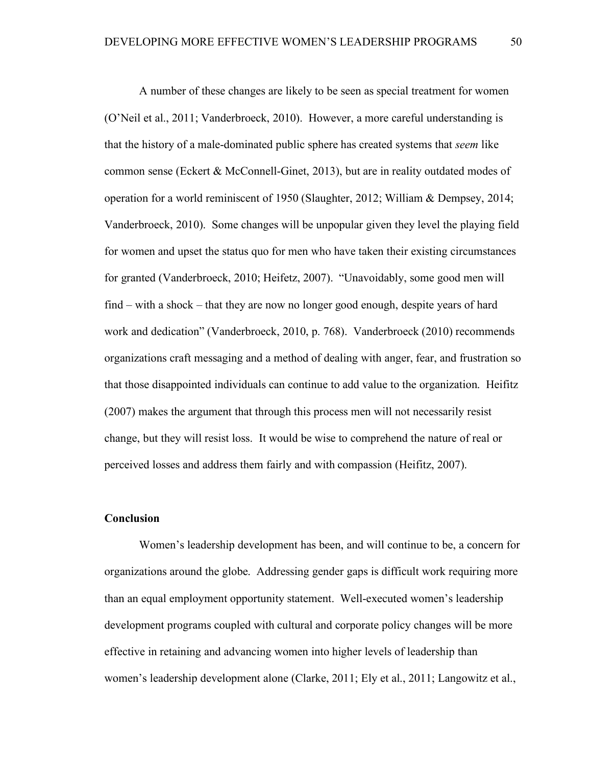A number of these changes are likely to be seen as special treatment for women (O'Neil et al., 2011; Vanderbroeck, 2010). However, a more careful understanding is that the history of a male-dominated public sphere has created systems that *seem* like common sense (Eckert & McConnell-Ginet, 2013), but are in reality outdated modes of operation for a world reminiscent of 1950 (Slaughter, 2012; William & Dempsey, 2014; Vanderbroeck, 2010). Some changes will be unpopular given they level the playing field for women and upset the status quo for men who have taken their existing circumstances for granted (Vanderbroeck, 2010; Heifetz, 2007). "Unavoidably, some good men will find – with a shock – that they are now no longer good enough, despite years of hard work and dedication" (Vanderbroeck, 2010, p. 768). Vanderbroeck (2010) recommends organizations craft messaging and a method of dealing with anger, fear, and frustration so that those disappointed individuals can continue to add value to the organization. Heifitz (2007) makes the argument that through this process men will not necessarily resist change, but they will resist loss. It would be wise to comprehend the nature of real or perceived losses and address them fairly and with compassion (Heifitz, 2007).

**Conclusion**

Women's leadership development has been, and will continue to be, a concern for organizations around the globe. Addressing gender gaps is difficult work requiring more than an equal employment opportunity statement. Well-executed women's leadership development programs coupled with cultural and corporate policy changes will be more effective in retaining and advancing women into higher levels of leadership than women's leadership development alone (Clarke, 2011; Ely et al., 2011; Langowitz et al.,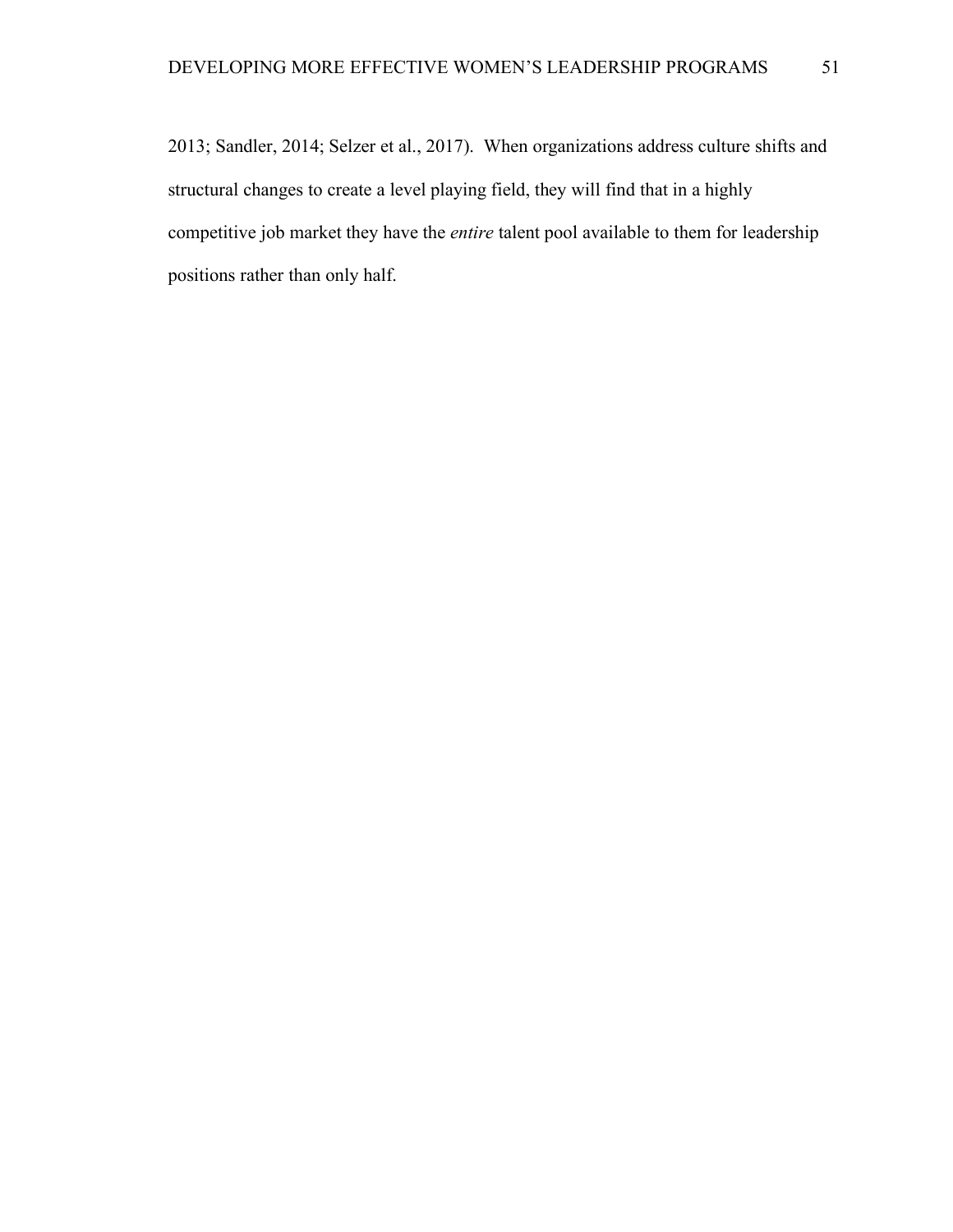2013; Sandler, 2014; Selzer et al., 2017). When organizations address culture shifts and structural changes to create a level playing field, they will find that in a highly competitive job market they have the *entire* talent pool available to them for leadership positions rather than only half.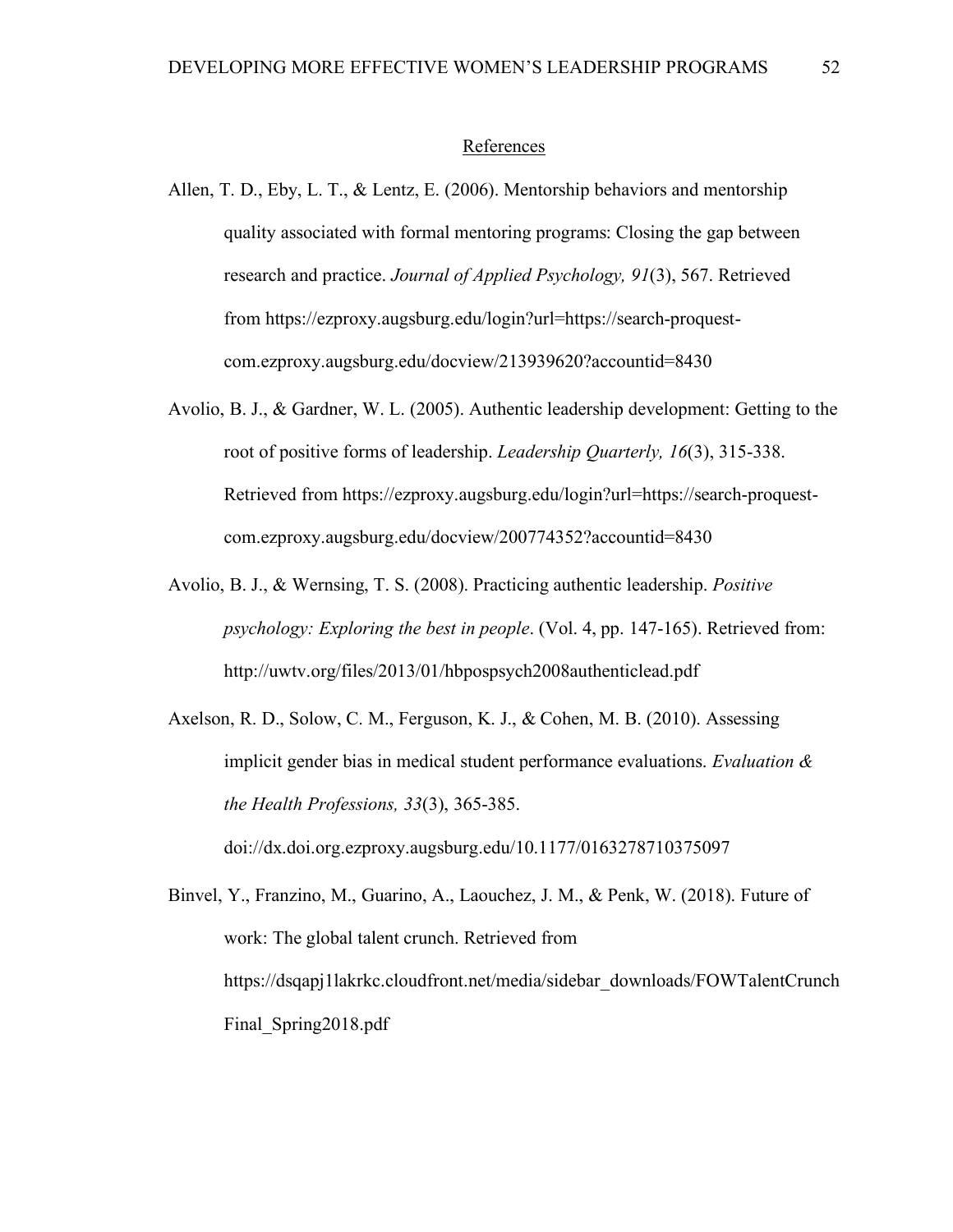# References

Allen, T. D., Eby, L. T., & Lentz, E. (2006). Mentorship behaviors and mentorship quality associated with formal mentoring programs: Closing the gap between research and practice. *Journal of Applied Psychology, 91*(3), 567. Retrieved from https://ezproxy.augsburg.edu/login?url=https://search-proquest-com.ezproxy.augsburg.edu/docview/213939620?accountid=8430

Avolio, B. J., & Gardner, W. L. (2005). Authentic leadership development: Getting to the root of positive forms of leadership. *Leadership Quarterly, 16*(3), 315-338. Retrieved from https://ezproxy.augsburg.edu/login?url=https://search-proquest-com.ezproxy.augsburg.edu/docview/200774352?accountid=8430

Avolio, B. J., & Wernsing, T. S. (2008). Practicing authentic leadership. *Positive psychology: Exploring the best in people*. (Vol. 4, pp. 147-165). Retrieved from: http://uwtv.org/files/2013/01/hbpospsych2008authenticlead.pdf

Axelson, R. D., Solow, C. M., Ferguson, K. J., & Cohen, M. B. (2010). Assessing implicit gender bias in medical student performance evaluations. *Evaluation & the Health Professions, 33*(3), 365-385. doi://dx.doi.org.ezproxy.augsburg.edu/10.1177/0163278710375097

Binvel, Y., Franzino, M., Guarino, A., Laouchez, J. M., & Penk, W. (2018). Future of work: The global talent crunch. Retrieved from https://dsqapj1lakrkc.cloudfront.net/media/sidebar_downloads/FOWTalentCrunchFinal_Spring2018.pdf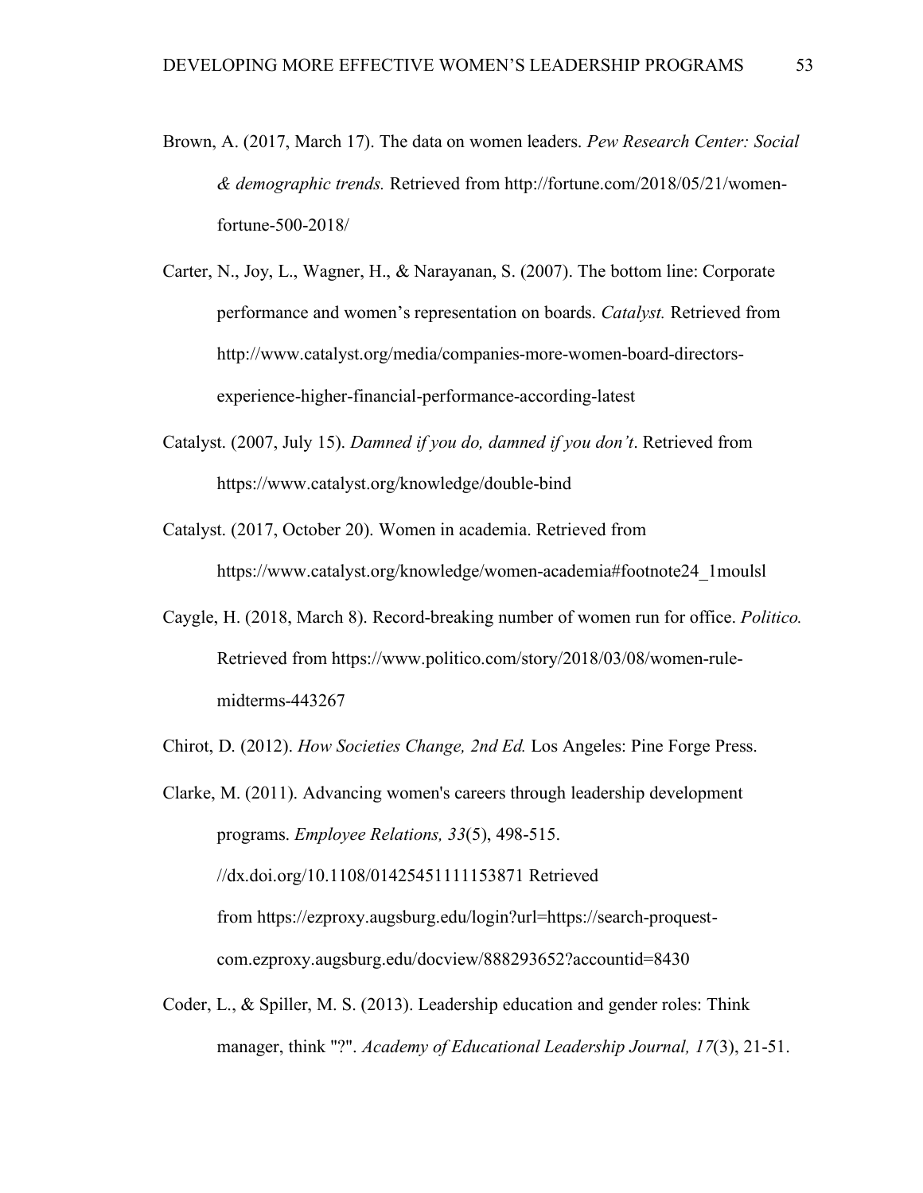Brown, A. (2017, March 17). The data on women leaders. *Pew Research Center: Social & demographic trends.* Retrieved from http://fortune.com/2018/05/21/women-fortune-500-2018/

Carter, N., Joy, L., Wagner, H., & Narayanan, S. (2007). The bottom line: Corporate performance and women's representation on boards. *Catalyst.* Retrieved from http://www.catalyst.org/media/companies-more-women-board-directors-experience-higher-financial-performance-according-latest

Catalyst. (2007, July 15). *Damned if you do, damned if you don't*. Retrieved from https://www.catalyst.org/knowledge/double-bind

Catalyst. (2017, October 20). Women in academia. Retrieved from https://www.catalyst.org/knowledge/women-academia#footnote24_1moulsl

Caygle, H. (2018, March 8). Record-breaking number of women run for office. *Politico.* Retrieved from https://www.politico.com/story/2018/03/08/women-rule-midterms-443267

Chirot, D. (2012). *How Societies Change, 2nd Ed.* Los Angeles: Pine Forge Press.

Clarke, M. (2011). Advancing women's careers through leadership development programs. *Employee Relations, 33*(5), 498-515. //dx.doi.org/10.1108/01425451111153871 Retrieved from https://ezproxy.augsburg.edu/login?url=https://search-proquest-com.ezproxy.augsburg.edu/docview/888293652?accountid=8430

Coder, L., & Spiller, M. S. (2013). Leadership education and gender roles: Think manager, think "?". *Academy of Educational Leadership Journal, 17*(3), 21-51.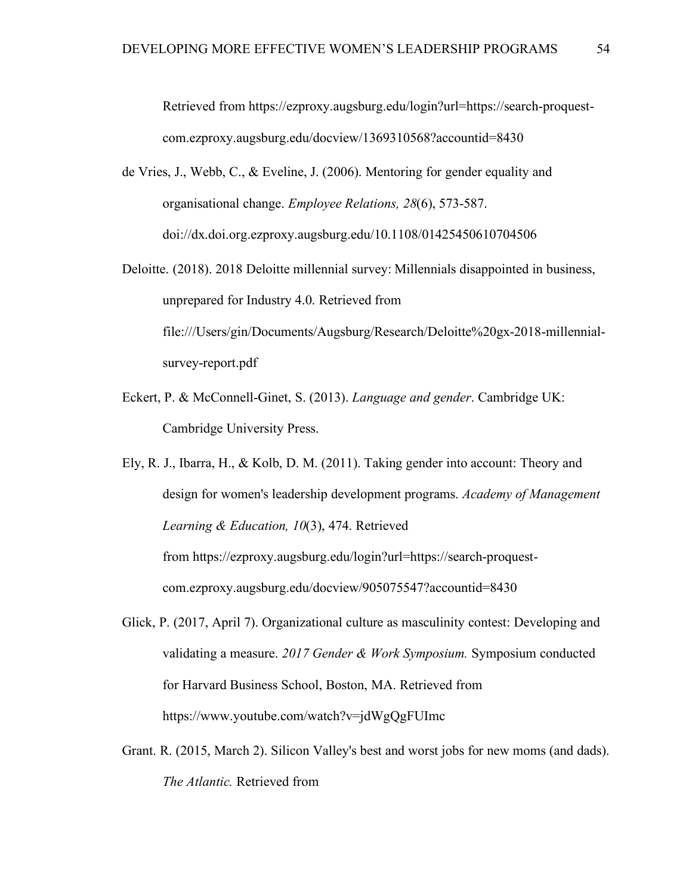Retrieved from https://ezproxy.augsburg.edu/login?url=https://search-proquest-com.ezproxy.augsburg.edu/docview/1369310568?accountid=8430

de Vries, J., Webb, C., & Eveline, J. (2006). Mentoring for gender equality and organisational change. *Employee Relations, 28*(6), 573-587. doi://dx.doi.org.ezproxy.augsburg.edu/10.1108/01425450610704506

Deloitte. (2018). 2018 Deloitte millennial survey: Millennials disappointed in business, unprepared for Industry 4.0. Retrieved from file:///Users/gin/Documents/Augsburg/Research/Deloitte%20gx-2018-millennial-survey-report.pdf

Eckert, P. & McConnell-Ginet, S. (2013). *Language and gender*. Cambridge UK: Cambridge University Press.

Ely, R. J., Ibarra, H., & Kolb, D. M. (2011). Taking gender into account: Theory and design for women's leadership development programs. *Academy of Management Learning & Education, 10*(3), 474. Retrieved from https://ezproxy.augsburg.edu/login?url=https://search-proquest-com.ezproxy.augsburg.edu/docview/905075547?accountid=8430

Glick, P. (2017, April 7). Organizational culture as masculinity contest: Developing and validating a measure. *2017 Gender & Work Symposium.* Symposium conducted for Harvard Business School, Boston, MA. Retrieved from https://www.youtube.com/watch?v=jdWgQgFUImc

Grant. R. (2015, March 2). Silicon Valley's best and worst jobs for new moms (and dads). *The Atlantic.* Retrieved from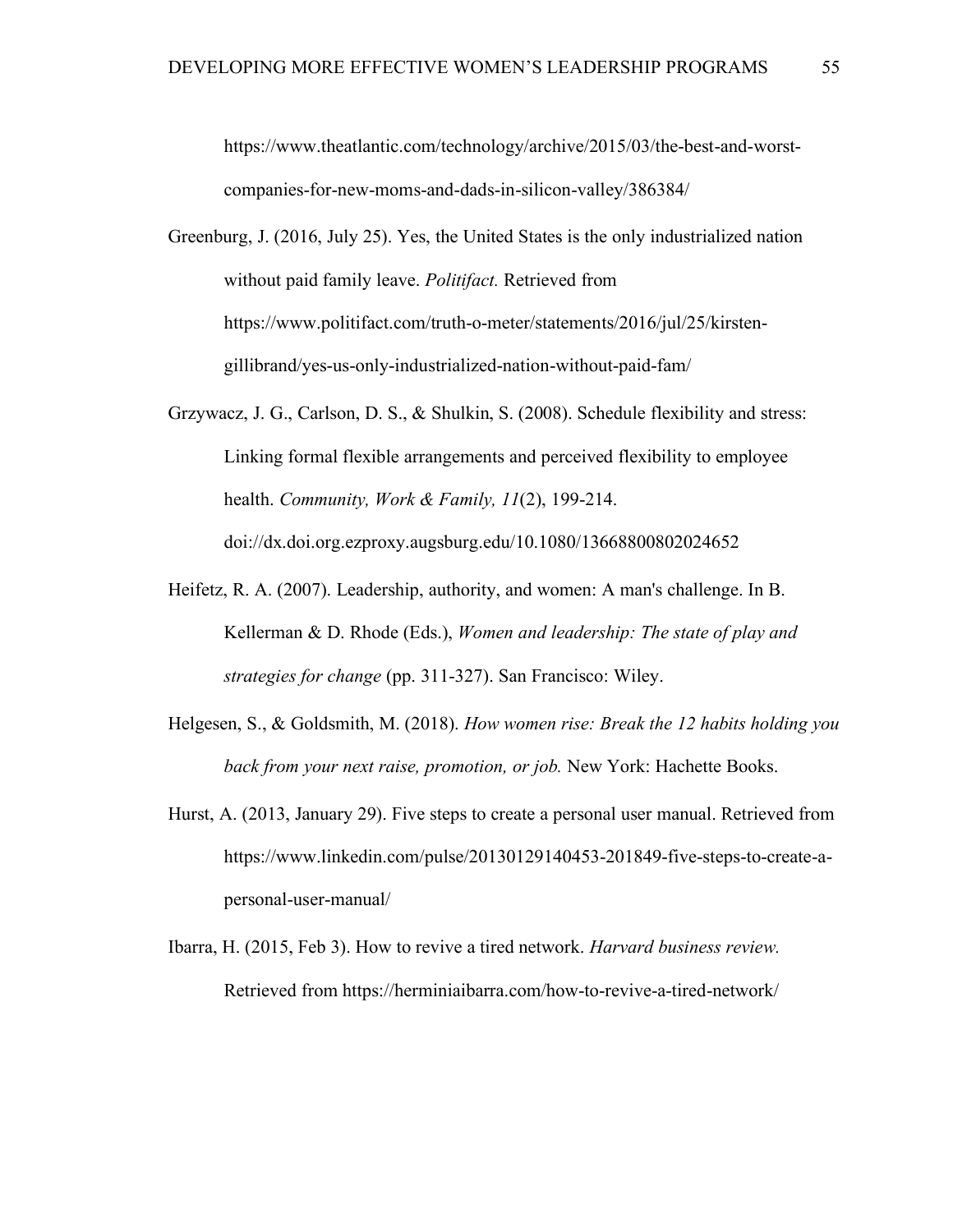https://www.theatlantic.com/technology/archive/2015/03/the-best-and-worst-companies-for-new-moms-and-dads-in-silicon-valley/386384/

Greenburg, J. (2016, July 25). Yes, the United States is the only industrialized nation without paid family leave. *Politifact.* Retrieved from https://www.politifact.com/truth-o-meter/statements/2016/jul/25/kirsten-gillibrand/yes-us-only-industrialized-nation-without-paid-fam/

Grzywacz, J. G., Carlson, D. S., & Shulkin, S. (2008). Schedule flexibility and stress: Linking formal flexible arrangements and perceived flexibility to employee health. *Community, Work & Family, 11*(2), 199-214. doi://dx.doi.org.ezproxy.augsburg.edu/10.1080/13668800802024652

Heifetz, R. A. (2007). Leadership, authority, and women: A man's challenge. In B. Kellerman & D. Rhode (Eds.), *Women and leadership: The state of play and strategies for change* (pp. 311-327). San Francisco: Wiley.

Helgesen, S., & Goldsmith, M. (2018). *How women rise: Break the 12 habits holding you back from your next raise, promotion, or job.* New York: Hachette Books.

Hurst, A. (2013, January 29). Five steps to create a personal user manual. Retrieved from https://www.linkedin.com/pulse/20130129140453-201849-five-steps-to-create-a-personal-user-manual/

Ibarra, H. (2015, Feb 3). How to revive a tired network. *Harvard business review.* Retrieved from https://herminiaibarra.com/how-to-revive-a-tired-network/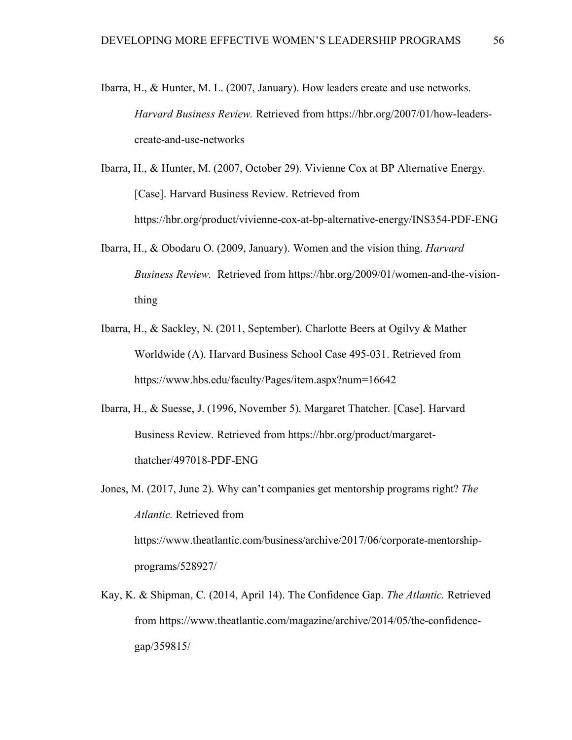Ibarra, H., & Hunter, M. L. (2007, January). How leaders create and use networks. *Harvard Business Review.* Retrieved from https://hbr.org/2007/01/how-leaders-create-and-use-networks

Ibarra, H., & Hunter, M. (2007, October 29). Vivienne Cox at BP Alternative Energy. [Case]. Harvard Business Review. Retrieved from https://hbr.org/product/vivienne-cox-at-bp-alternative-energy/INS354-PDF-ENG

Ibarra, H., & Obodaru O. (2009, January). Women and the vision thing. *Harvard Business Review.* Retrieved from https://hbr.org/2009/01/women-and-the-vision-thing

Ibarra, H., & Sackley, N. (2011, September). Charlotte Beers at Ogilvy & Mather Worldwide (A). Harvard Business School Case 495-031. Retrieved from https://www.hbs.edu/faculty/Pages/item.aspx?num=16642

Ibarra, H., & Suesse, J. (1996, November 5). Margaret Thatcher. [Case]. Harvard Business Review. Retrieved from https://hbr.org/product/margaret-thatcher/497018-PDF-ENG

Jones, M. (2017, June 2). Why can't companies get mentorship programs right? *The Atlantic.* Retrieved from https://www.theatlantic.com/business/archive/2017/06/corporate-mentorship-programs/528927/

Kay, K. & Shipman, C. (2014, April 14). The Confidence Gap. *The Atlantic.* Retrieved from https://www.theatlantic.com/magazine/archive/2014/05/the-confidence-gap/359815/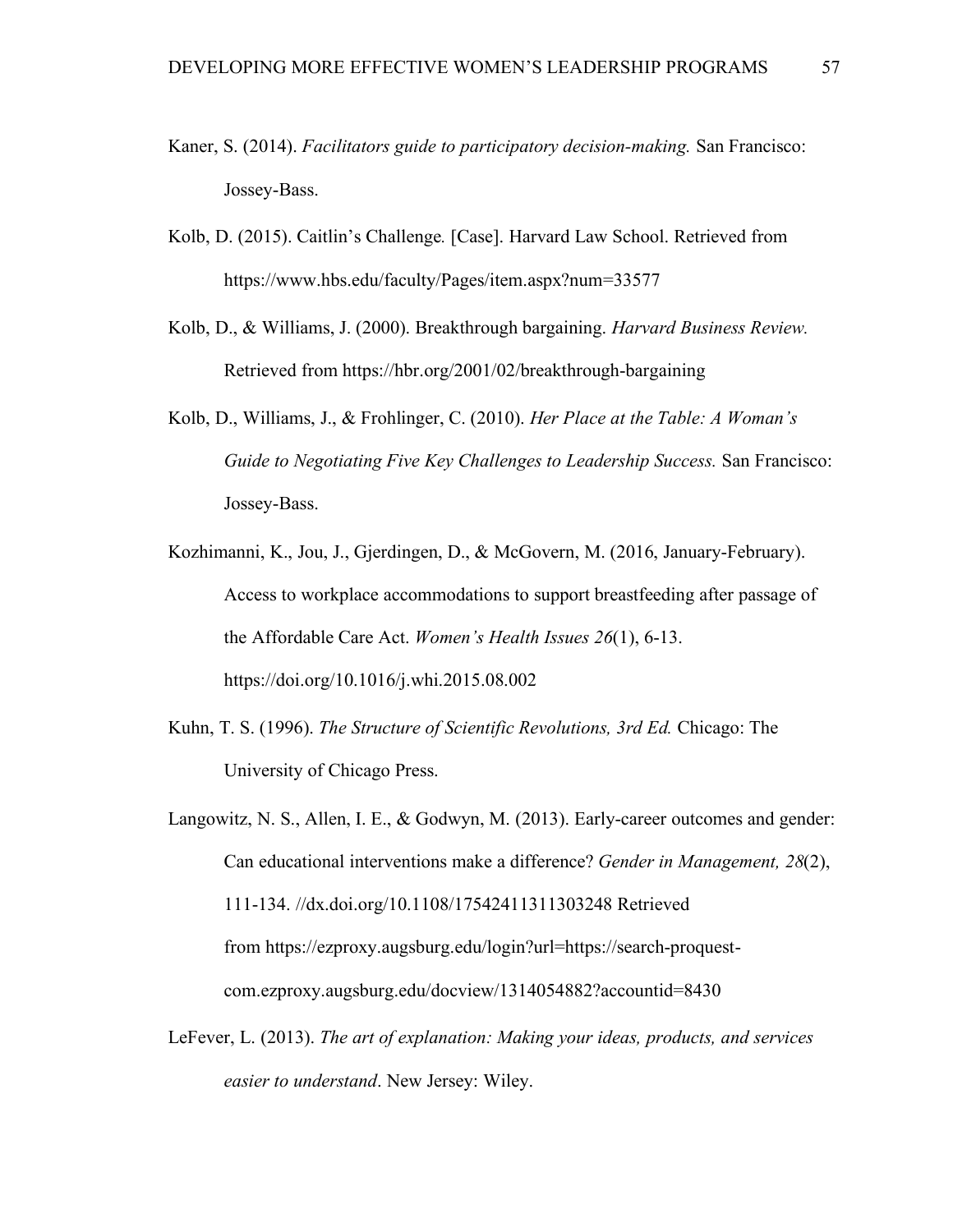Kaner, S. (2014). *Facilitators guide to participatory decision-making.* San Francisco: Jossey-Bass.

Kolb, D. (2015). Caitlin's Challenge*.* [Case]. Harvard Law School. Retrieved from https://www.hbs.edu/faculty/Pages/item.aspx?num=33577

Kolb, D., & Williams, J. (2000). Breakthrough bargaining. *Harvard Business Review.* Retrieved from https://hbr.org/2001/02/breakthrough-bargaining

Kolb, D., Williams, J., & Frohlinger, C. (2010). *Her Place at the Table: A Woman's Guide to Negotiating Five Key Challenges to Leadership Success.* San Francisco: Jossey-Bass.

Kozhimanni, K., Jou, J., Gjerdingen, D., & McGovern, M. (2016, January-February). Access to workplace accommodations to support breastfeeding after passage of the Affordable Care Act. *Women's Health Issues 26*(1), 6-13. https://doi.org/10.1016/j.whi.2015.08.002

Kuhn, T. S. (1996). *The Structure of Scientific Revolutions, 3rd Ed.* Chicago: The University of Chicago Press.

Langowitz, N. S., Allen, I. E., & Godwyn, M. (2013). Early-career outcomes and gender: Can educational interventions make a difference? *Gender in Management, 28*(2), 111-134. //dx.doi.org/10.1108/17542411311303248 Retrieved from https://ezproxy.augsburg.edu/login?url=https://search-proquest-com.ezproxy.augsburg.edu/docview/1314054882?accountid=8430

LeFever, L. (2013). *The art of explanation: Making your ideas, products, and services easier to understand*. New Jersey: Wiley.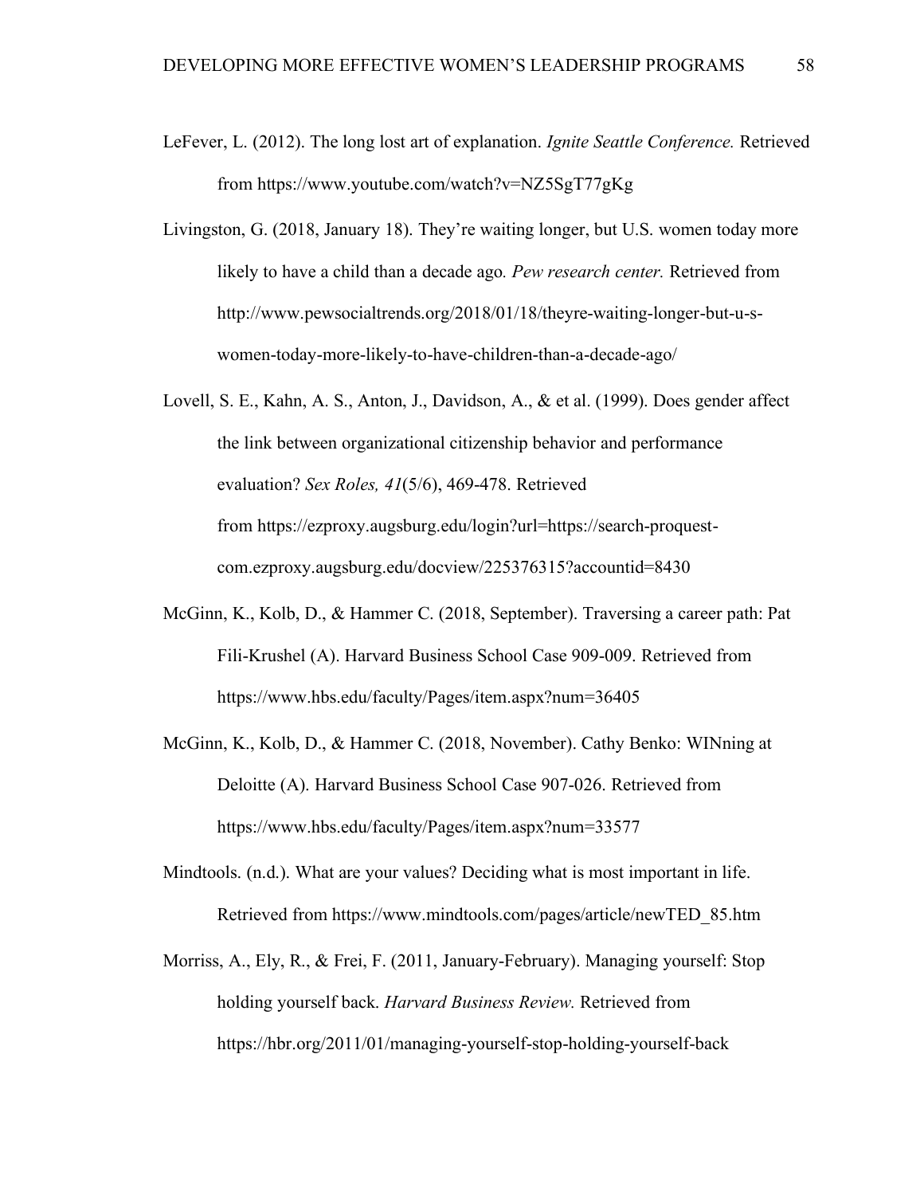LeFever, L. (2012). The long lost art of explanation. *Ignite Seattle Conference.* Retrieved from https://www.youtube.com/watch?v=NZ5SgT77gKg

Livingston, G. (2018, January 18). They're waiting longer, but U.S. women today more likely to have a child than a decade ago. *Pew research center.* Retrieved from http://www.pewsocialtrends.org/2018/01/18/theyre-waiting-longer-but-u-s-women-today-more-likely-to-have-children-than-a-decade-ago/

Lovell, S. E., Kahn, A. S., Anton, J., Davidson, A., & et al. (1999). Does gender affect the link between organizational citizenship behavior and performance evaluation? *Sex Roles, 41*(5/6), 469-478. Retrieved from https://ezproxy.augsburg.edu/login?url=https://search-proquest-com.ezproxy.augsburg.edu/docview/225376315?accountid=8430

McGinn, K., Kolb, D., & Hammer C. (2018, September). Traversing a career path: Pat Fili-Krushel (A). Harvard Business School Case 909-009. Retrieved from https://www.hbs.edu/faculty/Pages/item.aspx?num=36405

McGinn, K., Kolb, D., & Hammer C. (2018, November). Cathy Benko: WINning at Deloitte (A). Harvard Business School Case 907-026. Retrieved from https://www.hbs.edu/faculty/Pages/item.aspx?num=33577

Mindtools. (n.d.). What are your values? Deciding what is most important in life. Retrieved from https://www.mindtools.com/pages/article/newTED_85.htm

Morriss, A., Ely, R., & Frei, F. (2011, January-February). Managing yourself: Stop holding yourself back. *Harvard Business Review.* Retrieved from https://hbr.org/2011/01/managing-yourself-stop-holding-yourself-back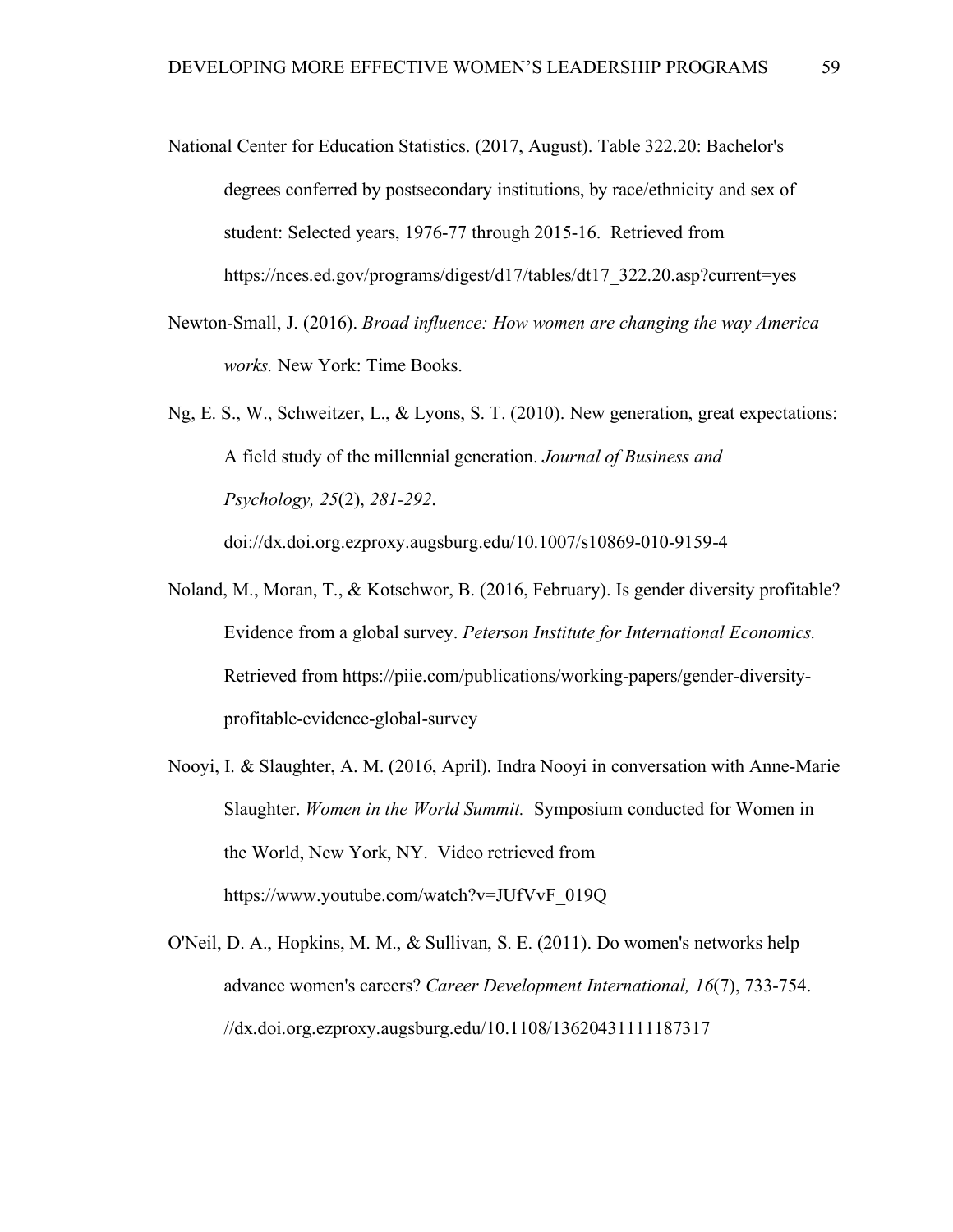National Center for Education Statistics. (2017, August). Table 322.20: Bachelor's degrees conferred by postsecondary institutions, by race/ethnicity and sex of student: Selected years, 1976-77 through 2015-16. Retrieved from https://nces.ed.gov/programs/digest/d17/tables/dt17_322.20.asp?current=yes

Newton-Small, J. (2016). *Broad influence: How women are changing the way America works.* New York: Time Books.

Ng, E. S., W., Schweitzer, L., & Lyons, S. T. (2010). New generation, great expectations: A field study of the millennial generation. *Journal of Business and Psychology, 25*(2), *281-292*. doi://dx.doi.org.ezproxy.augsburg.edu/10.1007/s10869-010-9159-4

Noland, M., Moran, T., & Kotschwor, B. (2016, February). Is gender diversity profitable? Evidence from a global survey. *Peterson Institute for International Economics.* Retrieved from https://piie.com/publications/working-papers/gender-diversity-profitable-evidence-global-survey

Nooyi, I. & Slaughter, A. M. (2016, April). Indra Nooyi in conversation with Anne-Marie Slaughter. *Women in the World Summit.* Symposium conducted for Women in the World, New York, NY. Video retrieved from https://www.youtube.com/watch?v=JUfVvF_019Q

O'Neil, D. A., Hopkins, M. M., & Sullivan, S. E. (2011). Do women's networks help advance women's careers? *Career Development International, 16*(7), 733-754. //dx.doi.org.ezproxy.augsburg.edu/10.1108/13620431111187317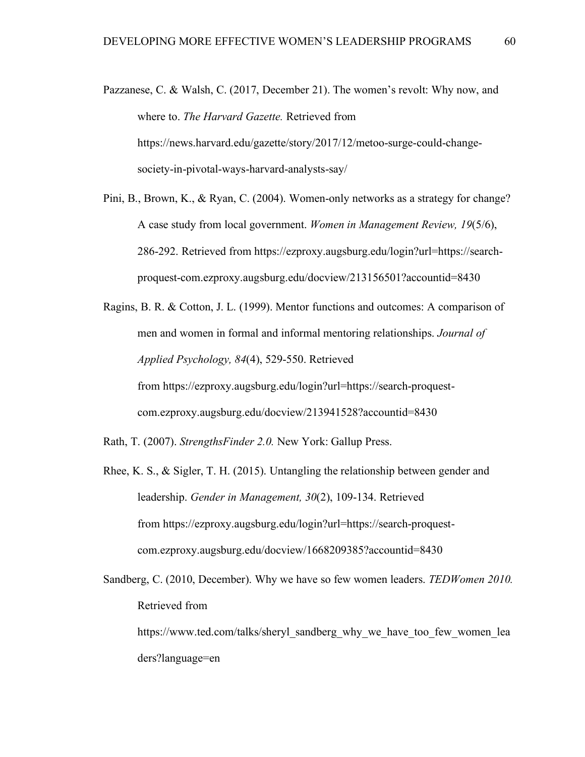Pazzanese, C. & Walsh, C. (2017, December 21). The women's revolt: Why now, and where to. *The Harvard Gazette.* Retrieved from https://news.harvard.edu/gazette/story/2017/12/metoo-surge-could-change-society-in-pivotal-ways-harvard-analysts-say/

Pini, B., Brown, K., & Ryan, C. (2004). Women-only networks as a strategy for change? A case study from local government. *Women in Management Review, 19*(5/6), 286-292. Retrieved from https://ezproxy.augsburg.edu/login?url=https://search-proquest-com.ezproxy.augsburg.edu/docview/213156501?accountid=8430

Ragins, B. R. & Cotton, J. L. (1999). Mentor functions and outcomes: A comparison of men and women in formal and informal mentoring relationships. *Journal of Applied Psychology, 84*(4), 529-550. Retrieved from https://ezproxy.augsburg.edu/login?url=https://search-proquest-com.ezproxy.augsburg.edu/docview/213941528?accountid=8430

Rath, T. (2007). *StrengthsFinder 2.0.* New York: Gallup Press.

Rhee, K. S., & Sigler, T. H. (2015). Untangling the relationship between gender and leadership. *Gender in Management, 30*(2), 109-134. Retrieved from https://ezproxy.augsburg.edu/login?url=https://search-proquest-com.ezproxy.augsburg.edu/docview/1668209385?accountid=8430

Sandberg, C. (2010, December). Why we have so few women leaders. *TEDWomen 2010.* Retrieved from https://www.ted.com/talks/sheryl_sandberg_why_we_have_too_few_women_leaders?language=en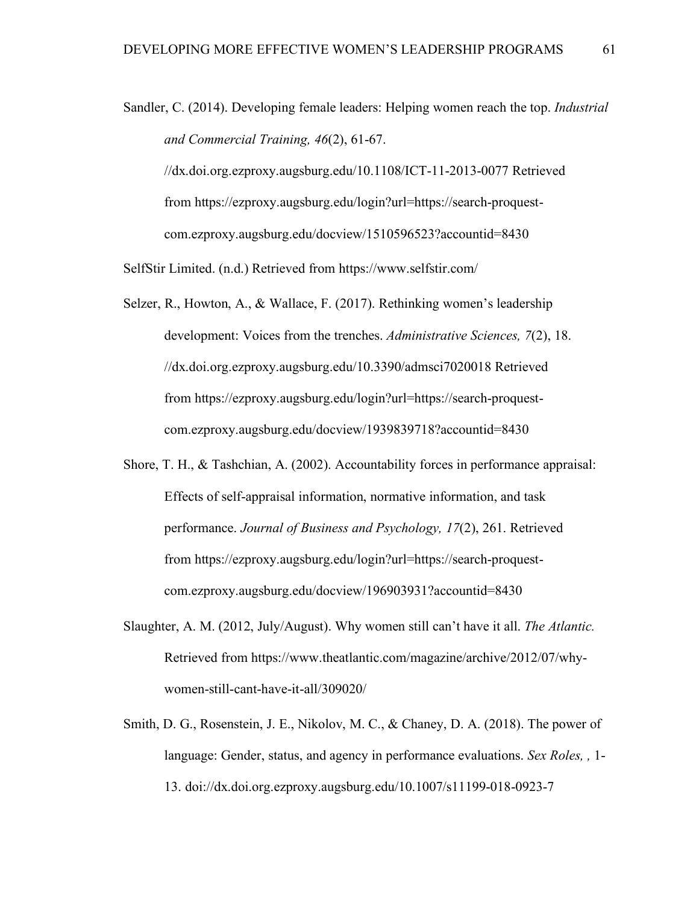Sandler, C. (2014). Developing female leaders: Helping women reach the top. *Industrial and Commercial Training, 46*(2), 61-67. //dx.doi.org.ezproxy.augsburg.edu/10.1108/ICT-11-2013-0077 Retrieved from https://ezproxy.augsburg.edu/login?url=https://search-proquest-com.ezproxy.augsburg.edu/docview/1510596523?accountid=8430

SelfStir Limited. (n.d.) Retrieved from https://www.selfstir.com/

Selzer, R., Howton, A., & Wallace, F. (2017). Rethinking women's leadership development: Voices from the trenches. *Administrative Sciences, 7*(2), 18. //dx.doi.org.ezproxy.augsburg.edu/10.3390/admsci7020018 Retrieved from https://ezproxy.augsburg.edu/login?url=https://search-proquest-com.ezproxy.augsburg.edu/docview/1939839718?accountid=8430

Shore, T. H., & Tashchian, A. (2002). Accountability forces in performance appraisal: Effects of self-appraisal information, normative information, and task performance. *Journal of Business and Psychology, 17*(2), 261. Retrieved from https://ezproxy.augsburg.edu/login?url=https://search-proquest-com.ezproxy.augsburg.edu/docview/196903931?accountid=8430

Slaughter, A. M. (2012, July/August). Why women still can't have it all. *The Atlantic.* Retrieved from https://www.theatlantic.com/magazine/archive/2012/07/why-women-still-cant-have-it-all/309020/

Smith, D. G., Rosenstein, J. E., Nikolov, M. C., & Chaney, D. A. (2018). The power of language: Gender, status, and agency in performance evaluations. *Sex Roles, ,* 1-13. doi://dx.doi.org.ezproxy.augsburg.edu/10.1007/s11199-018-0923-7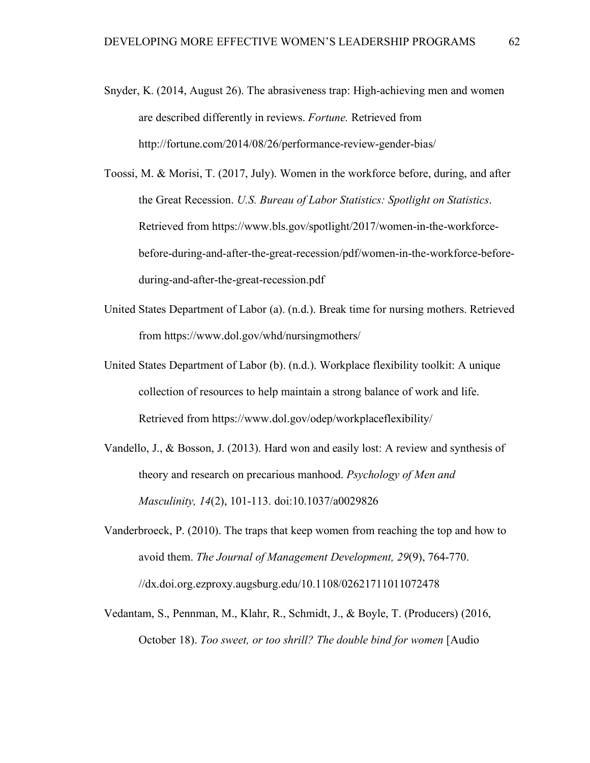Snyder, K. (2014, August 26). The abrasiveness trap: High-achieving men and women are described differently in reviews. *Fortune.* Retrieved from http://fortune.com/2014/08/26/performance-review-gender-bias/

Toossi, M. & Morisi, T. (2017, July). Women in the workforce before, during, and after the Great Recession. *U.S. Bureau of Labor Statistics: Spotlight on Statistics*. Retrieved from https://www.bls.gov/spotlight/2017/women-in-the-workforce-before-during-and-after-the-great-recession/pdf/women-in-the-workforce-before-during-and-after-the-great-recession.pdf

United States Department of Labor (a). (n.d.). Break time for nursing mothers. Retrieved from https://www.dol.gov/whd/nursingmothers/

United States Department of Labor (b). (n.d.). Workplace flexibility toolkit: A unique collection of resources to help maintain a strong balance of work and life. Retrieved from https://www.dol.gov/odep/workplaceflexibility/

Vandello, J., & Bosson, J. (2013). Hard won and easily lost: A review and synthesis of theory and research on precarious manhood. *Psychology of Men and Masculinity, 14*(2), 101-113. doi:10.1037/a0029826

Vanderbroeck, P. (2010). The traps that keep women from reaching the top and how to avoid them. *The Journal of Management Development, 29*(9), 764-770. //dx.doi.org.ezproxy.augsburg.edu/10.1108/02621711011072478

Vedantam, S., Pennman, M., Klahr, R., Schmidt, J., & Boyle, T. (Producers) (2016, October 18). *Too sweet, or too shrill? The double bind for women* [Audio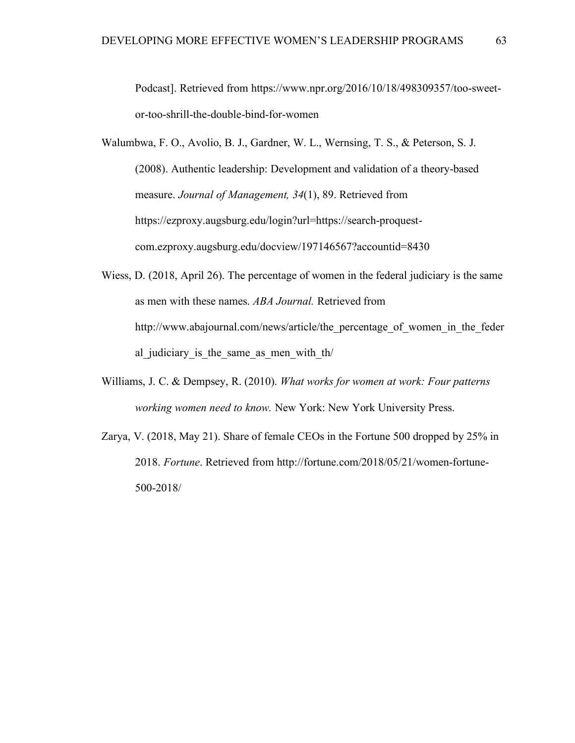Podcast]. Retrieved from https://www.npr.org/2016/10/18/498309357/too-sweet-or-too-shrill-the-double-bind-for-women

Walumbwa, F. O., Avolio, B. J., Gardner, W. L., Wernsing, T. S., & Peterson, S. J. (2008). Authentic leadership: Development and validation of a theory-based measure. *Journal of Management, 34*(1), 89. Retrieved from https://ezproxy.augsburg.edu/login?url=https://search-proquest-com.ezproxy.augsburg.edu/docview/197146567?accountid=8430

Wiess, D. (2018, April 26). The percentage of women in the federal judiciary is the same as men with these names. *ABA Journal.* Retrieved from http://www.abajournal.com/news/article/the_percentage_of_women_in_the_federal_judiciary_is_the_same_as_men_with_th/

Williams, J. C. & Dempsey, R. (2010). *What works for women at work: Four patterns working women need to know.* New York: New York University Press.

Zarya, V. (2018, May 21). Share of female CEOs in the Fortune 500 dropped by 25% in 2018. *Fortune*. Retrieved from http://fortune.com/2018/05/21/women-fortune-500-2018/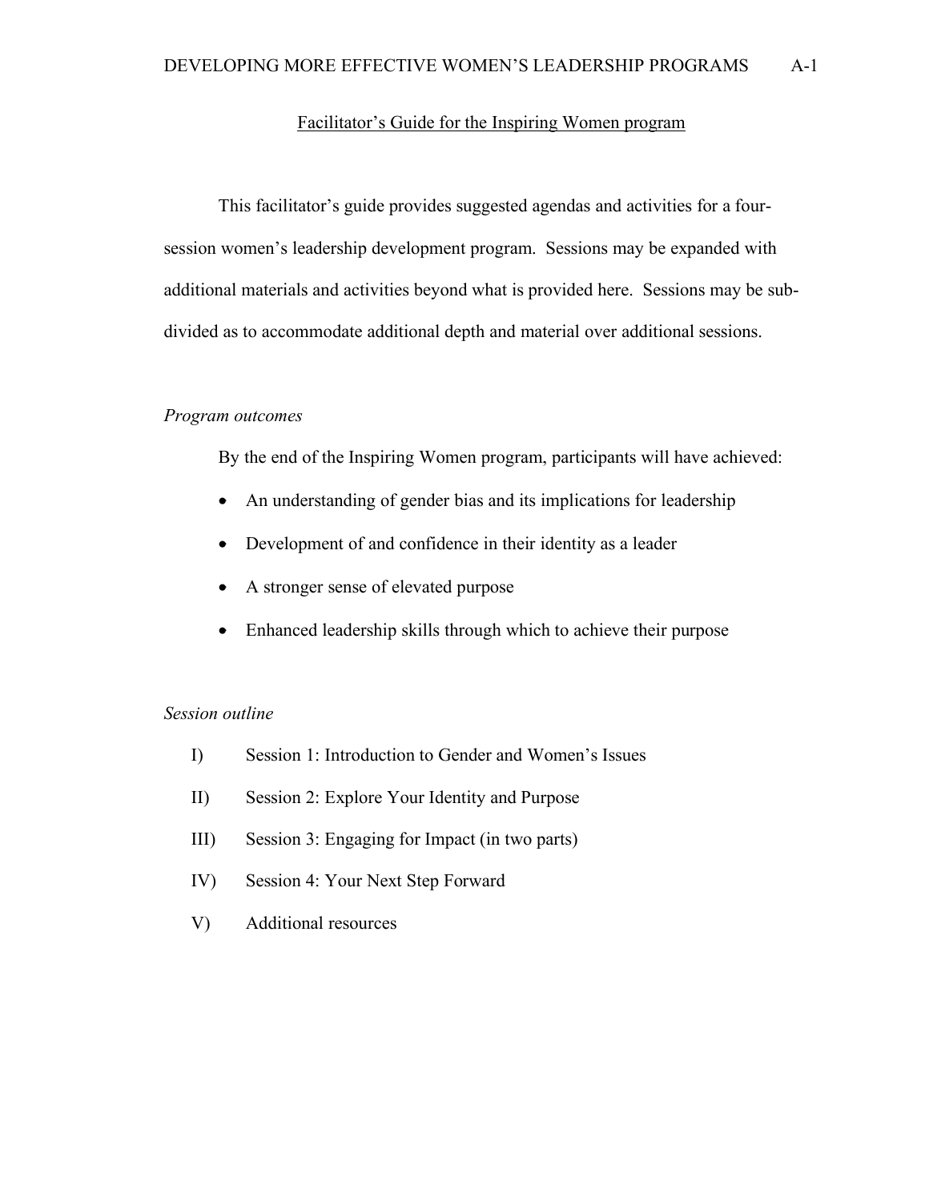## Facilitator's Guide for the Inspiring Women program

This facilitator's guide provides suggested agendas and activities for a four-session women's leadership development program. Sessions may be expanded with additional materials and activities beyond what is provided here. Sessions may be sub-divided as to accommodate additional depth and material over additional sessions.

### *Program outcomes*

By the end of the Inspiring Women program, participants will have achieved:

- An understanding of gender bias and its implications for leadership
- Development of and confidence in their identity as a leader
- A stronger sense of elevated purpose
- Enhanced leadership skills through which to achieve their purpose

### *Session outline*

I) Session 1: Introduction to Gender and Women's Issues

II) Session 2: Explore Your Identity and Purpose

III) Session 3: Engaging for Impact (in two parts)

IV) Session 4: Your Next Step Forward

V) Additional resources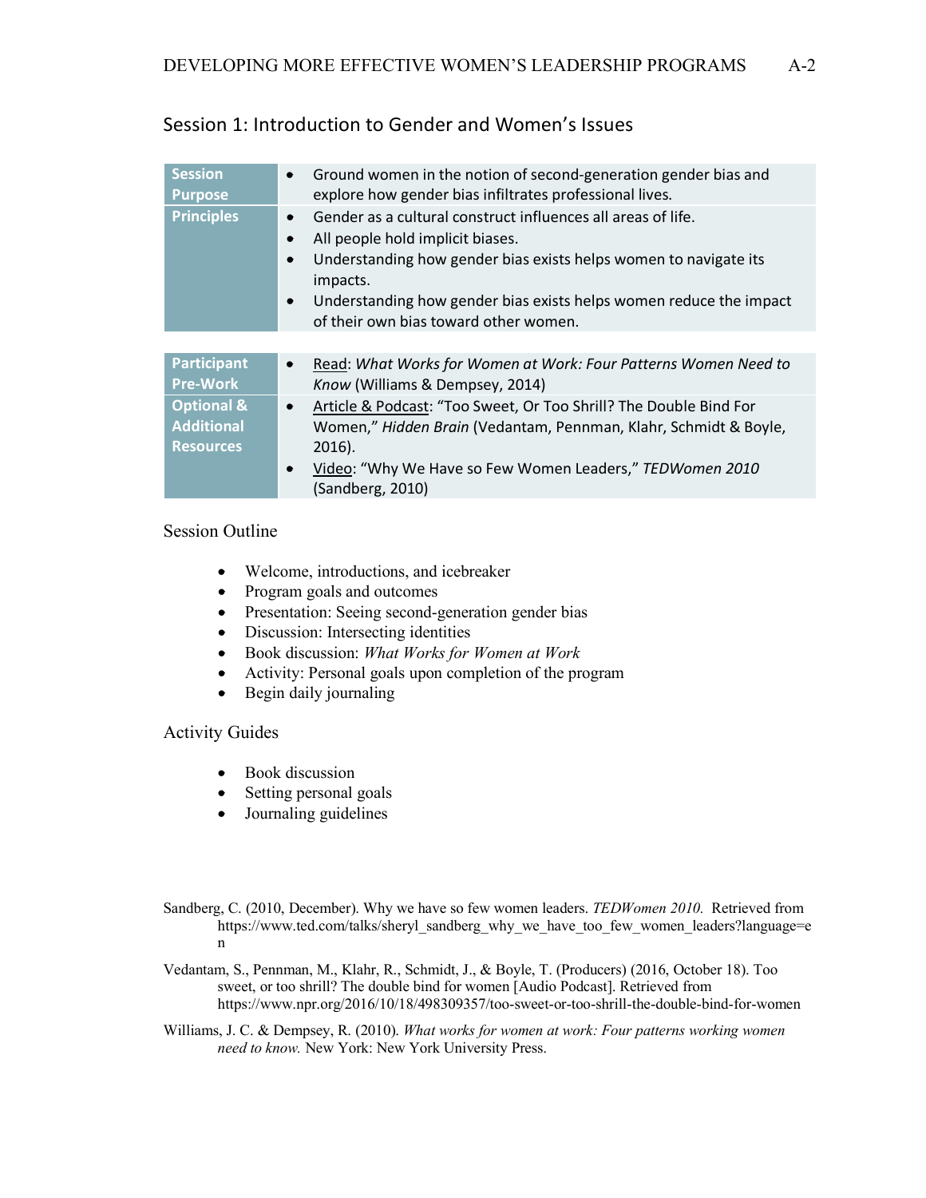## Session 1: Introduction to Gender and Women's Issues

| | |
|---|---|
| **Session Purpose** | • Ground women in the notion of second-generation gender bias and explore how gender bias infiltrates professional lives. |
| **Principles** | • Gender as a cultural construct influences all areas of life.<br>• All people hold implicit biases.<br>• Understanding how gender bias exists helps women to navigate its impacts.<br>• Understanding how gender bias exists helps women reduce the impact of their own bias toward other women. |

| | |
|---|---|
| **Participant Pre-Work** | • Read: *What Works for Women at Work: Four Patterns Women Need to Know* (Williams & Dempsey, 2014) |
| **Optional & Additional Resources** | • Article & Podcast: "Too Sweet, Or Too Shrill? The Double Bind For Women," *Hidden Brain* (Vedantam, Pennman, Klahr, Schmidt & Boyle, 2016).<br>• Video: "Why We Have so Few Women Leaders," *TEDWomen 2010* (Sandberg, 2010) |

### Session Outline

- Welcome, introductions, and icebreaker
- Program goals and outcomes
- Presentation: Seeing second-generation gender bias
- Discussion: Intersecting identities
- Book discussion: *What Works for Women at Work*
- Activity: Personal goals upon completion of the program
- Begin daily journaling

### Activity Guides

- Book discussion
- Setting personal goals
- Journaling guidelines

Sandberg, C. (2010, December). Why we have so few women leaders. *TEDWomen 2010.* Retrieved from https://www.ted.com/talks/sheryl_sandberg_why_we_have_too_few_women_leaders?language=en

Vedantam, S., Pennman, M., Klahr, R., Schmidt, J., & Boyle, T. (Producers) (2016, October 18). Too sweet, or too shrill? The double bind for women [Audio Podcast]. Retrieved from https://www.npr.org/2016/10/18/498309357/too-sweet-or-too-shrill-the-double-bind-for-women

Williams, J. C. & Dempsey, R. (2010). *What works for women at work: Four patterns working women need to know.* New York: New York University Press.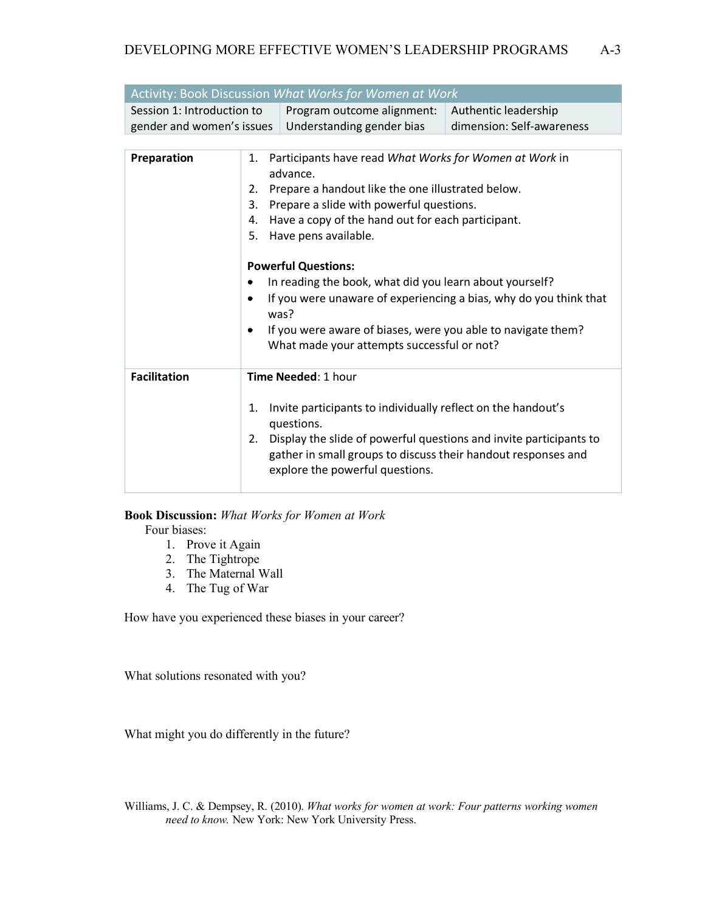| Activity: Book Discussion *What Works for Women at Work* | | |
|---|---|---|
| Session 1: Introduction to gender and women's issues | Program outcome alignment: Understanding gender bias | Authentic leadership dimension: Self-awareness |

| | |
|---|---|
| **Preparation** | 1. Participants have read *What Works for Women at Work* in advance.<br>2. Prepare a handout like the one illustrated below.<br>3. Prepare a slide with powerful questions.<br>4. Have a copy of the hand out for each participant.<br>5. Have pens available.<br><br>**Powerful Questions:**<br>• In reading the book, what did you learn about yourself?<br>• If you were unaware of experiencing a bias, why do you think that was?<br>• If you were aware of biases, were you able to navigate them? What made your attempts successful or not? |
| **Facilitation** | **Time Needed**: 1 hour<br><br>1. Invite participants to individually reflect on the handout's questions.<br>2. Display the slide of powerful questions and invite participants to gather in small groups to discuss their handout responses and explore the powerful questions. |

**Book Discussion:** *What Works for Women at Work*

Four biases:

1. Prove it Again
2. The Tightrope
3. The Maternal Wall
4. The Tug of War

How have you experienced these biases in your career?

What solutions resonated with you?

What might you do differently in the future?

Williams, J. C. & Dempsey, R. (2010). *What works for women at work: Four patterns working women need to know.* New York: New York University Press.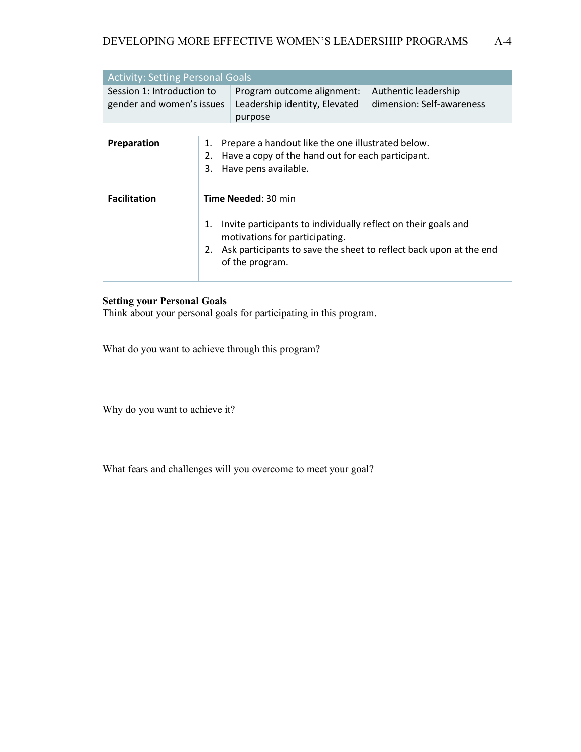| Activity: Setting Personal Goals | | |
|---|---|---|
| Session 1: Introduction to gender and women's issues | Program outcome alignment: Leadership identity, Elevated purpose | Authentic leadership dimension: Self-awareness |

| **Preparation** | 1. Prepare a handout like the one illustrated below.<br>2. Have a copy of the hand out for each participant.<br>3. Have pens available. |
|---|---|
| **Facilitation** | **Time Needed**: 30 min<br><br>1. Invite participants to individually reflect on their goals and motivations for participating.<br>2. Ask participants to save the sheet to reflect back upon at the end of the program. |

**Setting your Personal Goals**

Think about your personal goals for participating in this program.

What do you want to achieve through this program?

Why do you want to achieve it?

What fears and challenges will you overcome to meet your goal?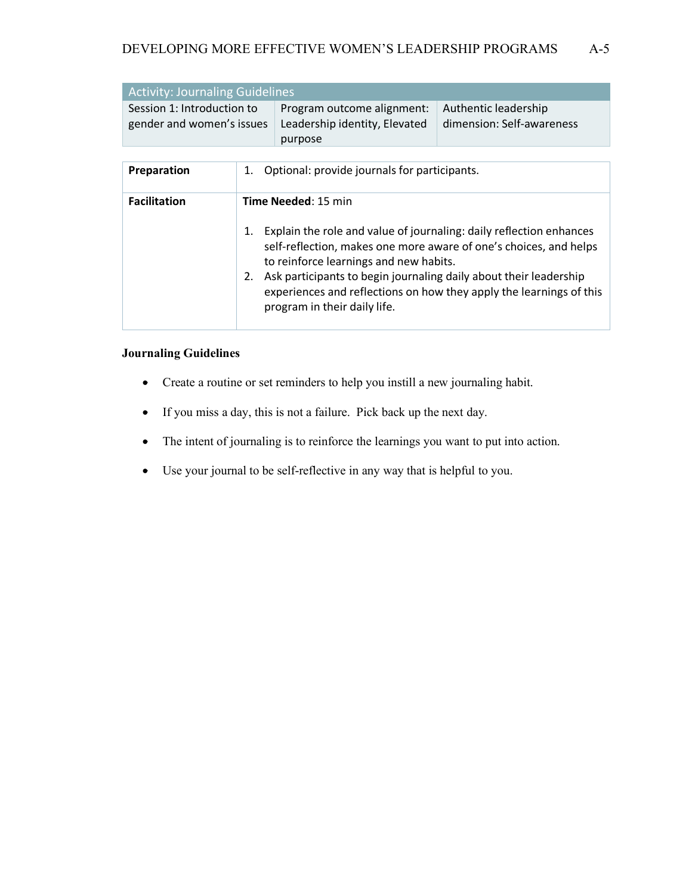| Activity: Journaling Guidelines | | |
|---|---|---|
| Session 1: Introduction to gender and women's issues | Program outcome alignment: Leadership identity, Elevated purpose | Authentic leadership dimension: Self-awareness |

| | |
|---|---|
| **Preparation** | 1. Optional: provide journals for participants. |
| **Facilitation** | **Time Needed**: 15 min<br><br>1. Explain the role and value of journaling: daily reflection enhances self-reflection, makes one more aware of one's choices, and helps to reinforce learnings and new habits.<br>2. Ask participants to begin journaling daily about their leadership experiences and reflections on how they apply the learnings of this program in their daily life. |

**Journaling Guidelines**

- Create a routine or set reminders to help you instill a new journaling habit.
- If you miss a day, this is not a failure. Pick back up the next day.
- The intent of journaling is to reinforce the learnings you want to put into action.
- Use your journal to be self-reflective in any way that is helpful to you.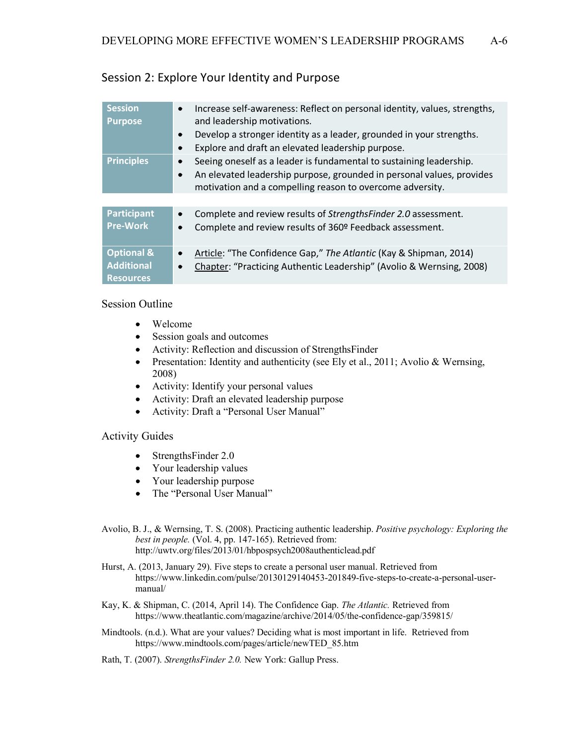## Session 2: Explore Your Identity and Purpose

| | |
|---|---|
| **Session Purpose** | • Increase self-awareness: Reflect on personal identity, values, strengths, and leadership motivations.<br>• Develop a stronger identity as a leader, grounded in your strengths.<br>• Explore and draft an elevated leadership purpose. |
| **Principles** | • Seeing oneself as a leader is fundamental to sustaining leadership.<br>• An elevated leadership purpose, grounded in personal values, provides motivation and a compelling reason to overcome adversity. |

| | |
|---|---|
| **Participant Pre-Work** | • Complete and review results of *StrengthsFinder 2.0* assessment.<br>• Complete and review results of 360º Feedback assessment. |
| **Optional & Additional Resources** | • Article: "The Confidence Gap," *The Atlantic* (Kay & Shipman, 2014)<br>• Chapter: "Practicing Authentic Leadership" (Avolio & Wernsing, 2008) |

### Session Outline

- Welcome
- Session goals and outcomes
- Activity: Reflection and discussion of StrengthsFinder
- Presentation: Identity and authenticity (see Ely et al., 2011; Avolio & Wernsing, 2008)
- Activity: Identify your personal values
- Activity: Draft an elevated leadership purpose
- Activity: Draft a "Personal User Manual"

### Activity Guides

- StrengthsFinder 2.0
- Your leadership values
- Your leadership purpose
- The "Personal User Manual"

Avolio, B. J., & Wernsing, T. S. (2008). Practicing authentic leadership. *Positive psychology: Exploring the best in people.* (Vol. 4, pp. 147-165). Retrieved from: http://uwtv.org/files/2013/01/hbpospsych2008authenticlead.pdf

Hurst, A. (2013, January 29). Five steps to create a personal user manual. Retrieved from https://www.linkedin.com/pulse/20130129140453-201849-five-steps-to-create-a-personal-user-manual/

Kay, K. & Shipman, C. (2014, April 14). The Confidence Gap. *The Atlantic.* Retrieved from https://www.theatlantic.com/magazine/archive/2014/05/the-confidence-gap/359815/

Mindtools. (n.d.). What are your values? Deciding what is most important in life. Retrieved from https://www.mindtools.com/pages/article/newTED_85.htm

Rath, T. (2007). *StrengthsFinder 2.0.* New York: Gallup Press.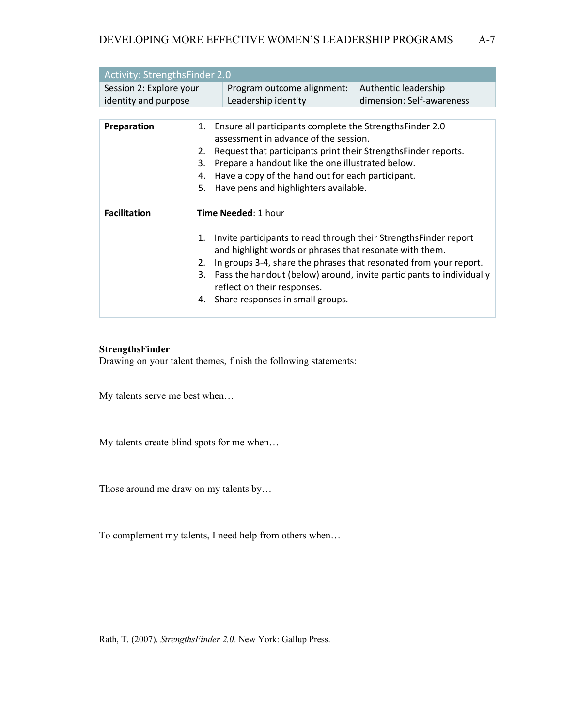| Activity: StrengthsFinder 2.0 | | |
|---|---|---|
| Session 2: Explore your identity and purpose | Program outcome alignment: Leadership identity | Authentic leadership dimension: Self-awareness |

| | |
|---|---|
| **Preparation** | 1. Ensure all participants complete the StrengthsFinder 2.0 assessment in advance of the session.<br>2. Request that participants print their StrengthsFinder reports.<br>3. Prepare a handout like the one illustrated below.<br>4. Have a copy of the hand out for each participant.<br>5. Have pens and highlighters available. |
| **Facilitation** | **Time Needed**: 1 hour<br><br>1. Invite participants to read through their StrengthsFinder report and highlight words or phrases that resonate with them.<br>2. In groups 3-4, share the phrases that resonated from your report.<br>3. Pass the handout (below) around, invite participants to individually reflect on their responses.<br>4. Share responses in small groups. |

**StrengthsFinder**

Drawing on your talent themes, finish the following statements:

My talents serve me best when…

My talents create blind spots for me when…

Those around me draw on my talents by…

To complement my talents, I need help from others when…

Rath, T. (2007). *StrengthsFinder 2.0.* New York: Gallup Press.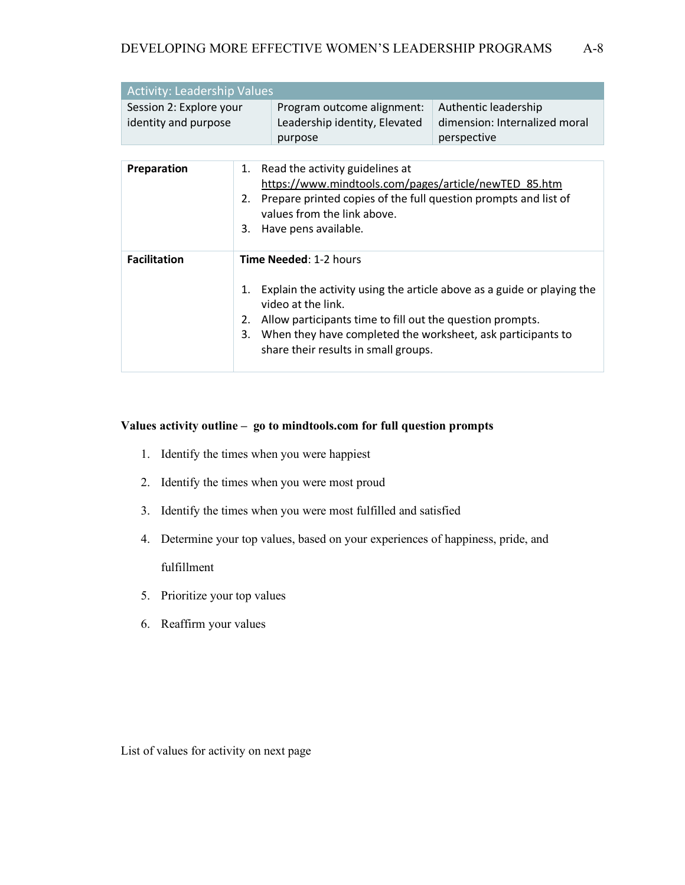| Activity: Leadership Values | | |
|---|---|---|
| Session 2: Explore your identity and purpose | Program outcome alignment: Leadership identity, Elevated purpose | Authentic leadership dimension: Internalized moral perspective |

| | |
|---|---|
| **Preparation** | 1. Read the activity guidelines at https://www.mindtools.com/pages/article/newTED_85.htm<br>2. Prepare printed copies of the full question prompts and list of values from the link above.<br>3. Have pens available. |
| **Facilitation** | **Time Needed**: 1-2 hours<br><br>1. Explain the activity using the article above as a guide or playing the video at the link.<br>2. Allow participants time to fill out the question prompts.<br>3. When they have completed the worksheet, ask participants to share their results in small groups. |

**Values activity outline – go to mindtools.com for full question prompts**

1. Identify the times when you were happiest
2. Identify the times when you were most proud
3. Identify the times when you were most fulfilled and satisfied
4. Determine your top values, based on your experiences of happiness, pride, and fulfillment
5. Prioritize your top values
6. Reaffirm your values

List of values for activity on next page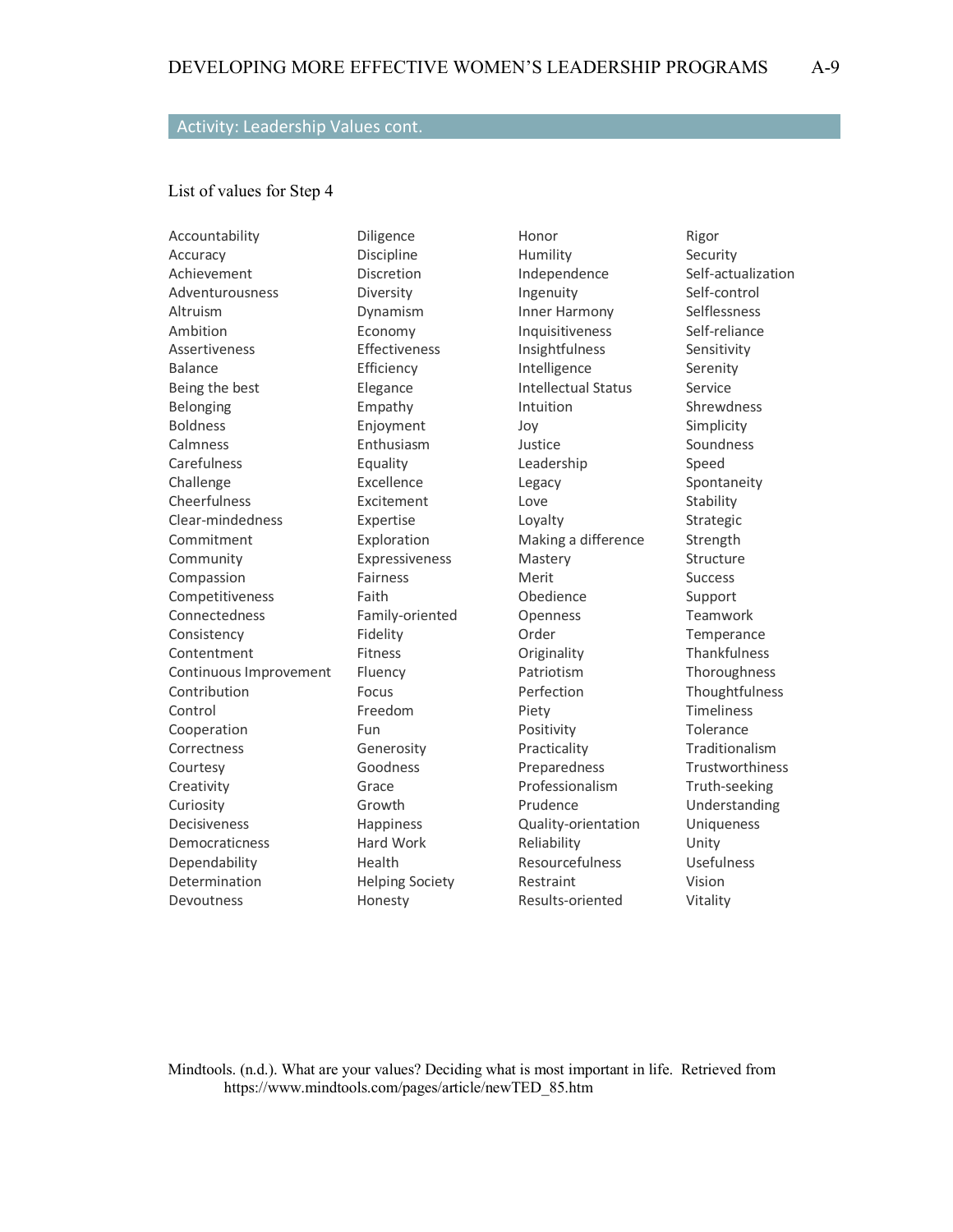## Activity: Leadership Values cont.

List of values for Step 4

Accountability
Accuracy
Achievement
Adventurousness
Altruism
Ambition
Assertiveness
Balance
Being the best
Belonging
Boldness
Calmness
Carefulness
Challenge
Cheerfulness
Clear-mindedness
Commitment
Community
Compassion
Competitiveness
Connectedness
Consistency
Contentment
Continuous Improvement
Contribution
Control
Cooperation
Correctness
Courtesy
Creativity
Curiosity
Decisiveness
Democraticness
Dependability
Determination
Devoutness
Diligence
Discipline
Discretion
Diversity
Dynamism
Economy
Effectiveness
Efficiency
Elegance
Empathy
Enjoyment
Enthusiasm
Equality
Excellence
Excitement
Expertise
Exploration
Expressiveness
Fairness
Faith
Family-oriented
Fidelity
Fitness
Fluency
Focus
Freedom
Fun
Generosity
Goodness
Grace
Growth
Happiness
Hard Work
Health
Helping Society
Honesty
Honor
Humility
Independence
Ingenuity
Inner Harmony
Inquisitiveness
Insightfulness
Intelligence
Intellectual Status
Intuition
Joy
Justice
Leadership
Legacy
Love
Loyalty
Making a difference
Mastery
Merit
Obedience
Openness
Order
Originality
Patriotism
Perfection
Piety
Positivity
Practicality
Preparedness
Professionalism
Prudence
Quality-orientation
Reliability
Resourcefulness
Restraint
Results-oriented
Rigor
Security
Self-actualization
Self-control
Selflessness
Self-reliance
Sensitivity
Serenity
Service
Shrewdness
Simplicity
Soundness
Speed
Spontaneity
Stability
Strategic
Strength
Structure
Success
Support
Teamwork
Temperance
Thankfulness
Thoroughness
Thoughtfulness
Timeliness
Tolerance
Traditionalism
Trustworthiness
Truth-seeking
Understanding
Uniqueness
Unity
Usefulness
Vision
Vitality

Mindtools. (n.d.). What are your values? Deciding what is most important in life. Retrieved from https://www.mindtools.com/pages/article/newTED_85.htm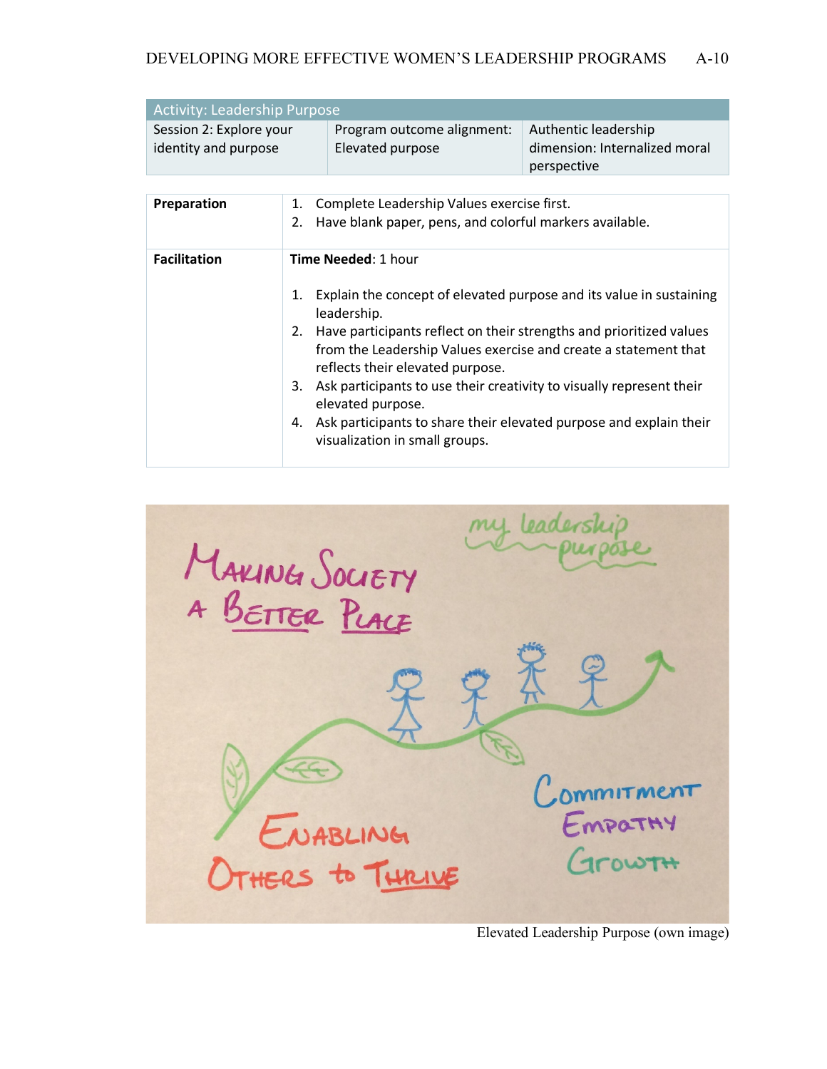| Activity: Leadership Purpose | | |
|---|---|---|
| Session 2: Explore your identity and purpose | Program outcome alignment: Elevated purpose | Authentic leadership dimension: Internalized moral perspective |

| | |
|---|---|
| **Preparation** | 1. Complete Leadership Values exercise first.<br>2. Have blank paper, pens, and colorful markers available. |
| **Facilitation** | **Time Needed**: 1 hour<br><br>1. Explain the concept of elevated purpose and its value in sustaining leadership.<br>2. Have participants reflect on their strengths and prioritized values from the Leadership Values exercise and create a statement that reflects their elevated purpose.<br>3. Ask participants to use their creativity to visually represent their elevated purpose.<br>4. Ask participants to share their elevated purpose and explain their visualization in small groups. |

Elevated Leadership Purpose (own image)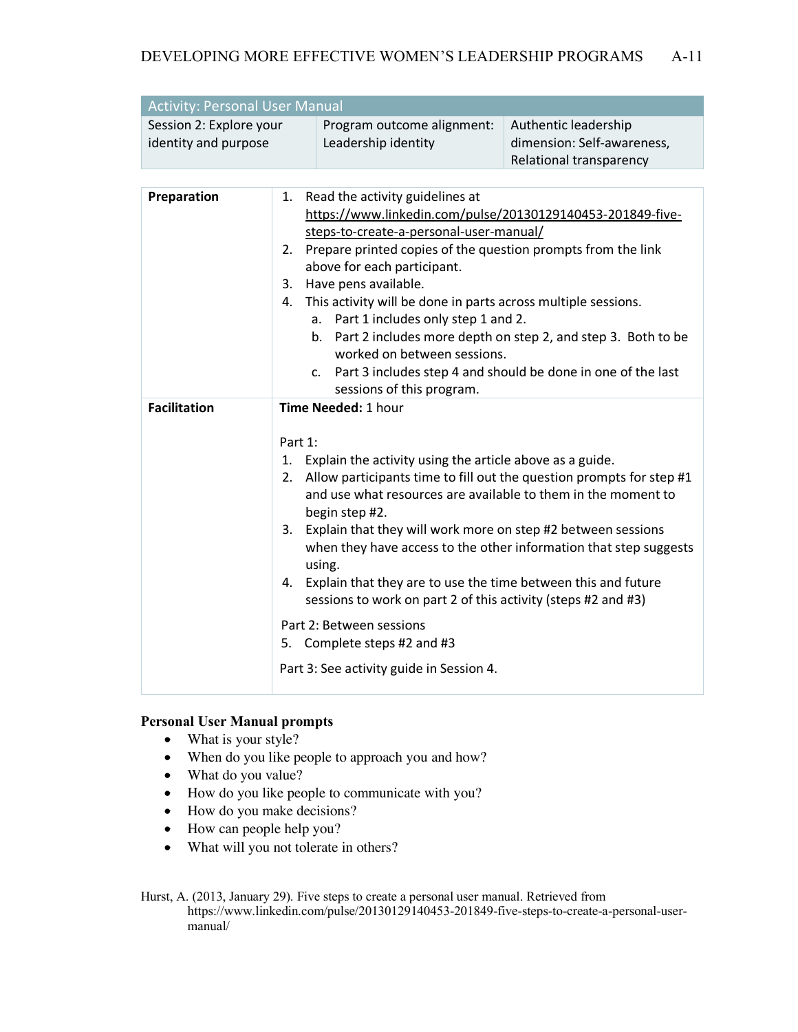| Activity: Personal User Manual | | |
|---|---|---|
| Session 2: Explore your identity and purpose | Program outcome alignment: Leadership identity | Authentic leadership dimension: Self-awareness, Relational transparency |

| | |
|---|---|
| **Preparation** | 1. Read the activity guidelines at https://www.linkedin.com/pulse/20130129140453-201849-five-steps-to-create-a-personal-user-manual/<br>2. Prepare printed copies of the question prompts from the link above for each participant.<br>3. Have pens available.<br>4. This activity will be done in parts across multiple sessions.<br>&nbsp;&nbsp;&nbsp;a. Part 1 includes only step 1 and 2.<br>&nbsp;&nbsp;&nbsp;b. Part 2 includes more depth on step 2, and step 3. Both to be worked on between sessions.<br>&nbsp;&nbsp;&nbsp;c. Part 3 includes step 4 and should be done in one of the last sessions of this program. |
| **Facilitation** | **Time Needed:** 1 hour<br><br>Part 1:<br>1. Explain the activity using the article above as a guide.<br>2. Allow participants time to fill out the question prompts for step #1 and use what resources are available to them in the moment to begin step #2.<br>3. Explain that they will work more on step #2 between sessions when they have access to the other information that step suggests using.<br>4. Explain that they are to use the time between this and future sessions to work on part 2 of this activity (steps #2 and #3)<br><br>Part 2: Between sessions<br>5. Complete steps #2 and #3<br><br>Part 3: See activity guide in Session 4. |

**Personal User Manual prompts**

- What is your style?
- When do you like people to approach you and how?
- What do you value?
- How do you like people to communicate with you?
- How do you make decisions?
- How can people help you?
- What will you not tolerate in others?

Hurst, A. (2013, January 29). Five steps to create a personal user manual. Retrieved from https://www.linkedin.com/pulse/20130129140453-201849-five-steps-to-create-a-personal-user-manual/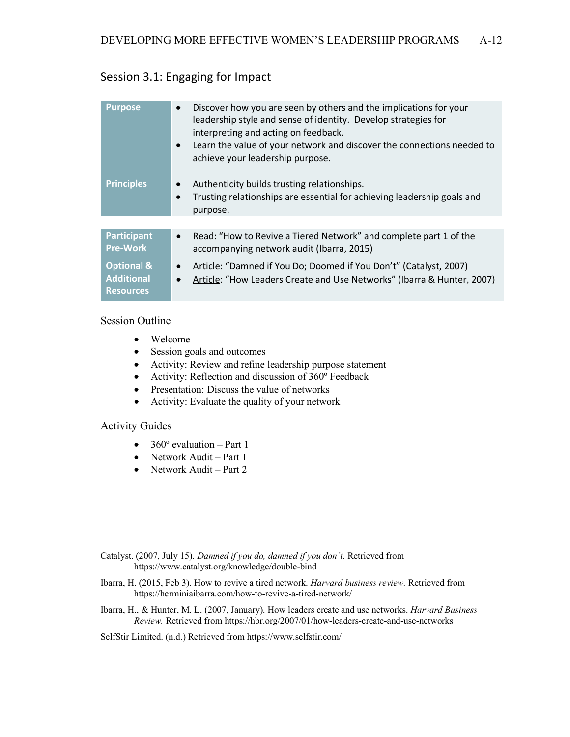## Session 3.1: Engaging for Impact

| | |
|---|---|
| **Purpose** | • Discover how you are seen by others and the implications for your leadership style and sense of identity. Develop strategies for interpreting and acting on feedback.<br>• Learn the value of your network and discover the connections needed to achieve your leadership purpose. |
| **Principles** | • Authenticity builds trusting relationships.<br>• Trusting relationships are essential for achieving leadership goals and purpose. |

| | |
|---|---|
| **Participant Pre-Work** | • Read: "How to Revive a Tiered Network" and complete part 1 of the accompanying network audit (Ibarra, 2015) |
| **Optional & Additional Resources** | • Article: "Damned if You Do; Doomed if You Don't" (Catalyst, 2007)<br>• Article: "How Leaders Create and Use Networks" (Ibarra & Hunter, 2007) |

### Session Outline

- Welcome
- Session goals and outcomes
- Activity: Review and refine leadership purpose statement
- Activity: Reflection and discussion of 360º Feedback
- Presentation: Discuss the value of networks
- Activity: Evaluate the quality of your network

### Activity Guides

- 360º evaluation – Part 1
- Network Audit – Part 1
- Network Audit – Part 2

Catalyst. (2007, July 15). *Damned if you do, damned if you don't*. Retrieved from https://www.catalyst.org/knowledge/double-bind

Ibarra, H. (2015, Feb 3). How to revive a tired network. *Harvard business review.* Retrieved from https://herminiaibarra.com/how-to-revive-a-tired-network/

Ibarra, H., & Hunter, M. L. (2007, January). How leaders create and use networks. *Harvard Business Review.* Retrieved from https://hbr.org/2007/01/how-leaders-create-and-use-networks

SelfStir Limited. (n.d.) Retrieved from https://www.selfstir.com/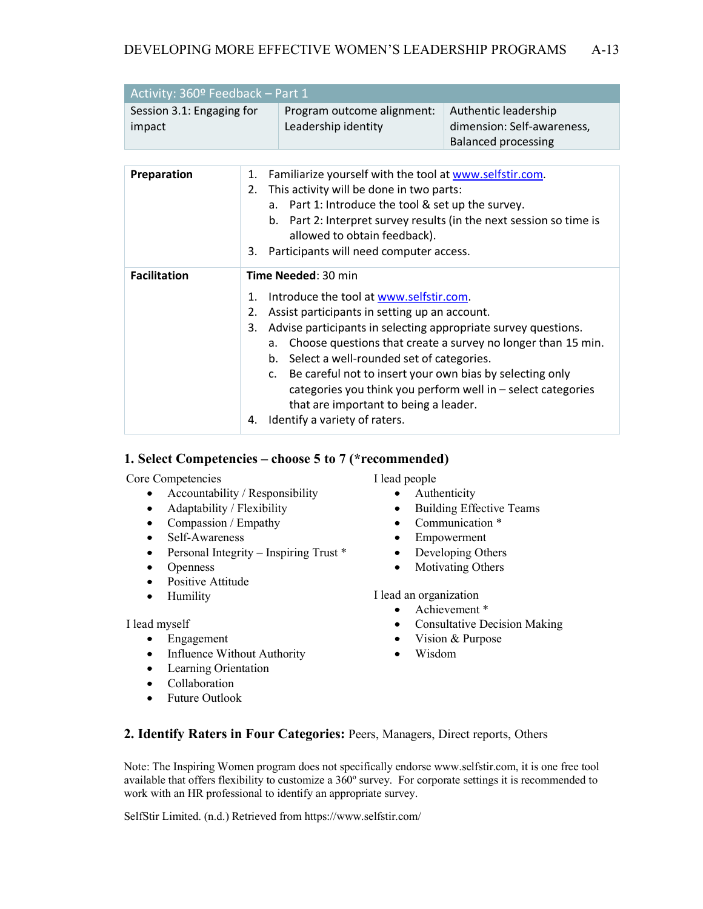| Activity: 360º Feedback – Part 1 | | |
|---|---|---|
| Session 3.1: Engaging for impact | Program outcome alignment: Leadership identity | Authentic leadership dimension: Self-awareness, Balanced processing |

| | |
|---|---|
| **Preparation** | 1. Familiarize yourself with the tool at www.selfstir.com.<br>2. This activity will be done in two parts:<br>a. Part 1: Introduce the tool & set up the survey.<br>b. Part 2: Interpret survey results (in the next session so time is allowed to obtain feedback).<br>3. Participants will need computer access. |
| **Facilitation** | **Time Needed**: 30 min<br><br>1. Introduce the tool at www.selfstir.com.<br>2. Assist participants in setting up an account.<br>3. Advise participants in selecting appropriate survey questions.<br>a. Choose questions that create a survey no longer than 15 min.<br>b. Select a well-rounded set of categories.<br>c. Be careful not to insert your own bias by selecting only categories you think you perform well in – select categories that are important to being a leader.<br>4. Identify a variety of raters. |

## 1. Select Competencies – choose 5 to 7 (*recommended)

Core Competencies

- Accountability / Responsibility
- Adaptability / Flexibility
- Compassion / Empathy
- Self-Awareness
- Personal Integrity – Inspiring Trust *
- Openness
- Positive Attitude
- Humility

I lead myself

- Engagement
- Influence Without Authority
- Learning Orientation
- Collaboration
- Future Outlook

I lead people

- Authenticity
- Building Effective Teams
- Communication *
- Empowerment
- Developing Others
- Motivating Others

I lead an organization

- Achievement *
- Consultative Decision Making
- Vision & Purpose
- Wisdom

## 2. Identify Raters in Four Categories: Peers, Managers, Direct reports, Others

Note: The Inspiring Women program does not specifically endorse www.selfstir.com, it is one free tool available that offers flexibility to customize a 360º survey. For corporate settings it is recommended to work with an HR professional to identify an appropriate survey.

SelfStir Limited. (n.d.) Retrieved from https://www.selfstir.com/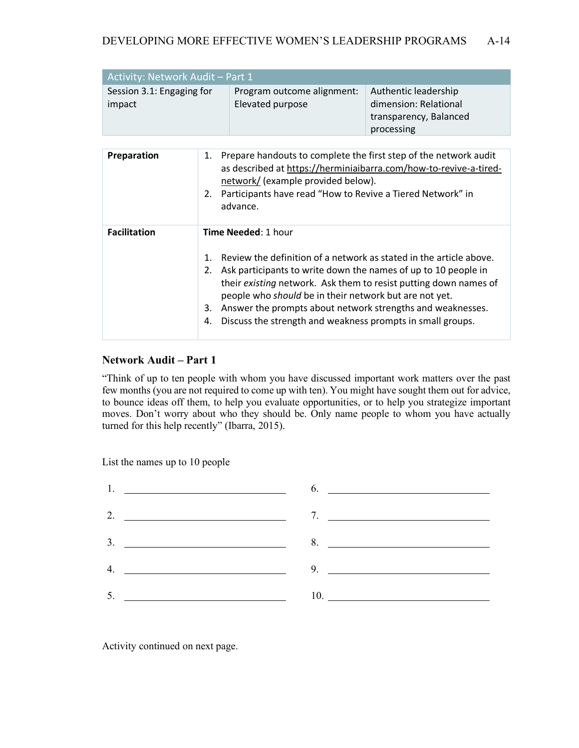| Activity: Network Audit – Part 1 | | |
|---|---|---|
| Session 3.1: Engaging for impact | Program outcome alignment: Elevated purpose | Authentic leadership dimension: Relational transparency, Balanced processing |

| | |
|---|---|
| **Preparation** | 1. Prepare handouts to complete the first step of the network audit as described at https://herminiaibarra.com/how-to-revive-a-tired-network/ (example provided below). 2. Participants have read "How to Revive a Tiered Network" in advance. |
| **Facilitation** | **Time Needed**: 1 hour<br><br>1. Review the definition of a network as stated in the article above. 2. Ask participants to write down the names of up to 10 people in their *existing* network. Ask them to resist putting down names of people who *should* be in their network but are not yet. 3. Answer the prompts about network strengths and weaknesses. 4. Discuss the strength and weakness prompts in small groups. |

## Network Audit – Part 1

"Think of up to ten people with whom you have discussed important work matters over the past few months (you are not required to come up with ten). You might have sought them out for advice, to bounce ideas off them, to help you evaluate opportunities, or to help you strategize important moves. Don't worry about who they should be. Only name people to whom you have actually turned for this help recently" (Ibarra, 2015).

List the names up to 10 people

1. ______________________
2. ______________________
3. ______________________
4. ______________________
5. ______________________
6. ______________________
7. ______________________
8. ______________________
9. ______________________
10. ______________________

Activity continued on next page.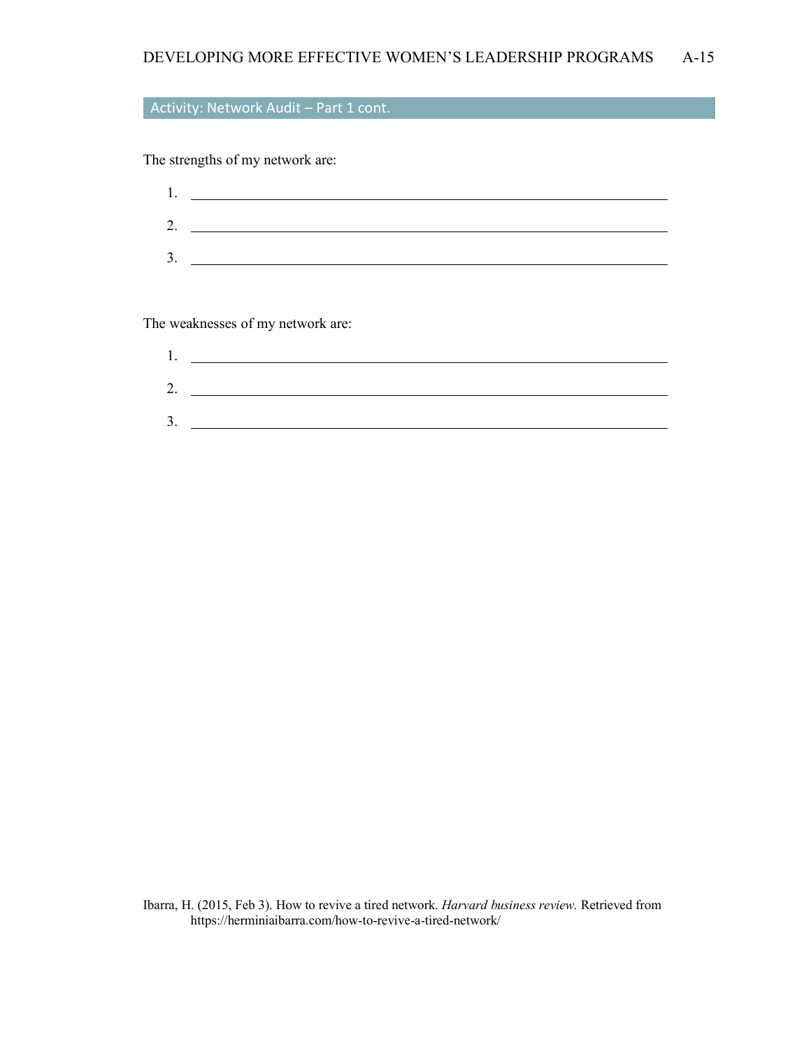## Activity: Network Audit – Part 1 cont.

The strengths of my network are:

1. ______________________________________________
2. ______________________________________________
3. ______________________________________________

The weaknesses of my network are:

1. ______________________________________________
2. ______________________________________________
3. ______________________________________________

Ibarra, H. (2015, Feb 3). How to revive a tired network. *Harvard business review.* Retrieved from https://herminiaibarra.com/how-to-revive-a-tired-network/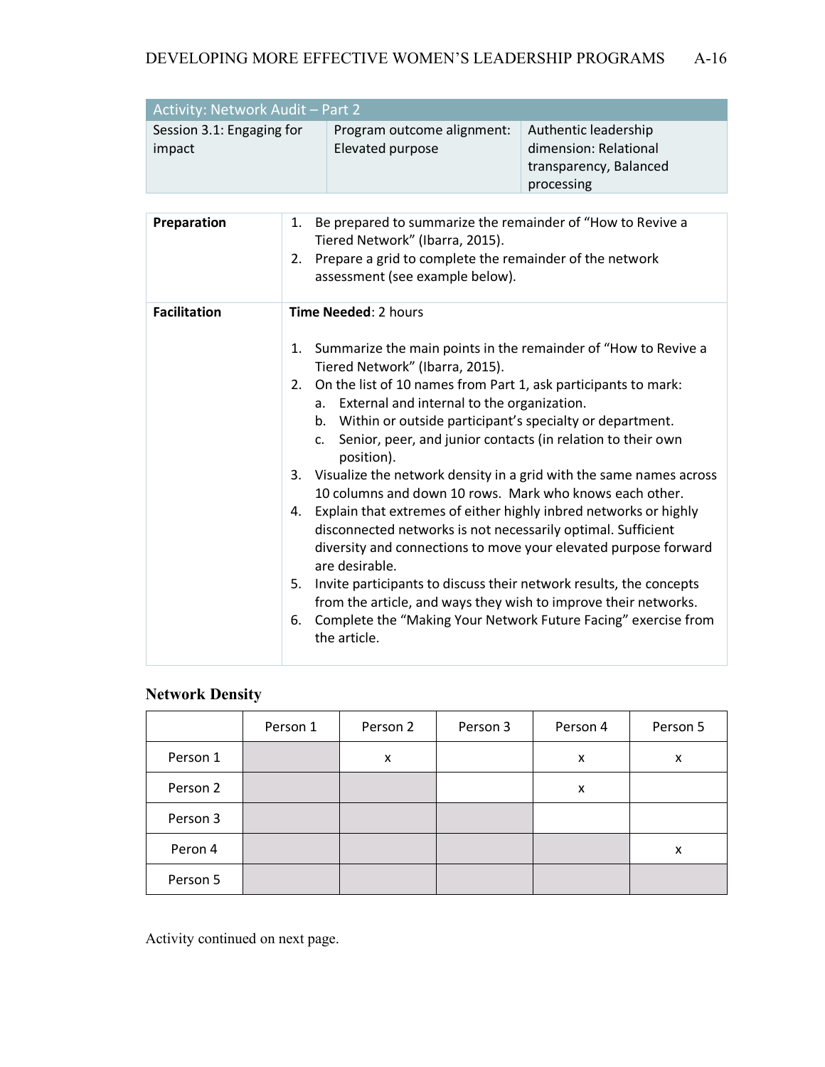| Activity: Network Audit – Part 2 | | |
|---|---|---|
| Session 3.1: Engaging for impact | Program outcome alignment: Elevated purpose | Authentic leadership dimension: Relational transparency, Balanced processing |

| | |
|---|---|
| **Preparation** | 1. Be prepared to summarize the remainder of "How to Revive a Tiered Network" (Ibarra, 2015).<br>2. Prepare a grid to complete the remainder of the network assessment (see example below). |
| **Facilitation** | **Time Needed**: 2 hours<br><br>1. Summarize the main points in the remainder of "How to Revive a Tiered Network" (Ibarra, 2015).<br>2. On the list of 10 names from Part 1, ask participants to mark:<br>a. External and internal to the organization.<br>b. Within or outside participant's specialty or department.<br>c. Senior, peer, and junior contacts (in relation to their own position).<br>3. Visualize the network density in a grid with the same names across 10 columns and down 10 rows. Mark who knows each other.<br>4. Explain that extremes of either highly inbred networks or highly disconnected networks is not necessarily optimal. Sufficient diversity and connections to move your elevated purpose forward are desirable.<br>5. Invite participants to discuss their network results, the concepts from the article, and ways they wish to improve their networks.<br>6. Complete the "Making Your Network Future Facing" exercise from the article. |

### Network Density

| | Person 1 | Person 2 | Person 3 | Person 4 | Person 5 |
|---|---|---|---|---|---|
| Person 1 | | x | | x | x |
| Person 2 | | | | x | |
| Person 3 | | | | | |
| Peron 4 | | | | | x |
| Person 5 | | | | | |

Activity continued on next page.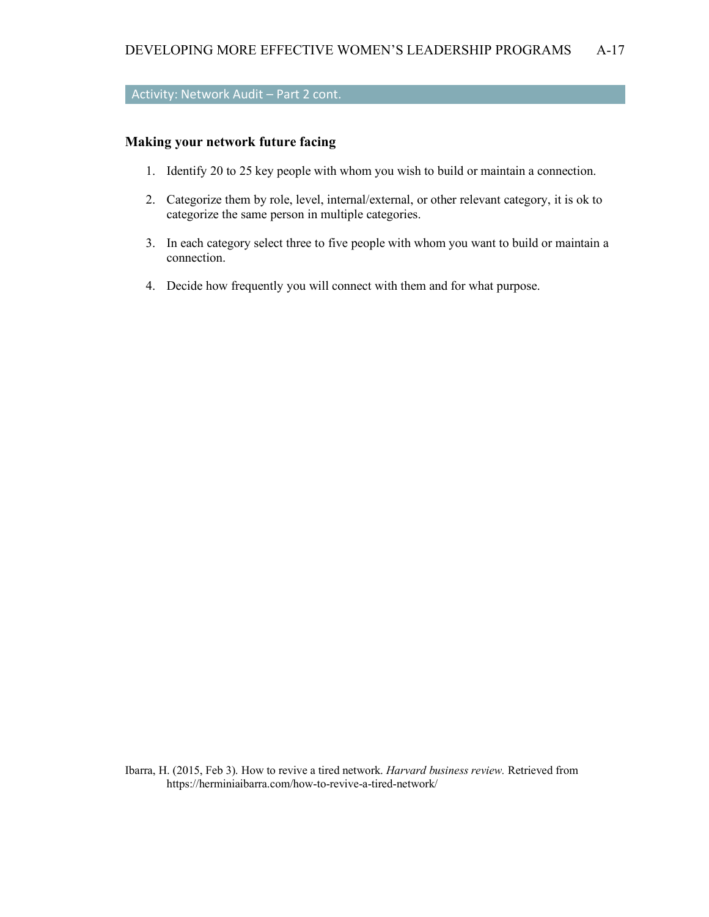## Activity: Network Audit – Part 2 cont.

### Making your network future facing

1. Identify 20 to 25 key people with whom you wish to build or maintain a connection.

2. Categorize them by role, level, internal/external, or other relevant category, it is ok to categorize the same person in multiple categories.

3. In each category select three to five people with whom you want to build or maintain a connection.

4. Decide how frequently you will connect with them and for what purpose.

Ibarra, H. (2015, Feb 3). How to revive a tired network. *Harvard business review.* Retrieved from https://herminiaibarra.com/how-to-revive-a-tired-network/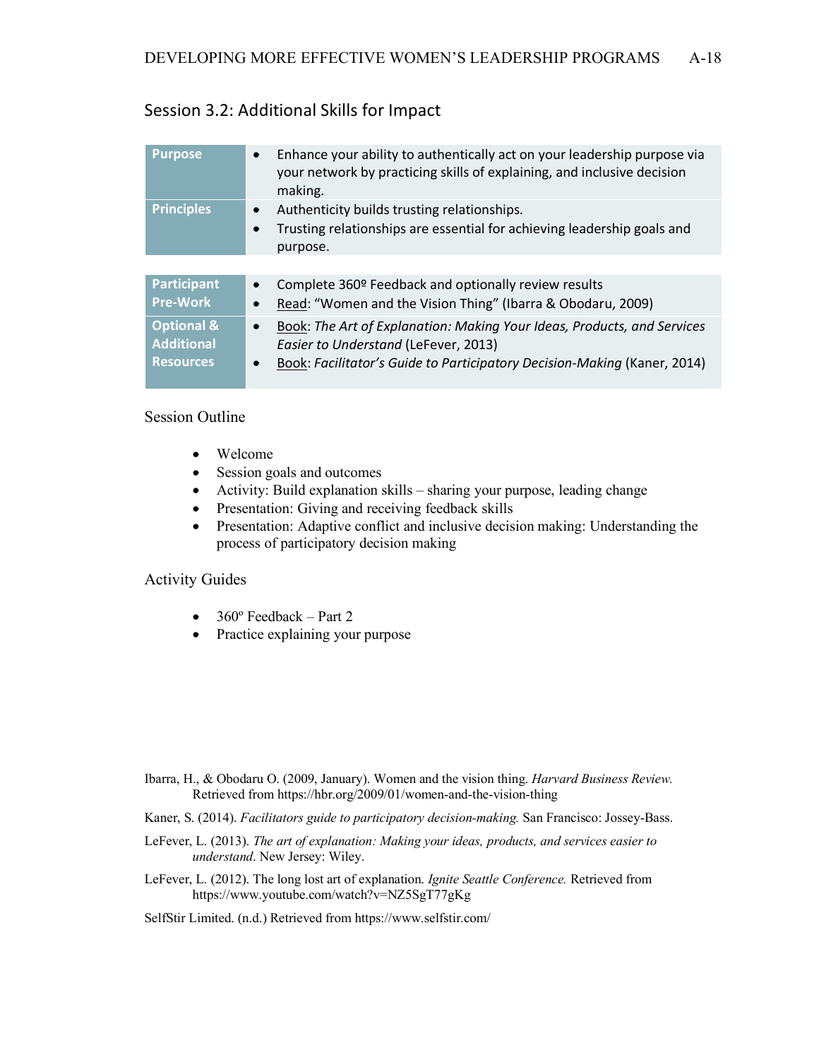## Session 3.2: Additional Skills for Impact

| | |
|---|---|
| **Purpose** | • Enhance your ability to authentically act on your leadership purpose via your network by practicing skills of explaining, and inclusive decision making. |
| **Principles** | • Authenticity builds trusting relationships.<br>• Trusting relationships are essential for achieving leadership goals and purpose. |

| | |
|---|---|
| **Participant Pre-Work** | • Complete 360º Feedback and optionally review results<br>• Read: "Women and the Vision Thing" (Ibarra & Obodaru, 2009) |
| **Optional & Additional Resources** | • Book: *The Art of Explanation: Making Your Ideas, Products, and Services Easier to Understand* (LeFever, 2013)<br>• Book: *Facilitator's Guide to Participatory Decision-Making* (Kaner, 2014) |

### Session Outline

- Welcome
- Session goals and outcomes
- Activity: Build explanation skills – sharing your purpose, leading change
- Presentation: Giving and receiving feedback skills
- Presentation: Adaptive conflict and inclusive decision making: Understanding the process of participatory decision making

### Activity Guides

- 360º Feedback – Part 2
- Practice explaining your purpose

Ibarra, H., & Obodaru O. (2009, January). Women and the vision thing. *Harvard Business Review.* Retrieved from https://hbr.org/2009/01/women-and-the-vision-thing

Kaner, S. (2014). *Facilitators guide to participatory decision-making.* San Francisco: Jossey-Bass.

LeFever, L. (2013). *The art of explanation: Making your ideas, products, and services easier to understand*. New Jersey: Wiley.

LeFever, L. (2012). The long lost art of explanation. *Ignite Seattle Conference.* Retrieved from https://www.youtube.com/watch?v=NZ5SgT77gKg

SelfStir Limited. (n.d.) Retrieved from https://www.selfstir.com/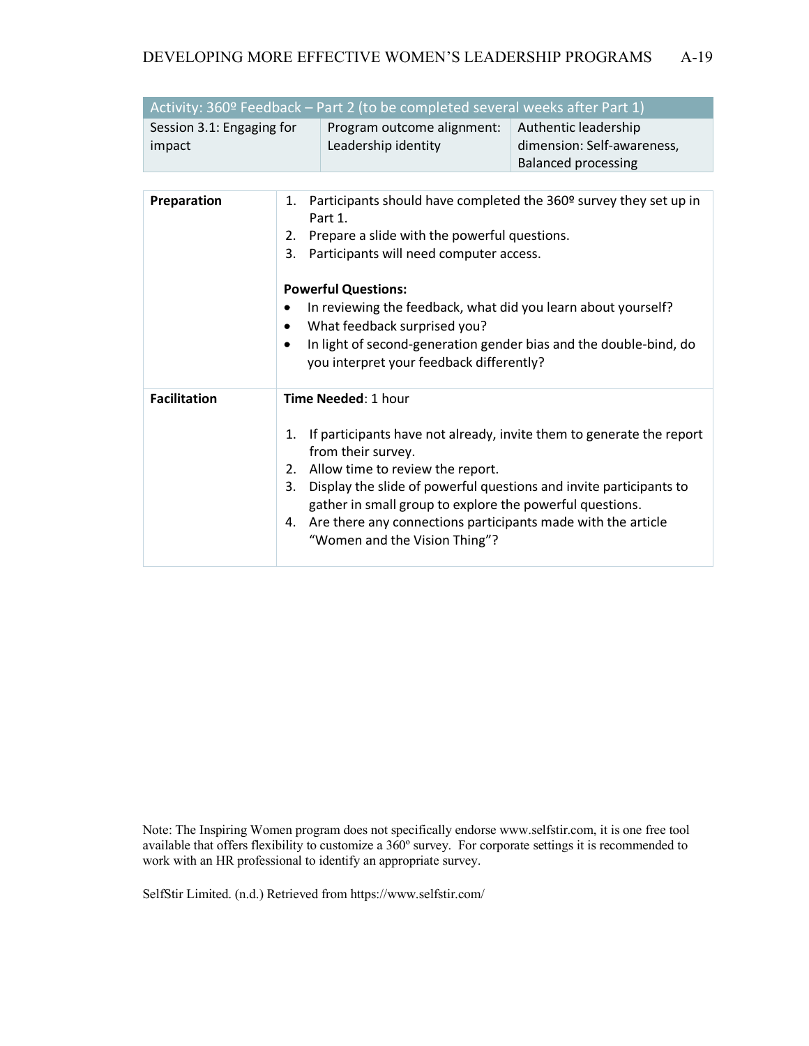| Activity: 360º Feedback – Part 2 (to be completed several weeks after Part 1) | | |
|---|---|---|
| Session 3.1: Engaging for impact | Program outcome alignment: Leadership identity | Authentic leadership dimension: Self-awareness, Balanced processing |

| | |
|---|---|
| **Preparation** | 1. Participants should have completed the 360º survey they set up in Part 1.<br>2. Prepare a slide with the powerful questions.<br>3. Participants will need computer access.<br><br>**Powerful Questions:**<br>• In reviewing the feedback, what did you learn about yourself?<br>• What feedback surprised you?<br>• In light of second-generation gender bias and the double-bind, do you interpret your feedback differently? |
| **Facilitation** | **Time Needed**: 1 hour<br><br>1. If participants have not already, invite them to generate the report from their survey.<br>2. Allow time to review the report.<br>3. Display the slide of powerful questions and invite participants to gather in small group to explore the powerful questions.<br>4. Are there any connections participants made with the article "Women and the Vision Thing"? |

Note: The Inspiring Women program does not specifically endorse www.selfstir.com, it is one free tool available that offers flexibility to customize a 360º survey. For corporate settings it is recommended to work with an HR professional to identify an appropriate survey.

SelfStir Limited. (n.d.) Retrieved from https://www.selfstir.com/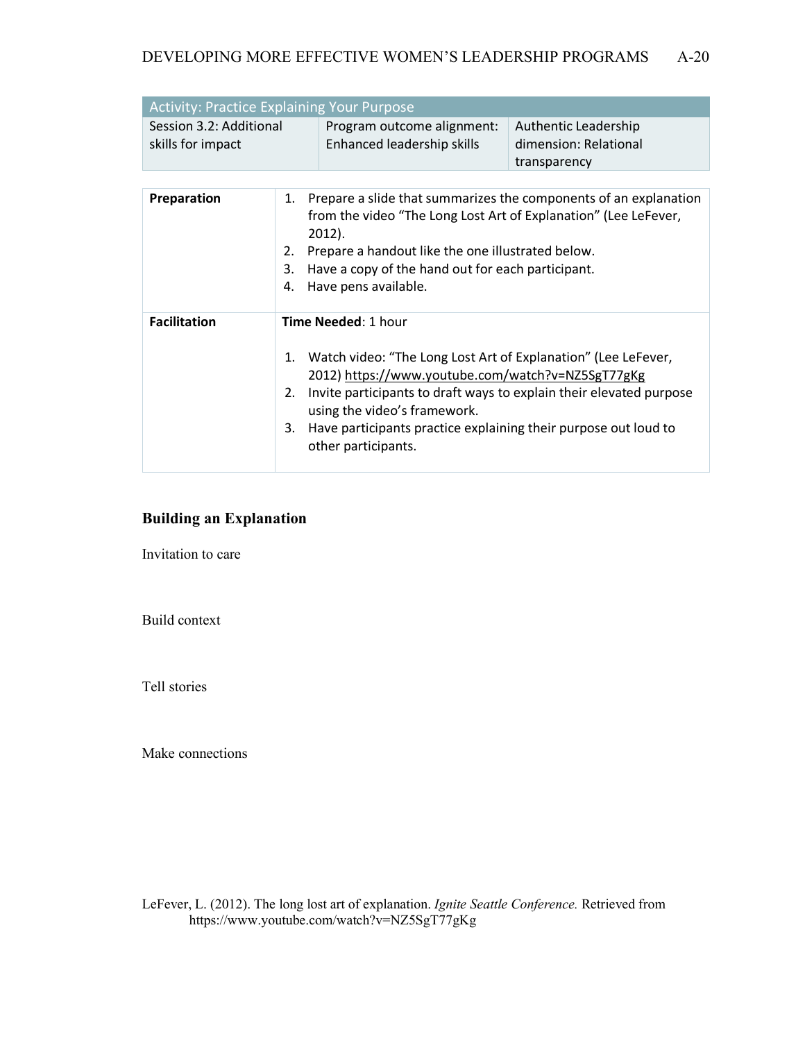| Activity: Practice Explaining Your Purpose | | |
| --- | --- | --- |
| Session 3.2: Additional skills for impact | Program outcome alignment: Enhanced leadership skills | Authentic Leadership dimension: Relational transparency |

| | |
| --- | --- |
| **Preparation** | 1. Prepare a slide that summarizes the components of an explanation from the video "The Long Lost Art of Explanation" (Lee LeFever, 2012).<br>2. Prepare a handout like the one illustrated below.<br>3. Have a copy of the hand out for each participant.<br>4. Have pens available. |
| **Facilitation** | **Time Needed**: 1 hour<br><br>1. Watch video: "The Long Lost Art of Explanation" (Lee LeFever, 2012) https://www.youtube.com/watch?v=NZ5SgT77gKg<br>2. Invite participants to draft ways to explain their elevated purpose using the video's framework.<br>3. Have participants practice explaining their purpose out loud to other participants. |

## Building an Explanation

Invitation to care

Build context

Tell stories

Make connections

LeFever, L. (2012). The long lost art of explanation. *Ignite Seattle Conference.* Retrieved from https://www.youtube.com/watch?v=NZ5SgT77gKg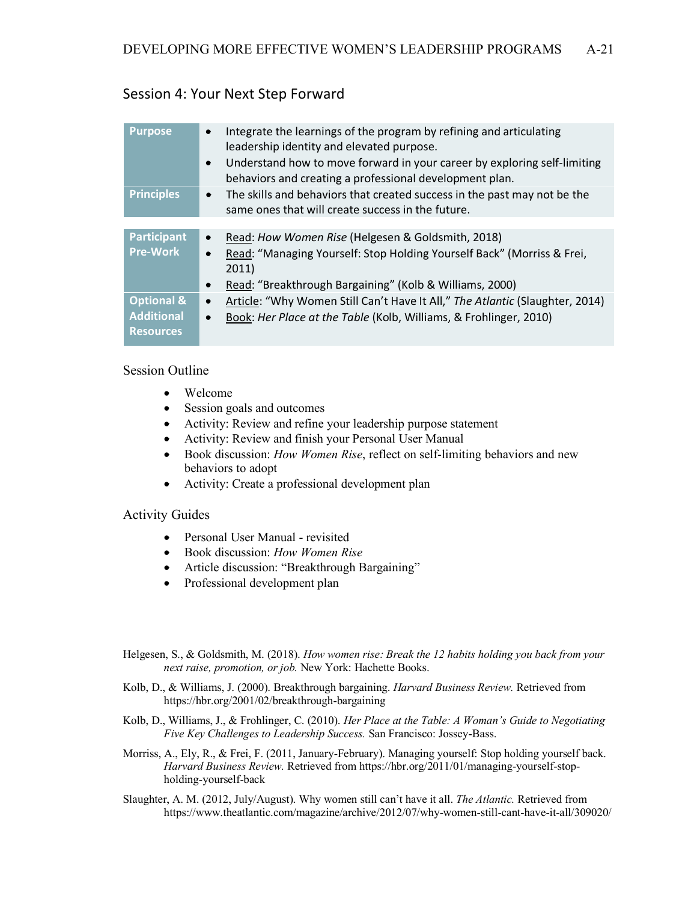## Session 4: Your Next Step Forward

| | |
|---|---|
| **Purpose** | • Integrate the learnings of the program by refining and articulating leadership identity and elevated purpose.<br>• Understand how to move forward in your career by exploring self-limiting behaviors and creating a professional development plan. |
| **Principles** | • The skills and behaviors that created success in the past may not be the same ones that will create success in the future. |

| | |
|---|---|
| **Participant Pre-Work** | • Read: *How Women Rise* (Helgesen & Goldsmith, 2018)<br>• Read: "Managing Yourself: Stop Holding Yourself Back" (Morriss & Frei, 2011)<br>• Read: "Breakthrough Bargaining" (Kolb & Williams, 2000) |
| **Optional & Additional Resources** | • Article: "Why Women Still Can't Have It All," *The Atlantic* (Slaughter, 2014)<br>• Book: *Her Place at the Table* (Kolb, Williams, & Frohlinger, 2010) |

### Session Outline

- Welcome
- Session goals and outcomes
- Activity: Review and refine your leadership purpose statement
- Activity: Review and finish your Personal User Manual
- Book discussion: *How Women Rise*, reflect on self-limiting behaviors and new behaviors to adopt
- Activity: Create a professional development plan

### Activity Guides

- Personal User Manual - revisited
- Book discussion: *How Women Rise*
- Article discussion: "Breakthrough Bargaining"
- Professional development plan

Helgesen, S., & Goldsmith, M. (2018). *How women rise: Break the 12 habits holding you back from your next raise, promotion, or job.* New York: Hachette Books.

Kolb, D., & Williams, J. (2000). Breakthrough bargaining. *Harvard Business Review.* Retrieved from https://hbr.org/2001/02/breakthrough-bargaining

Kolb, D., Williams, J., & Frohlinger, C. (2010). *Her Place at the Table: A Woman's Guide to Negotiating Five Key Challenges to Leadership Success.* San Francisco: Jossey-Bass.

Morriss, A., Ely, R., & Frei, F. (2011, January-February). Managing yourself: Stop holding yourself back. *Harvard Business Review.* Retrieved from https://hbr.org/2011/01/managing-yourself-stop-holding-yourself-back

Slaughter, A. M. (2012, July/August). Why women still can't have it all. *The Atlantic.* Retrieved from https://www.theatlantic.com/magazine/archive/2012/07/why-women-still-cant-have-it-all/309020/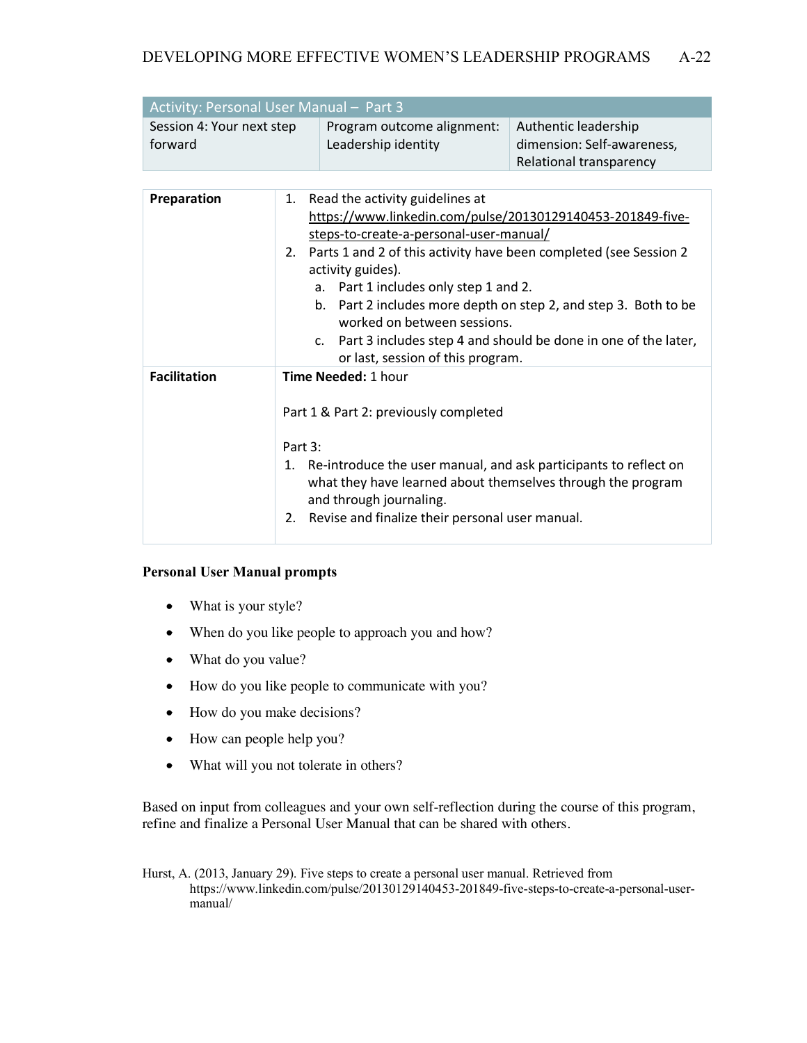| Activity: Personal User Manual – Part 3 | | |
|---|---|---|
| Session 4: Your next step forward | Program outcome alignment: Leadership identity | Authentic leadership dimension: Self-awareness, Relational transparency |

| | |
|---|---|
| **Preparation** | 1. Read the activity guidelines at https://www.linkedin.com/pulse/20130129140453-201849-five-steps-to-create-a-personal-user-manual/ <br> 2. Parts 1 and 2 of this activity have been completed (see Session 2 activity guides). <br> a. Part 1 includes only step 1 and 2. <br> b. Part 2 includes more depth on step 2, and step 3. Both to be worked on between sessions. <br> c. Part 3 includes step 4 and should be done in one of the later, or last, session of this program. |
| **Facilitation** | **Time Needed:** 1 hour <br><br> Part 1 & Part 2: previously completed <br><br> Part 3: <br> 1. Re-introduce the user manual, and ask participants to reflect on what they have learned about themselves through the program and through journaling. <br> 2. Revise and finalize their personal user manual. |

**Personal User Manual prompts**

- What is your style?
- When do you like people to approach you and how?
- What do you value?
- How do you like people to communicate with you?
- How do you make decisions?
- How can people help you?
- What will you not tolerate in others?

Based on input from colleagues and your own self-reflection during the course of this program, refine and finalize a Personal User Manual that can be shared with others.

Hurst, A. (2013, January 29). Five steps to create a personal user manual. Retrieved from https://www.linkedin.com/pulse/20130129140453-201849-five-steps-to-create-a-personal-user-manual/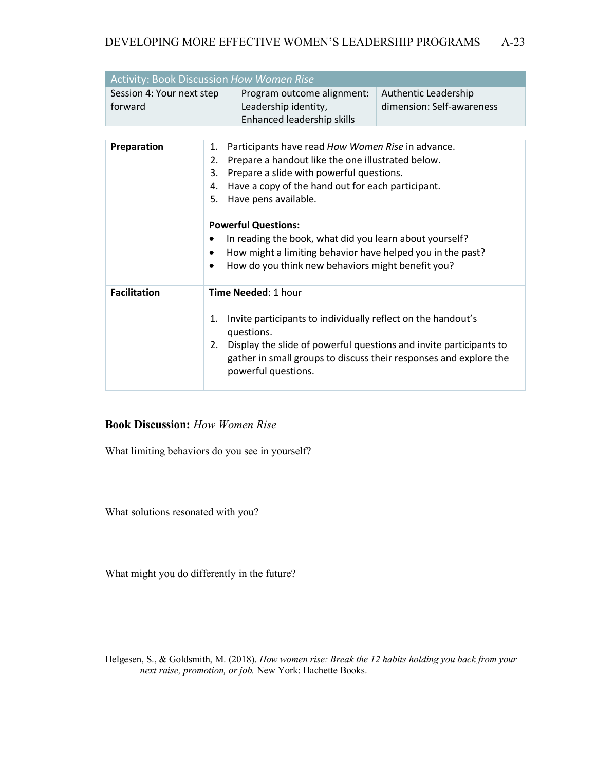| Activity: Book Discussion *How Women Rise* | | |
|---|---|---|
| Session 4: Your next step forward | Program outcome alignment: Leadership identity, Enhanced leadership skills | Authentic Leadership dimension: Self-awareness |

| | |
|---|---|
| **Preparation** | 1. Participants have read *How Women Rise* in advance.<br>2. Prepare a handout like the one illustrated below.<br>3. Prepare a slide with powerful questions.<br>4. Have a copy of the hand out for each participant.<br>5. Have pens available.<br><br>**Powerful Questions:**<br>• In reading the book, what did you learn about yourself?<br>• How might a limiting behavior have helped you in the past?<br>• How do you think new behaviors might benefit you? |
| **Facilitation** | **Time Needed**: 1 hour<br><br>1. Invite participants to individually reflect on the handout's questions.<br>2. Display the slide of powerful questions and invite participants to gather in small groups to discuss their responses and explore the powerful questions. |

**Book Discussion:** *How Women Rise*

What limiting behaviors do you see in yourself?

What solutions resonated with you?

What might you do differently in the future?

Helgesen, S., & Goldsmith, M. (2018). *How women rise: Break the 12 habits holding you back from your next raise, promotion, or job.* New York: Hachette Books.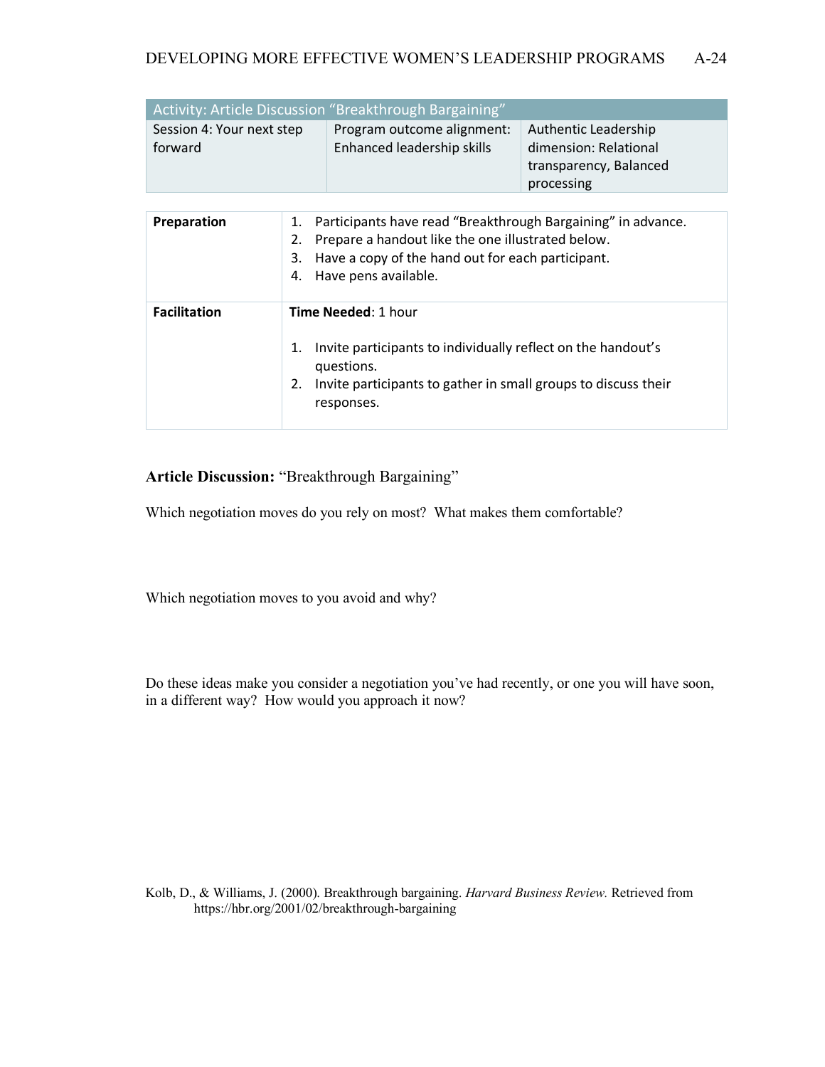| Activity: Article Discussion "Breakthrough Bargaining" | | |
|---|---|---|
| Session 4: Your next step forward | Program outcome alignment: Enhanced leadership skills | Authentic Leadership dimension: Relational transparency, Balanced processing |

| | |
|---|---|
| **Preparation** | 1. Participants have read "Breakthrough Bargaining" in advance.<br>2. Prepare a handout like the one illustrated below.<br>3. Have a copy of the hand out for each participant.<br>4. Have pens available. |
| **Facilitation** | **Time Needed**: 1 hour<br><br>1. Invite participants to individually reflect on the handout's questions.<br>2. Invite participants to gather in small groups to discuss their responses. |

**Article Discussion:** "Breakthrough Bargaining"

Which negotiation moves do you rely on most? What makes them comfortable?

Which negotiation moves to you avoid and why?

Do these ideas make you consider a negotiation you've had recently, or one you will have soon, in a different way? How would you approach it now?

Kolb, D., & Williams, J. (2000). Breakthrough bargaining. *Harvard Business Review.* Retrieved from https://hbr.org/2001/02/breakthrough-bargaining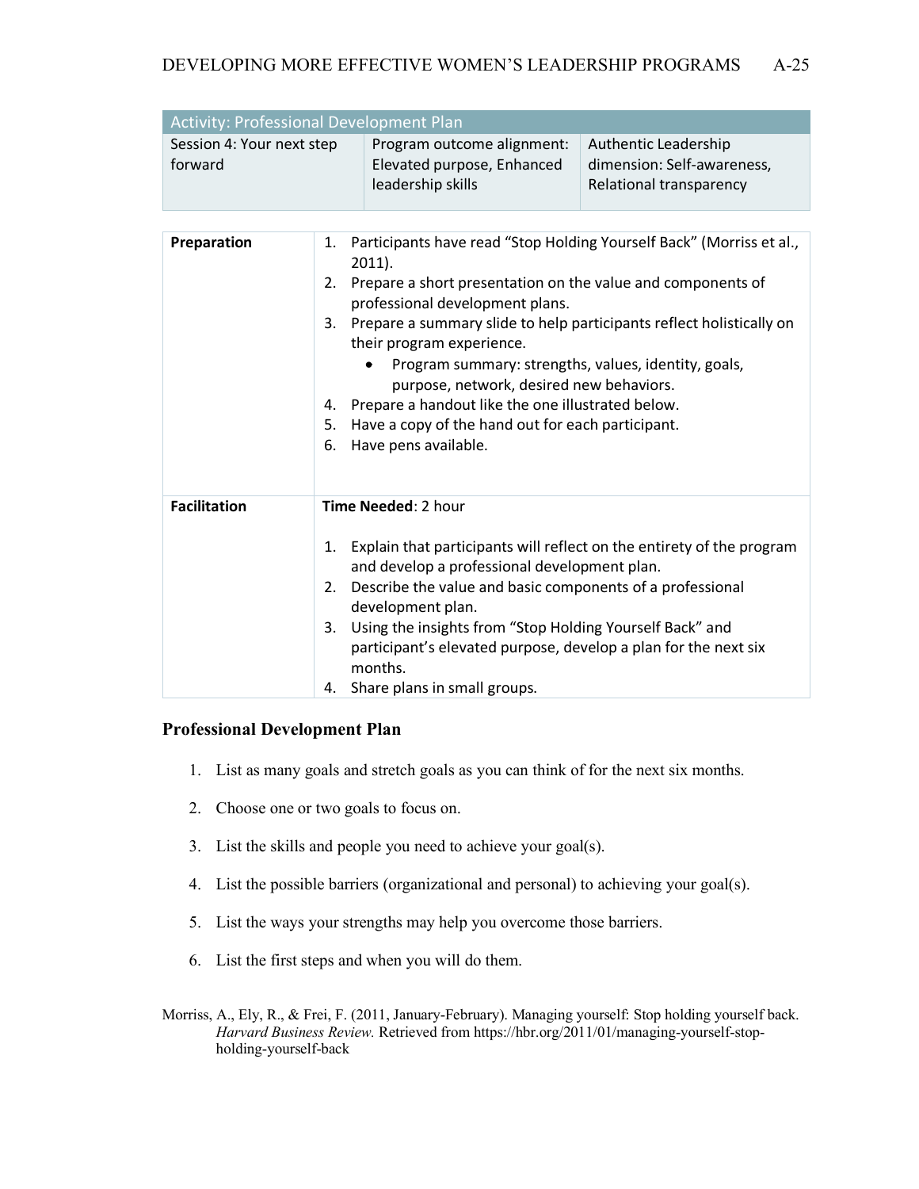| Activity: Professional Development Plan | | |
|---|---|---|
| Session 4: Your next step forward | Program outcome alignment: Elevated purpose, Enhanced leadership skills | Authentic Leadership dimension: Self-awareness, Relational transparency |

| | |
|---|---|
| **Preparation** | 1. Participants have read "Stop Holding Yourself Back" (Morriss et al., 2011).<br>2. Prepare a short presentation on the value and components of professional development plans.<br>3. Prepare a summary slide to help participants reflect holistically on their program experience.<br>• Program summary: strengths, values, identity, goals, purpose, network, desired new behaviors.<br>4. Prepare a handout like the one illustrated below.<br>5. Have a copy of the hand out for each participant.<br>6. Have pens available. |
| **Facilitation** | **Time Needed**: 2 hour<br><br>1. Explain that participants will reflect on the entirety of the program and develop a professional development plan.<br>2. Describe the value and basic components of a professional development plan.<br>3. Using the insights from "Stop Holding Yourself Back" and participant's elevated purpose, develop a plan for the next six months.<br>4. Share plans in small groups. |

## Professional Development Plan

1. List as many goals and stretch goals as you can think of for the next six months.
2. Choose one or two goals to focus on.
3. List the skills and people you need to achieve your goal(s).
4. List the possible barriers (organizational and personal) to achieving your goal(s).
5. List the ways your strengths may help you overcome those barriers.
6. List the first steps and when you will do them.

Morriss, A., Ely, R., & Frei, F. (2011, January-February). Managing yourself: Stop holding yourself back. *Harvard Business Review.* Retrieved from https://hbr.org/2011/01/managing-yourself-stop-holding-yourself-back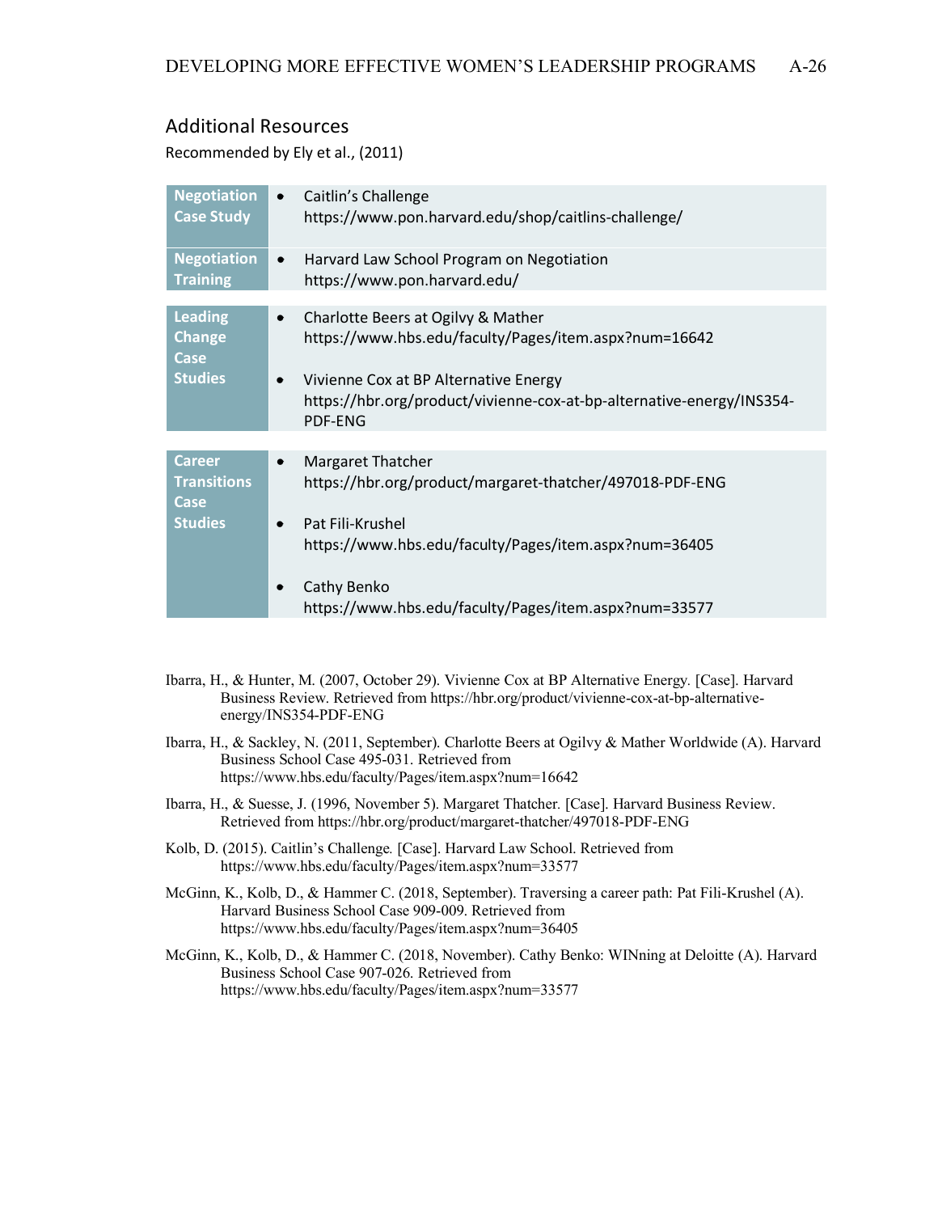## Additional Resources

Recommended by Ely et al., (2011)

| | |
|---|---|
| **Negotiation Case Study** | • Caitlin's Challenge<br>https://www.pon.harvard.edu/shop/caitlins-challenge/ |
| **Negotiation Training** | • Harvard Law School Program on Negotiation<br>https://www.pon.harvard.edu/ |
| **Leading Change Case Studies** | • Charlotte Beers at Ogilvy & Mather<br>https://www.hbs.edu/faculty/Pages/item.aspx?num=16642<br><br>• Vivienne Cox at BP Alternative Energy<br>https://hbr.org/product/vivienne-cox-at-bp-alternative-energy/INS354-PDF-ENG |
| **Career Transitions Case Studies** | • Margaret Thatcher<br>https://hbr.org/product/margaret-thatcher/497018-PDF-ENG<br><br>• Pat Fili-Krushel<br>https://www.hbs.edu/faculty/Pages/item.aspx?num=36405<br><br>• Cathy Benko<br>https://www.hbs.edu/faculty/Pages/item.aspx?num=33577 |

Ibarra, H., & Hunter, M. (2007, October 29). Vivienne Cox at BP Alternative Energy. [Case]. Harvard Business Review. Retrieved from https://hbr.org/product/vivienne-cox-at-bp-alternative-energy/INS354-PDF-ENG

Ibarra, H., & Sackley, N. (2011, September). Charlotte Beers at Ogilvy & Mather Worldwide (A). Harvard Business School Case 495-031. Retrieved from https://www.hbs.edu/faculty/Pages/item.aspx?num=16642

Ibarra, H., & Suesse, J. (1996, November 5). Margaret Thatcher. [Case]. Harvard Business Review. Retrieved from https://hbr.org/product/margaret-thatcher/497018-PDF-ENG

Kolb, D. (2015). Caitlin's Challenge. [Case]. Harvard Law School. Retrieved from https://www.hbs.edu/faculty/Pages/item.aspx?num=33577

McGinn, K., Kolb, D., & Hammer C. (2018, September). Traversing a career path: Pat Fili-Krushel (A). Harvard Business School Case 909-009. Retrieved from https://www.hbs.edu/faculty/Pages/item.aspx?num=36405

McGinn, K., Kolb, D., & Hammer C. (2018, November). Cathy Benko: WINning at Deloitte (A). Harvard Business School Case 907-026. Retrieved from https://www.hbs.edu/faculty/Pages/item.aspx?num=33577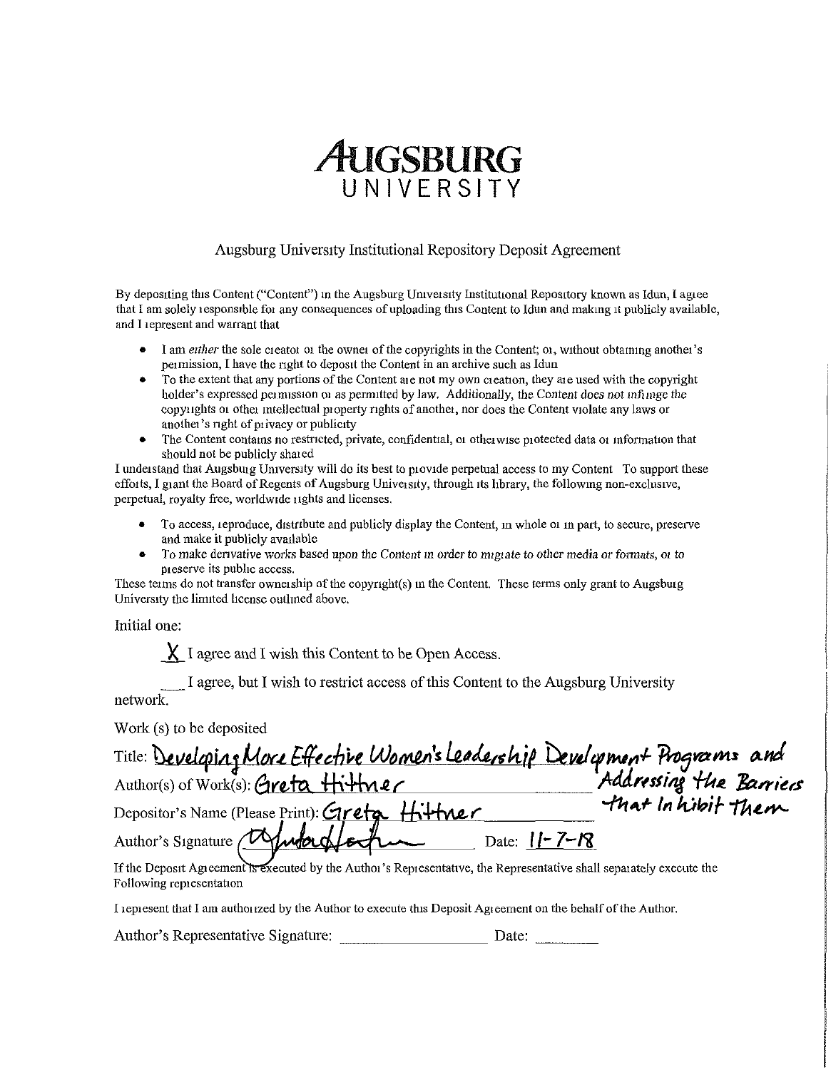# AUGSBURG UNIVERSITY

Augsburg University Institutional Repository Deposit Agreement

By depositing this Content ("Content") in the Augsburg University Institutional Repository known as Idun, I agree that I am solely responsible for any consequences of uploading this Content to Idun and making it publicly available, and I represent and warrant that

- I am *either* the sole creator or the owner of the copyrights in the Content; or, without obtaining another's permission, I have the right to deposit the Content in an archive such as Idun
- To the extent that any portions of the Content are not my own creation, they are used with the copyright holder's expressed permission or as permitted by law. Additionally, the Content does not infringe the copyrights or other intellectual property rights of another, nor does the Content violate any laws or another's right of privacy or publicity
- The Content contains no restricted, private, confidential, or otherwise protected data or information that should not be publicly shared

I understand that Augsburg University will do its best to provide perpetual access to my Content. To support these efforts, I grant the Board of Regents of Augsburg University, through its library, the following non-exclusive, perpetual, royalty free, worldwide rights and licenses.

- To access, reproduce, distribute and publicly display the Content, in whole or in part, to secure, preserve and make it publicly available
- To make derivative works based upon the Content in order to migrate to other media or formats, or to preserve its public access.

These terms do not transfer ownership of the copyright(s) in the Content. These terms only grant to Augsburg University the limited license outlined above.

Initial one:

X I agree and I wish this Content to be Open Access.

___ I agree, but I wish to restrict access of this Content to the Augsburg University network.

Work (s) to be deposited

Title: Developing More Effective Women's Leadership Development Programs and Addressing the Barriers that Inhibit them

Author(s) of Work(s): Greta Hittner

Depositor's Name (Please Print): Greta Hittner

Author's Signature [signature] Date: 11-7-18

If the Deposit Agreement is executed by the Author's Representative, the Representative shall separately execute the Following representation

I represent that I am authorized by the Author to execute this Deposit Agreement on the behalf of the Author.

Author's Representative Signature: ________________ Date: ________